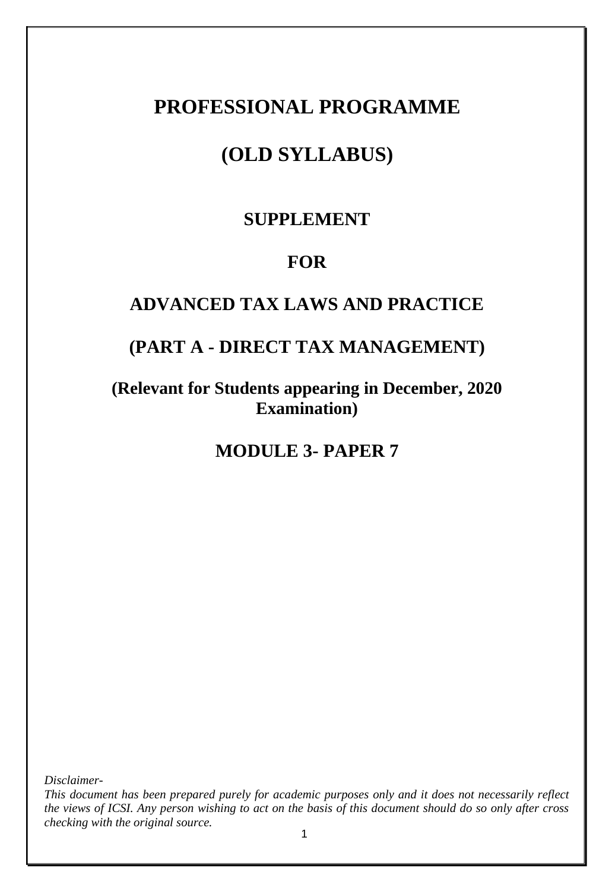# PROFESSIONAL PROGRAMME

# (OLD SYLLABUS)

## SUPPLEMENT

## FOR

## ADVANCED TAX LAWS AND PRACTICE

## (PART A - DIRECT TAX MANAGEMENT)

### (Relevant for Students appearing in December, 2020 Examination)

## MODULE 3- PAPER 7

*Disclaimer-*

*This document has been prepared purely for academic purposes only and it does not necessarily reflect the views of ICSI. Any person wishing to act on the basis of this document should do so only after cross checking with the original source.*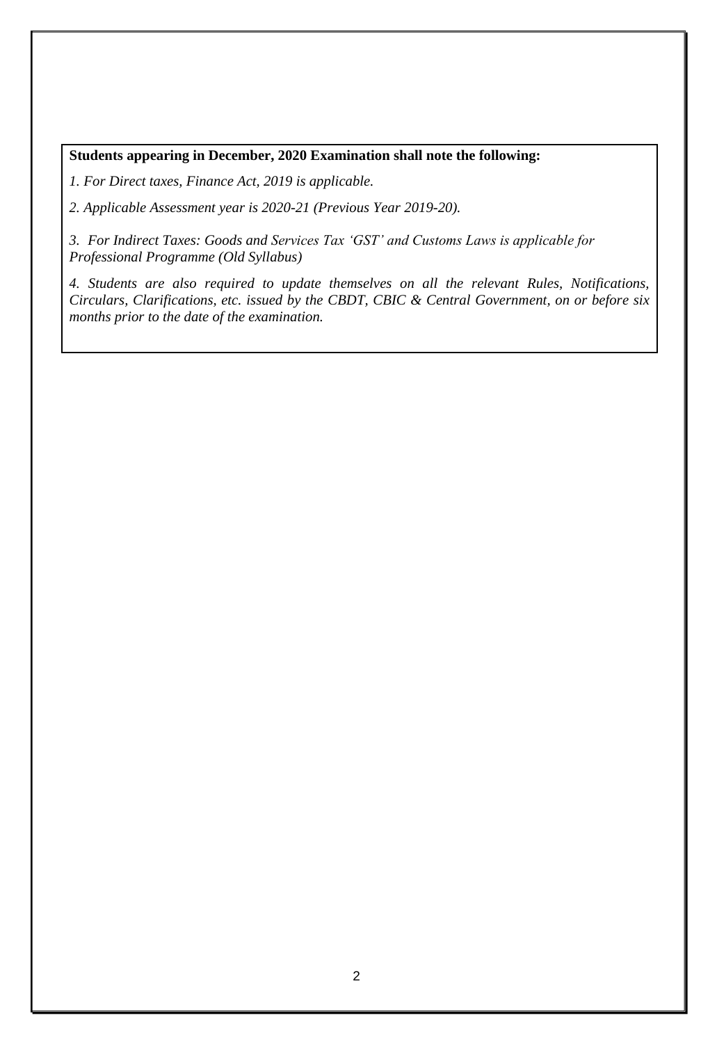**Students appearing in December, 2020 Examination shall note the following:**

*1. For Direct taxes, Finance Act, 2019 is applicable.*

*2. Applicable Assessment year is 2020-21 (Previous Year 2019-20).*

*3. For Indirect Taxes: Goods and Services Tax 'GST' and Customs Laws is applicable for Professional Programme (Old Syllabus)*

*4. Students are also required to update themselves on all the relevant Rules, Notifications, Circulars, Clarifications, etc. issued by the CBDT, CBIC & Central Government, on or before six months prior to the date of the examination.*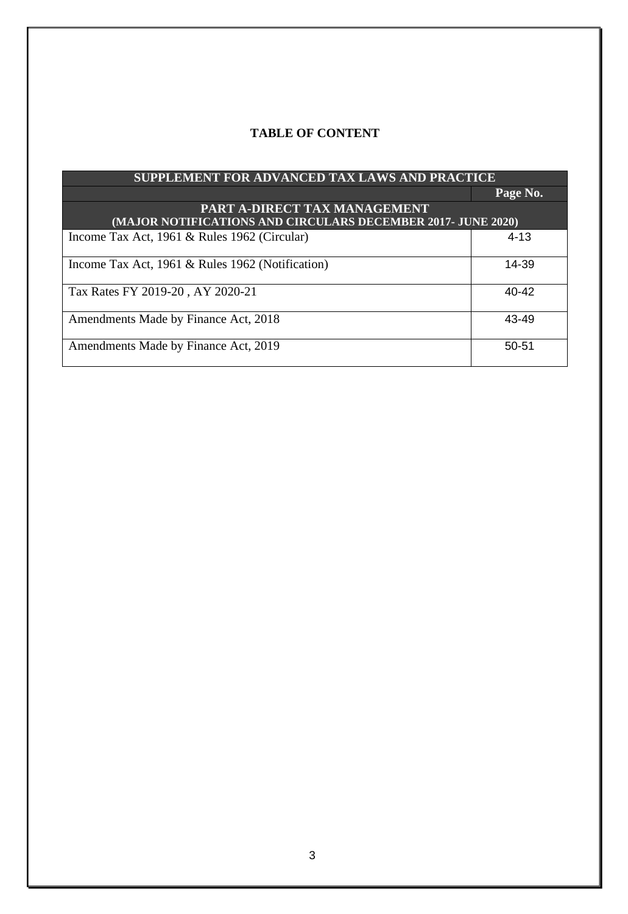## TABLE OF CONTENT

| SUPPLEMENT FOR ADVANCED TAX LAWS AND PRACTICE | |
|---|---|
| | **Page No.** |
| **PART A-DIRECT TAX MANAGEMENT (MAJOR NOTIFICATIONS AND CIRCULARS DECEMBER 2017- JUNE 2020)** | |
| Income Tax Act, 1961 & Rules 1962 (Circular) | 4-13 |
| Income Tax Act, 1961 & Rules 1962 (Notification) | 14-39 |
| Tax Rates FY 2019-20 , AY 2020-21 | 40-42 |
| Amendments Made by Finance Act, 2018 | 43-49 |
| Amendments Made by Finance Act, 2019 | 50-51 |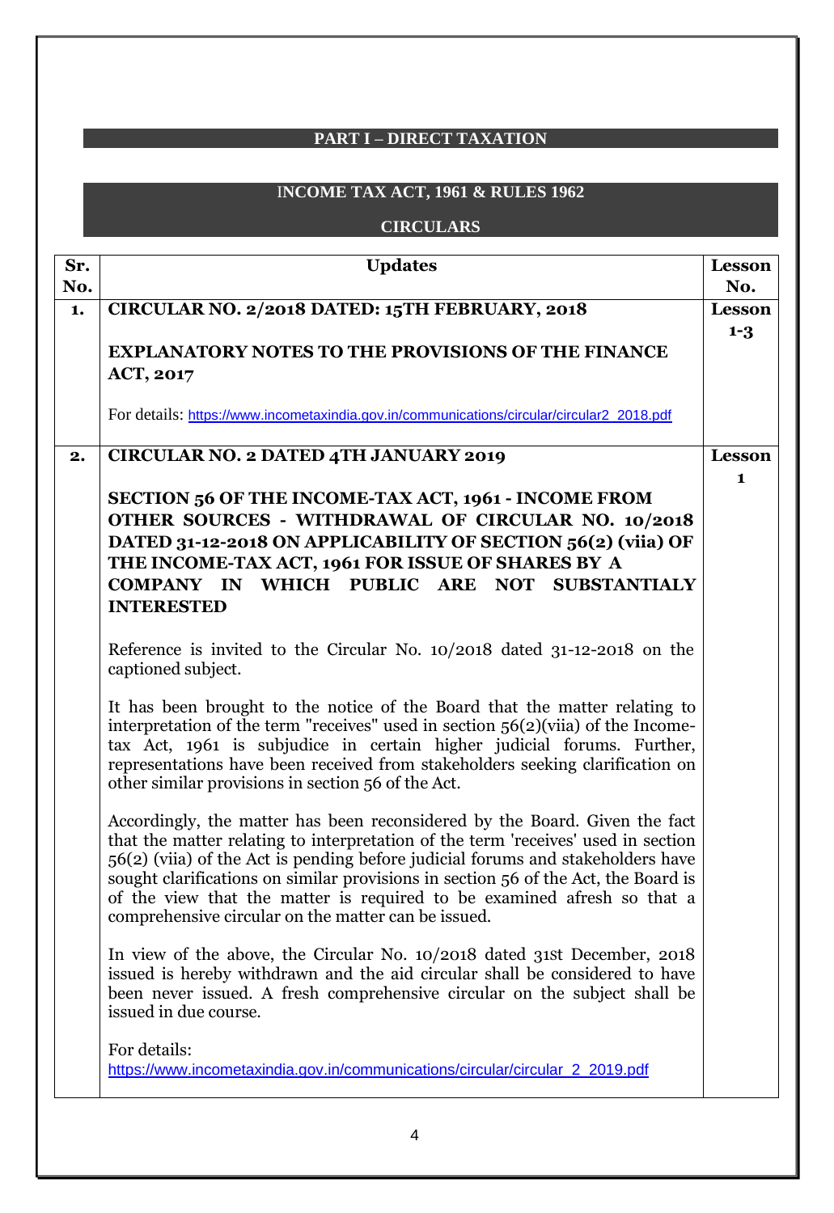## PART I – DIRECT TAXATION

## INCOME TAX ACT, 1961 & RULES 1962

### CIRCULARS

| Sr. No. | Updates | Lesson No. |
|---|---|---|
| 1. | **CIRCULAR NO. 2/2018 DATED: 15TH FEBRUARY, 2018**<br><br>**EXPLANATORY NOTES TO THE PROVISIONS OF THE FINANCE ACT, 2017**<br><br>For details: https://www.incometaxindia.gov.in/communications/circular/circular2_2018.pdf | **Lesson 1-3** |
| 2. | **CIRCULAR NO. 2 DATED 4TH JANUARY 2019**<br><br>**SECTION 56 OF THE INCOME-TAX ACT, 1961 - INCOME FROM OTHER SOURCES - WITHDRAWAL OF CIRCULAR NO. 10/2018 DATED 31-12-2018 ON APPLICABILITY OF SECTION 56(2) (viia) OF THE INCOME-TAX ACT, 1961 FOR ISSUE OF SHARES BY A COMPANY IN WHICH PUBLIC ARE NOT SUBSTANTIALY INTERESTED**<br><br>Reference is invited to the Circular No. 10/2018 dated 31-12-2018 on the captioned subject.<br><br>It has been brought to the notice of the Board that the matter relating to interpretation of the term "receives" used in section 56(2)(viia) of the Income-tax Act, 1961 is subjudice in certain higher judicial forums. Further, representations have been received from stakeholders seeking clarification on other similar provisions in section 56 of the Act.<br><br>Accordingly, the matter has been reconsidered by the Board. Given the fact that the matter relating to interpretation of the term 'receives' used in section 56(2) (viia) of the Act is pending before judicial forums and stakeholders have sought clarifications on similar provisions in section 56 of the Act, the Board is of the view that the matter is required to be examined afresh so that a comprehensive circular on the matter can be issued.<br><br>In view of the above, the Circular No. 10/2018 dated 31st December, 2018 issued is hereby withdrawn and the aid circular shall be considered to have been never issued. A fresh comprehensive circular on the subject shall be issued in due course.<br><br>For details:<br>https://www.incometaxindia.gov.in/communications/circular/circular_2_2019.pdf | **Lesson 1** |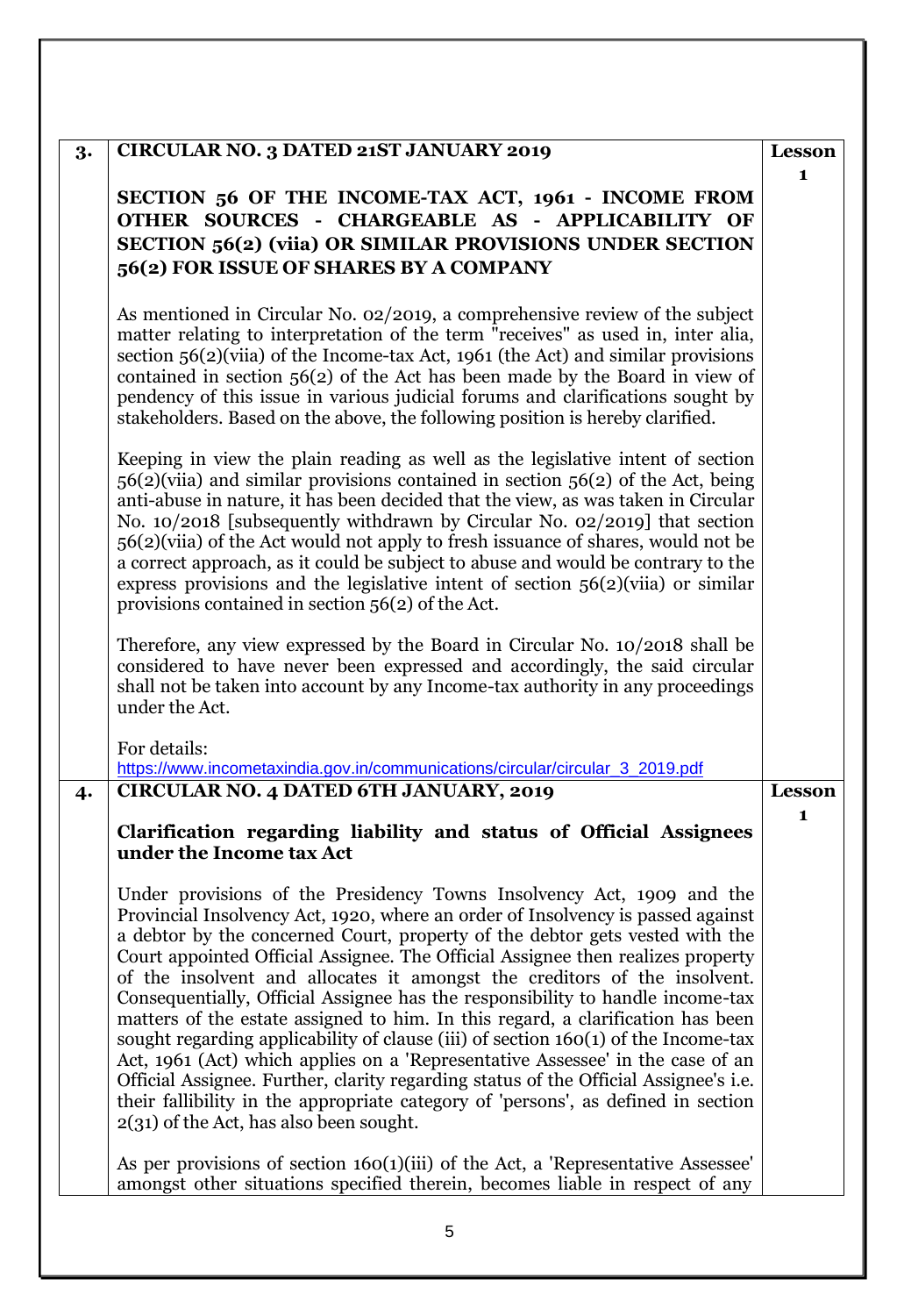| | | |
|---|---|---|
| **3.** | **CIRCULAR NO. 3 DATED 21ST JANUARY 2019**<br><br>**SECTION 56 OF THE INCOME-TAX ACT, 1961 - INCOME FROM OTHER SOURCES - CHARGEABLE AS - APPLICABILITY OF SECTION 56(2) (viia) OR SIMILAR PROVISIONS UNDER SECTION 56(2) FOR ISSUE OF SHARES BY A COMPANY**<br><br>As mentioned in Circular No. 02/2019, a comprehensive review of the subject matter relating to interpretation of the term "receives" as used in, inter alia, section 56(2)(viia) of the Income-tax Act, 1961 (the Act) and similar provisions contained in section 56(2) of the Act has been made by the Board in view of pendency of this issue in various judicial forums and clarifications sought by stakeholders. Based on the above, the following position is hereby clarified.<br><br>Keeping in view the plain reading as well as the legislative intent of section 56(2)(viia) and similar provisions contained in section 56(2) of the Act, being anti-abuse in nature, it has been decided that the view, as was taken in Circular No. 10/2018 [subsequently withdrawn by Circular No. 02/2019] that section 56(2)(viia) of the Act would not apply to fresh issuance of shares, would not be a correct approach, as it could be subject to abuse and would be contrary to the express provisions and the legislative intent of section 56(2)(viia) or similar provisions contained in section 56(2) of the Act.<br><br>Therefore, any view expressed by the Board in Circular No. 10/2018 shall be considered to have never been expressed and accordingly, the said circular shall not be taken into account by any Income-tax authority in any proceedings under the Act.<br><br>For details:<br>https://www.incometaxindia.gov.in/communications/circular/circular_3_2019.pdf | **Lesson 1** |
| **4.** | **CIRCULAR NO. 4 DATED 6TH JANUARY, 2019**<br><br>**Clarification regarding liability and status of Official Assignees under the Income tax Act**<br><br>Under provisions of the Presidency Towns Insolvency Act, 1909 and the Provincial Insolvency Act, 1920, where an order of Insolvency is passed against a debtor by the concerned Court, property of the debtor gets vested with the Court appointed Official Assignee. The Official Assignee then realizes property of the insolvent and allocates it amongst the creditors of the insolvent. Consequentially, Official Assignee has the responsibility to handle income-tax matters of the estate assigned to him. In this regard, a clarification has been sought regarding applicability of clause (iii) of section 160(1) of the Income-tax Act, 1961 (Act) which applies on a 'Representative Assessee' in the case of an Official Assignee. Further, clarity regarding status of the Official Assignee's i.e. their fallibility in the appropriate category of 'persons', as defined in section 2(31) of the Act, has also been sought.<br><br>As per provisions of section 160(1)(iii) of the Act, a 'Representative Assessee' amongst other situations specified therein, becomes liable in respect of any | **Lesson 1** |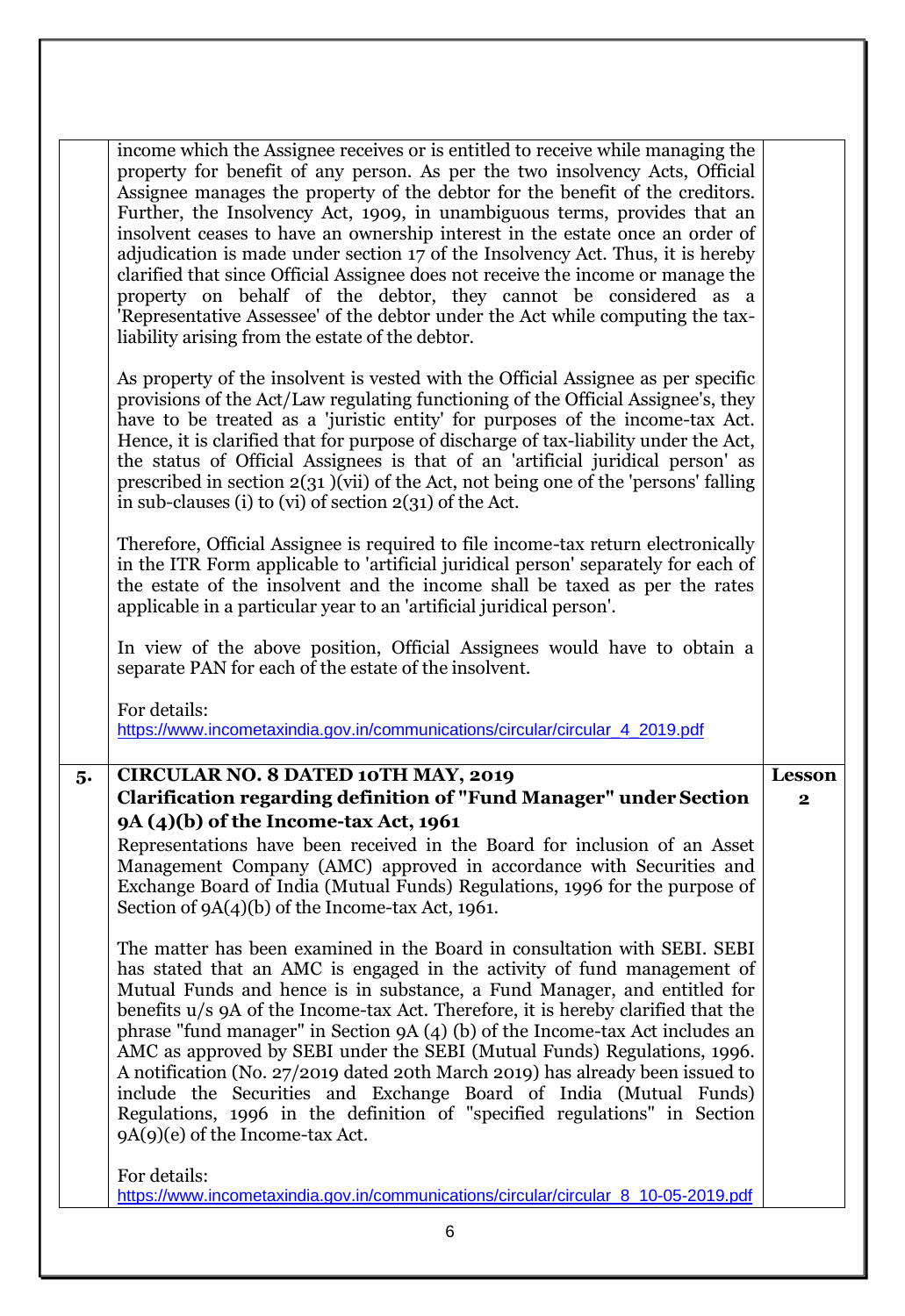| | | |
|---|---|---|
| | income which the Assignee receives or is entitled to receive while managing the property for benefit of any person. As per the two insolvency Acts, Official Assignee manages the property of the debtor for the benefit of the creditors. Further, the Insolvency Act, 1909, in unambiguous terms, provides that an insolvent ceases to have an ownership interest in the estate once an order of adjudication is made under section 17 of the Insolvency Act. Thus, it is hereby clarified that since Official Assignee does not receive the income or manage the property on behalf of the debtor, they cannot be considered as a 'Representative Assessee' of the debtor under the Act while computing the tax-liability arising from the estate of the debtor.<br><br>As property of the insolvent is vested with the Official Assignee as per specific provisions of the Act/Law regulating functioning of the Official Assignee's, they have to be treated as a 'juristic entity' for purposes of the income-tax Act. Hence, it is clarified that for purpose of discharge of tax-liability under the Act, the status of Official Assignees is that of an 'artificial juridical person' as prescribed in section 2(31 )(vii) of the Act, not being one of the 'persons' falling in sub-clauses (i) to (vi) of section 2(31) of the Act.<br><br>Therefore, Official Assignee is required to file income-tax return electronically in the ITR Form applicable to 'artificial juridical person' separately for each of the estate of the insolvent and the income shall be taxed as per the rates applicable in a particular year to an 'artificial juridical person'.<br><br>In view of the above position, Official Assignees would have to obtain a separate PAN for each of the estate of the insolvent.<br><br>For details:<br>https://www.incometaxindia.gov.in/communications/circular/circular_4_2019.pdf | |
| **5.** | **CIRCULAR NO. 8 DATED 10TH MAY, 2019**<br>**Clarification regarding definition of "Fund Manager" under Section 9A (4)(b) of the Income-tax Act, 1961**<br>Representations have been received in the Board for inclusion of an Asset Management Company (AMC) approved in accordance with Securities and Exchange Board of India (Mutual Funds) Regulations, 1996 for the purpose of Section of 9A(4)(b) of the Income-tax Act, 1961.<br><br>The matter has been examined in the Board in consultation with SEBI. SEBI has stated that an AMC is engaged in the activity of fund management of Mutual Funds and hence is in substance, a Fund Manager, and entitled for benefits u/s 9A of the Income-tax Act. Therefore, it is hereby clarified that the phrase "fund manager" in Section 9A (4) (b) of the Income-tax Act includes an AMC as approved by SEBI under the SEBI (Mutual Funds) Regulations, 1996. A notification (No. 27/2019 dated 20th March 2019) has already been issued to include the Securities and Exchange Board of India (Mutual Funds) Regulations, 1996 in the definition of "specified regulations" in Section 9A(9)(e) of the Income-tax Act.<br><br>For details:<br>https://www.incometaxindia.gov.in/communications/circular/circular_8_10-05-2019.pdf | **Lesson 2** |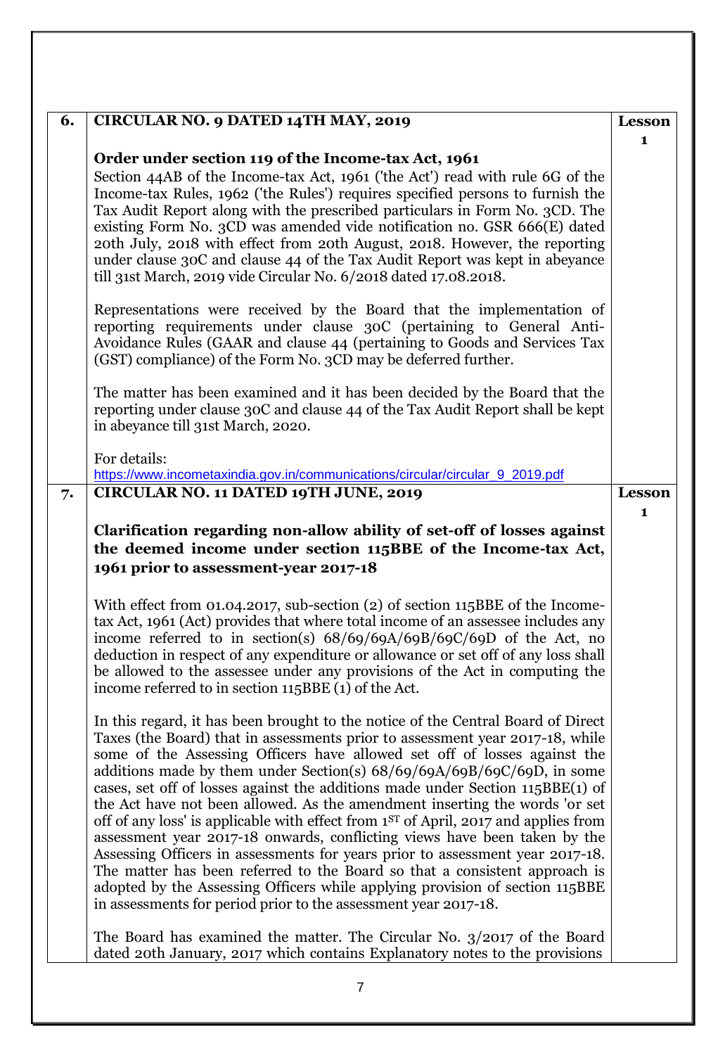| | | |
|---|---|---|
| **6.** | **CIRCULAR NO. 9 DATED 14TH MAY, 2019**<br><br>**Order under section 119 of the Income-tax Act, 1961**<br>Section 44AB of the Income-tax Act, 1961 ('the Act') read with rule 6G of the Income-tax Rules, 1962 ('the Rules') requires specified persons to furnish the Tax Audit Report along with the prescribed particulars in Form No. 3CD. The existing Form No. 3CD was amended vide notification no. GSR 666(E) dated 20th July, 2018 with effect from 20th August, 2018. However, the reporting under clause 30C and clause 44 of the Tax Audit Report was kept in abeyance till 31st March, 2019 vide Circular No. 6/2018 dated 17.08.2018.<br><br>Representations were received by the Board that the implementation of reporting requirements under clause 30C (pertaining to General Anti-Avoidance Rules (GAAR and clause 44 (pertaining to Goods and Services Tax (GST) compliance) of the Form No. 3CD may be deferred further.<br><br>The matter has been examined and it has been decided by the Board that the reporting under clause 30C and clause 44 of the Tax Audit Report shall be kept in abeyance till 31st March, 2020.<br><br>For details:<br>https://www.incometaxindia.gov.in/communications/circular/circular_9_2019.pdf | **Lesson 1** |
| **7.** | **CIRCULAR NO. 11 DATED 19TH JUNE, 2019**<br><br>**Clarification regarding non-allow ability of set-off of losses against the deemed income under section 115BBE of the Income-tax Act, 1961 prior to assessment-year 2017-18**<br><br>With effect from 01.04.2017, sub-section (2) of section 115BBE of the Income-tax Act, 1961 (Act) provides that where total income of an assessee includes any income referred to in section(s) 68/69/69A/69B/69C/69D of the Act, no deduction in respect of any expenditure or allowance or set off of any loss shall be allowed to the assessee under any provisions of the Act in computing the income referred to in section 115BBE (1) of the Act.<br><br>In this regard, it has been brought to the notice of the Central Board of Direct Taxes (the Board) that in assessments prior to assessment year 2017-18, while some of the Assessing Officers have allowed set off of losses against the additions made by them under Section(s) 68/69/69A/69B/69C/69D, in some cases, set off of losses against the additions made under Section 115BBE(1) of the Act have not been allowed. As the amendment inserting the words 'or set off of any loss' is applicable with effect from 1ST of April, 2017 and applies from assessment year 2017-18 onwards, conflicting views have been taken by the Assessing Officers in assessments for years prior to assessment year 2017-18. The matter has been referred to the Board so that a consistent approach is adopted by the Assessing Officers while applying provision of section 115BBE in assessments for period prior to the assessment year 2017-18.<br><br>The Board has examined the matter. The Circular No. 3/2017 of the Board dated 20th January, 2017 which contains Explanatory notes to the provisions | **Lesson 1** |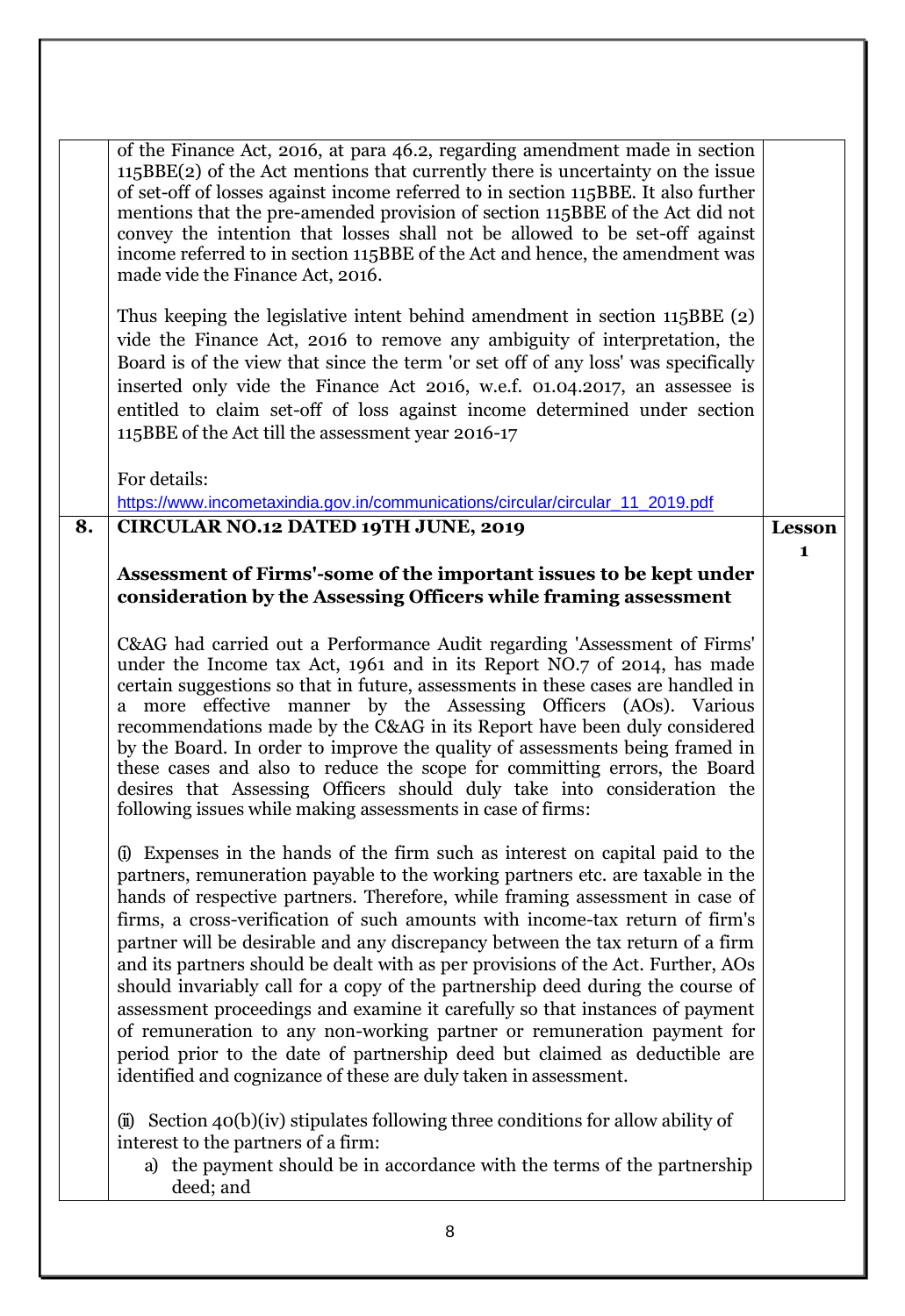| | | |
|---|---|---|
| | of the Finance Act, 2016, at para 46.2, regarding amendment made in section 115BBE(2) of the Act mentions that currently there is uncertainty on the issue of set-off of losses against income referred to in section 115BBE. It also further mentions that the pre-amended provision of section 115BBE of the Act did not convey the intention that losses shall not be allowed to be set-off against income referred to in section 115BBE of the Act and hence, the amendment was made vide the Finance Act, 2016.<br><br>Thus keeping the legislative intent behind amendment in section 115BBE (2) vide the Finance Act, 2016 to remove any ambiguity of interpretation, the Board is of the view that since the term 'or set off of any loss' was specifically inserted only vide the Finance Act 2016, w.e.f. 01.04.2017, an assessee is entitled to claim set-off of loss against income determined under section 115BBE of the Act till the assessment year 2016-17<br><br>For details:<br>https://www.incometaxindia.gov.in/communications/circular/circular_11_2019.pdf | |
| **8.** | **CIRCULAR NO.12 DATED 19TH JUNE, 2019**<br><br>**Assessment of Firms'-some of the important issues to be kept under consideration by the Assessing Officers while framing assessment**<br><br>C&AG had carried out a Performance Audit regarding 'Assessment of Firms' under the Income tax Act, 1961 and in its Report NO.7 of 2014, has made certain suggestions so that in future, assessments in these cases are handled in a more effective manner by the Assessing Officers (AOs). Various recommendations made by the C&AG in its Report have been duly considered by the Board. In order to improve the quality of assessments being framed in these cases and also to reduce the scope for committing errors, the Board desires that Assessing Officers should duly take into consideration the following issues while making assessments in case of firms:<br><br>(i) Expenses in the hands of the firm such as interest on capital paid to the partners, remuneration payable to the working partners etc. are taxable in the hands of respective partners. Therefore, while framing assessment in case of firms, a cross-verification of such amounts with income-tax return of firm's partner will be desirable and any discrepancy between the tax return of a firm and its partners should be dealt with as per provisions of the Act. Further, AOs should invariably call for a copy of the partnership deed during the course of assessment proceedings and examine it carefully so that instances of payment of remuneration to any non-working partner or remuneration payment for period prior to the date of partnership deed but claimed as deductible are identified and cognizance of these are duly taken in assessment.<br><br>(ii) Section 40(b)(iv) stipulates following three conditions for allow ability of interest to the partners of a firm:<br>a) the payment should be in accordance with the terms of the partnership deed; and | **Lesson 1** |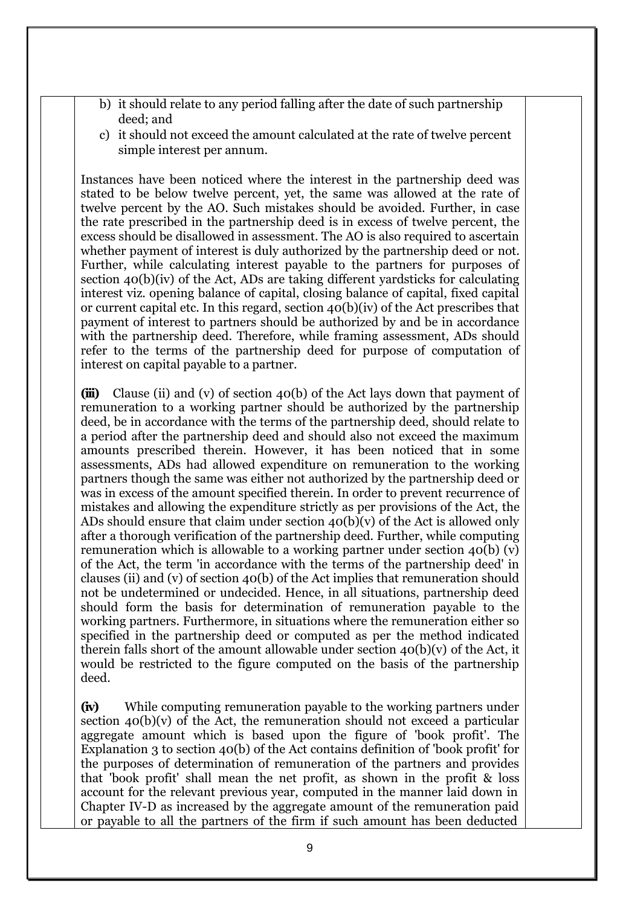b) it should relate to any period falling after the date of such partnership deed; and
c) it should not exceed the amount calculated at the rate of twelve percent simple interest per annum.

Instances have been noticed where the interest in the partnership deed was stated to be below twelve percent, yet, the same was allowed at the rate of twelve percent by the AO. Such mistakes should be avoided. Further, in case the rate prescribed in the partnership deed is in excess of twelve percent, the excess should be disallowed in assessment. The AO is also required to ascertain whether payment of interest is duly authorized by the partnership deed or not. Further, while calculating interest payable to the partners for purposes of section 40(b)(iv) of the Act, ADs are taking different yardsticks for calculating interest viz. opening balance of capital, closing balance of capital, fixed capital or current capital etc. In this regard, section 40(b)(iv) of the Act prescribes that payment of interest to partners should be authorized by and be in accordance with the partnership deed. Therefore, while framing assessment, ADs should refer to the terms of the partnership deed for purpose of computation of interest on capital payable to a partner.

**(iii)** Clause (ii) and (v) of section 40(b) of the Act lays down that payment of remuneration to a working partner should be authorized by the partnership deed, be in accordance with the terms of the partnership deed, should relate to a period after the partnership deed and should also not exceed the maximum amounts prescribed therein. However, it has been noticed that in some assessments, ADs had allowed expenditure on remuneration to the working partners though the same was either not authorized by the partnership deed or was in excess of the amount specified therein. In order to prevent recurrence of mistakes and allowing the expenditure strictly as per provisions of the Act, the ADs should ensure that claim under section 40(b)(v) of the Act is allowed only after a thorough verification of the partnership deed. Further, while computing remuneration which is allowable to a working partner under section 40(b) (v) of the Act, the term 'in accordance with the terms of the partnership deed' in clauses (ii) and (v) of section 40(b) of the Act implies that remuneration should not be undetermined or undecided. Hence, in all situations, partnership deed should form the basis for determination of remuneration payable to the working partners. Furthermore, in situations where the remuneration either so specified in the partnership deed or computed as per the method indicated therein falls short of the amount allowable under section 40(b)(v) of the Act, it would be restricted to the figure computed on the basis of the partnership deed.

**(iv)** While computing remuneration payable to the working partners under section 40(b)(v) of the Act, the remuneration should not exceed a particular aggregate amount which is based upon the figure of 'book profit'. The Explanation 3 to section 40(b) of the Act contains definition of 'book profit' for the purposes of determination of remuneration of the partners and provides that 'book profit' shall mean the net profit, as shown in the profit & loss account for the relevant previous year, computed in the manner laid down in Chapter IV-D as increased by the aggregate amount of the remuneration paid or payable to all the partners of the firm if such amount has been deducted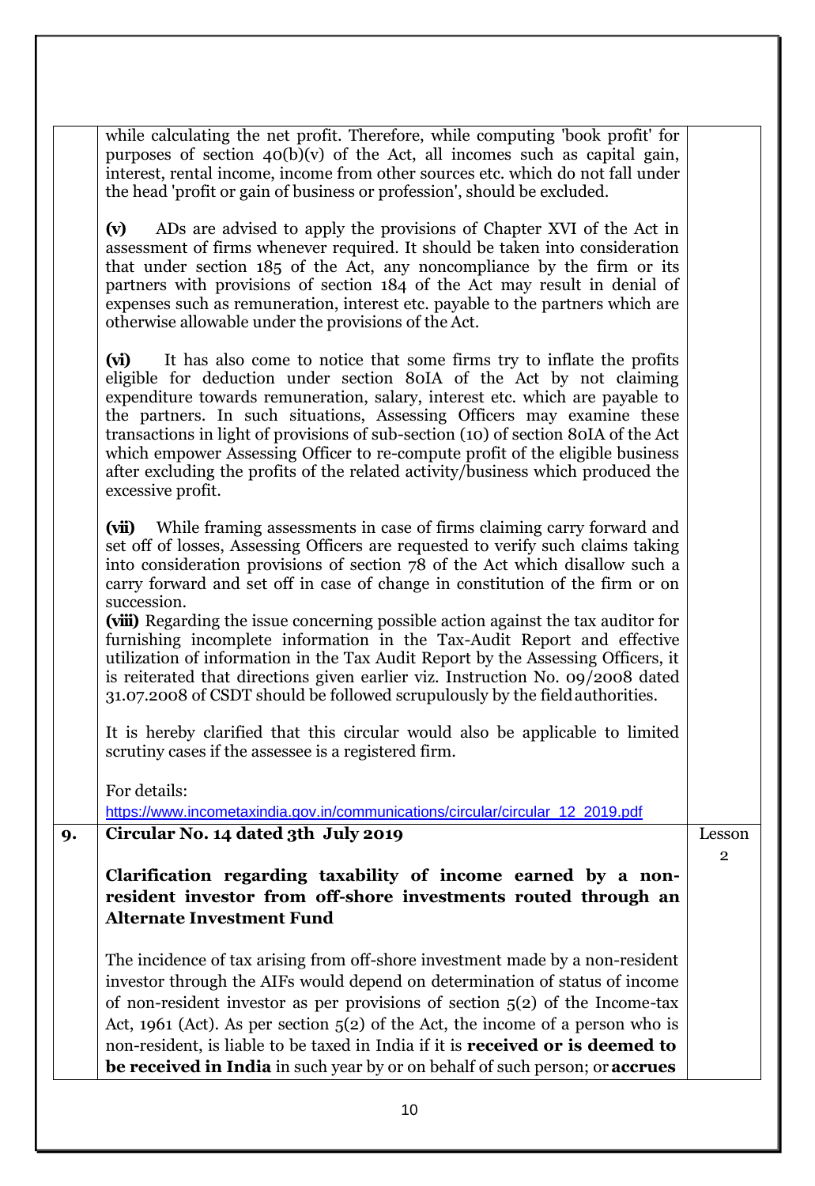| | | |
|---|---|---|
| | while calculating the net profit. Therefore, while computing 'book profit' for purposes of section 40(b)(v) of the Act, all incomes such as capital gain, interest, rental income, income from other sources etc. which do not fall under the head 'profit or gain of business or profession', should be excluded.<br><br>**(v)** ADs are advised to apply the provisions of Chapter XVI of the Act in assessment of firms whenever required. It should be taken into consideration that under section 185 of the Act, any noncompliance by the firm or its partners with provisions of section 184 of the Act may result in denial of expenses such as remuneration, interest etc. payable to the partners which are otherwise allowable under the provisions of the Act.<br><br>**(vi)** It has also come to notice that some firms try to inflate the profits eligible for deduction under section 80IA of the Act by not claiming expenditure towards remuneration, salary, interest etc. which are payable to the partners. In such situations, Assessing Officers may examine these transactions in light of provisions of sub-section (10) of section 80IA of the Act which empower Assessing Officer to re-compute profit of the eligible business after excluding the profits of the related activity/business which produced the excessive profit.<br><br>**(vii)** While framing assessments in case of firms claiming carry forward and set off of losses, Assessing Officers are requested to verify such claims taking into consideration provisions of section 78 of the Act which disallow such a carry forward and set off in case of change in constitution of the firm or on succession.<br>**(viii)** Regarding the issue concerning possible action against the tax auditor for furnishing incomplete information in the Tax-Audit Report and effective utilization of information in the Tax Audit Report by the Assessing Officers, it is reiterated that directions given earlier viz. Instruction No. 09/2008 dated 31.07.2008 of CSDT should be followed scrupulously by the field authorities.<br><br>It is hereby clarified that this circular would also be applicable to limited scrutiny cases if the assessee is a registered firm.<br><br>For details:<br>https://www.incometaxindia.gov.in/communications/circular/circular_12_2019.pdf | |
| **9.** | **Circular No. 14 dated 3th July 2019**<br><br>**Clarification regarding taxability of income earned by a non-resident investor from off-shore investments routed through an Alternate Investment Fund**<br><br>The incidence of tax arising from off-shore investment made by a non-resident investor through the AIFs would depend on determination of status of income of non-resident investor as per provisions of section 5(2) of the Income-tax Act, 1961 (Act). As per section 5(2) of the Act, the income of a person who is non-resident, is liable to be taxed in India if it is **received or is deemed to be received in India** in such year by or on behalf of such person; or **accrues** | Lesson 2 |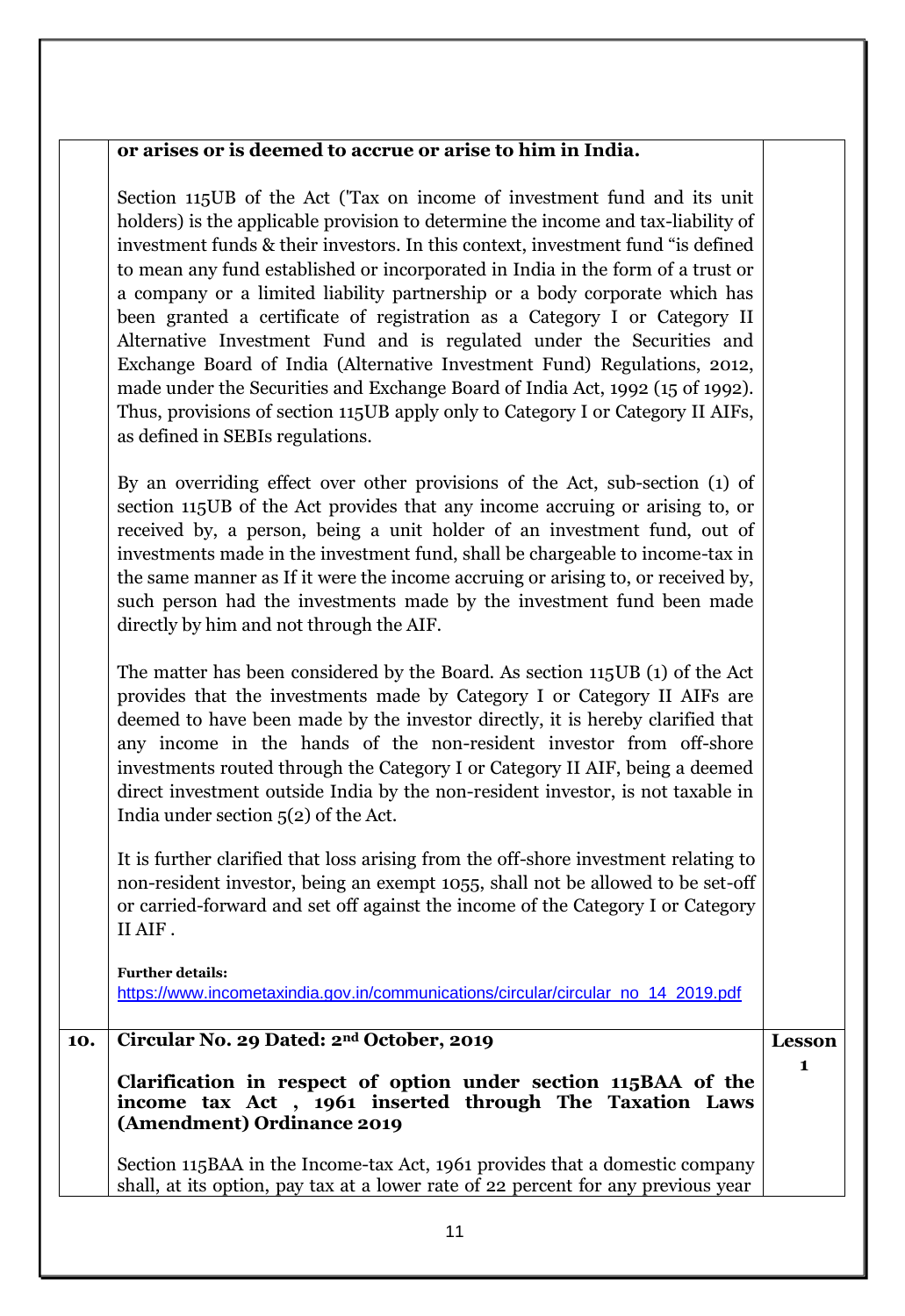| | | |
|---|---|---|
| | **or arises or is deemed to accrue or arise to him in India.**<br><br>Section 115UB of the Act ('Tax on income of investment fund and its unit holders) is the applicable provision to determine the income and tax-liability of investment funds & their investors. In this context, investment fund "is defined to mean any fund established or incorporated in India in the form of a trust or a company or a limited liability partnership or a body corporate which has been granted a certificate of registration as a Category I or Category II Alternative Investment Fund and is regulated under the Securities and Exchange Board of India (Alternative Investment Fund) Regulations, 2012, made under the Securities and Exchange Board of India Act, 1992 (15 of 1992). Thus, provisions of section 115UB apply only to Category I or Category II AIFs, as defined in SEBIs regulations.<br><br>By an overriding effect over other provisions of the Act, sub-section (1) of section 115UB of the Act provides that any income accruing or arising to, or received by, a person, being a unit holder of an investment fund, out of investments made in the investment fund, shall be chargeable to income-tax in the same manner as If it were the income accruing or arising to, or received by, such person had the investments made by the investment fund been made directly by him and not through the AIF.<br><br>The matter has been considered by the Board. As section 115UB (1) of the Act provides that the investments made by Category I or Category II AIFs are deemed to have been made by the investor directly, it is hereby clarified that any income in the hands of the non-resident investor from off-shore investments routed through the Category I or Category II AIF, being a deemed direct investment outside India by the non-resident investor, is not taxable in India under section 5(2) of the Act.<br><br>It is further clarified that loss arising from the off-shore investment relating to non-resident investor, being an exempt 1055, shall not be allowed to be set-off or carried-forward and set off against the income of the Category I or Category II AIF .<br><br>**Further details:**<br>https://www.incometaxindia.gov.in/communications/circular/circular_no_14_2019.pdf | |
| **10.** | **Circular No. 29 Dated: 2nd October, 2019**<br><br>**Clarification in respect of option under section 115BAA of the income tax Act , 1961 inserted through The Taxation Laws (Amendment) Ordinance 2019**<br><br>Section 115BAA in the Income-tax Act, 1961 provides that a domestic company shall, at its option, pay tax at a lower rate of 22 percent for any previous year | **Lesson 1** |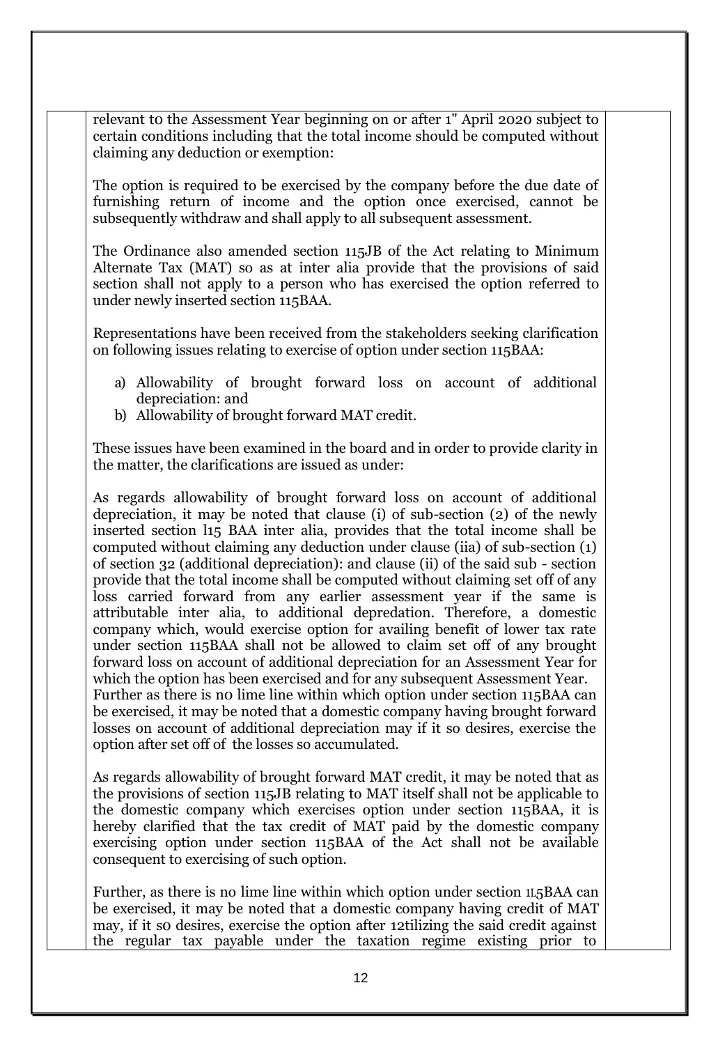relevant t0 the Assessment Year beginning on or after 1" April 2020 subject to certain conditions including that the total income should be computed without claiming any deduction or exemption:

The option is required to be exercised by the company before the due date of furnishing return of income and the option once exercised, cannot be subsequently withdraw and shall apply to all subsequent assessment.

The Ordinance also amended section 115JB of the Act relating to Minimum Alternate Tax (MAT) so as at inter alia provide that the provisions of said section shall not apply to a person who has exercised the option referred to under newly inserted section 115BAA.

Representations have been received from the stakeholders seeking clarification on following issues relating to exercise of option under section 115BAA:

a) Allowability of brought forward loss on account of additional depreciation: and
b) Allowability of brought forward MAT credit.

These issues have been examined in the board and in order to provide clarity in the matter, the clarifications are issued as under:

As regards allowability of brought forward loss on account of additional depreciation, it may be noted that clause (i) of sub-section (2) of the newly inserted section l15 BAA inter alia, provides that the total income shall be computed without claiming any deduction under clause (iia) of sub-section (1) of section 32 (additional depreciation): and clause (ii) of the said sub - section provide that the total income shall be computed without claiming set off of any loss carried forward from any earlier assessment year if the same is attributable inter alia, to additional depredation. Therefore, a domestic company which, would exercise option for availing benefit of lower tax rate under section 115BAA shall not be allowed to claim set off of any brought forward loss on account of additional depreciation for an Assessment Year for which the option has been exercised and for any subsequent Assessment Year. Further as there is n0 lime line within which option under section 115BAA can be exercised, it may be noted that a domestic company having brought forward losses on account of additional depreciation may if it so desires, exercise the option after set off of the losses so accumulated.

As regards allowability of brought forward MAT credit, it may be noted that as the provisions of section 115JB relating to MAT itself shall not be applicable to the domestic company which exercises option under section 115BAA, it is hereby clarified that the tax credit of MAT paid by the domestic company exercising option under section 115BAA of the Act shall not be available consequent to exercising of such option.

Further, as there is no lime line within which option under section 1L5BAA can be exercised, it may be noted that a domestic company having credit of MAT may, if it s0 desires, exercise the option after 12tilizing the said credit against the regular tax payable under the taxation regime existing prior to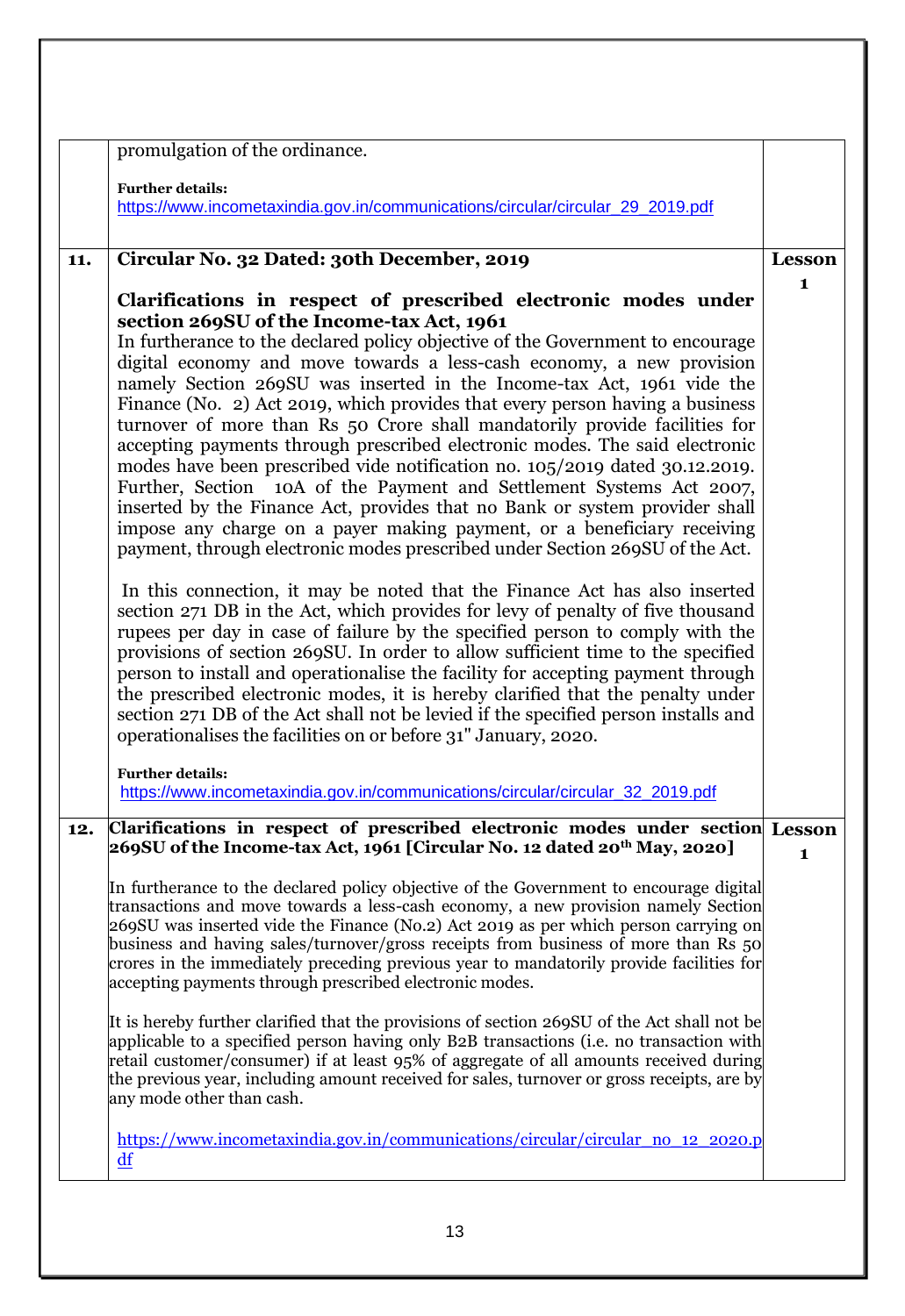| | | |
|---|---|---|
| | promulgation of the ordinance.<br><br>**Further details:**<br>https://www.incometaxindia.gov.in/communications/circular/circular_29_2019.pdf | |
| **11.** | **Circular No. 32 Dated: 30th December, 2019**<br><br>**Clarifications in respect of prescribed electronic modes under section 269SU of the Income-tax Act, 1961**<br>In furtherance to the declared policy objective of the Government to encourage digital economy and move towards a less-cash economy, a new provision namely Section 269SU was inserted in the Income-tax Act, 1961 vide the Finance (No. 2) Act 2019, which provides that every person having a business turnover of more than Rs 50 Crore shall mandatorily provide facilities for accepting payments through prescribed electronic modes. The said electronic modes have been prescribed vide notification no. 105/2019 dated 30.12.2019. Further, Section 10A of the Payment and Settlement Systems Act 2007, inserted by the Finance Act, provides that no Bank or system provider shall impose any charge on a payer making payment, or a beneficiary receiving payment, through electronic modes prescribed under Section 269SU of the Act.<br><br>In this connection, it may be noted that the Finance Act has also inserted section 271 DB in the Act, which provides for levy of penalty of five thousand rupees per day in case of failure by the specified person to comply with the provisions of section 269SU. In order to allow sufficient time to the specified person to install and operationalise the facility for accepting payment through the prescribed electronic modes, it is hereby clarified that the penalty under section 271 DB of the Act shall not be levied if the specified person installs and operationalises the facilities on or before 31" January, 2020.<br><br>**Further details:**<br>https://www.incometaxindia.gov.in/communications/circular/circular_32_2019.pdf | **Lesson 1** |
| **12.** | **Clarifications in respect of prescribed electronic modes under section 269SU of the Income-tax Act, 1961 [Circular No. 12 dated 20th May, 2020]**<br><br>In furtherance to the declared policy objective of the Government to encourage digital transactions and move towards a less-cash economy, a new provision namely Section 269SU was inserted vide the Finance (No.2) Act 2019 as per which person carrying on business and having sales/turnover/gross receipts from business of more than Rs 50 crores in the immediately preceding previous year to mandatorily provide facilities for accepting payments through prescribed electronic modes.<br><br>It is hereby further clarified that the provisions of section 269SU of the Act shall not be applicable to a specified person having only B2B transactions (i.e. no transaction with retail customer/consumer) if at least 95% of aggregate of all amounts received during the previous year, including amount received for sales, turnover or gross receipts, are by any mode other than cash.<br><br>https://www.incometaxindia.gov.in/communications/circular/circular_no_12_2020.pdf | **Lesson 1** |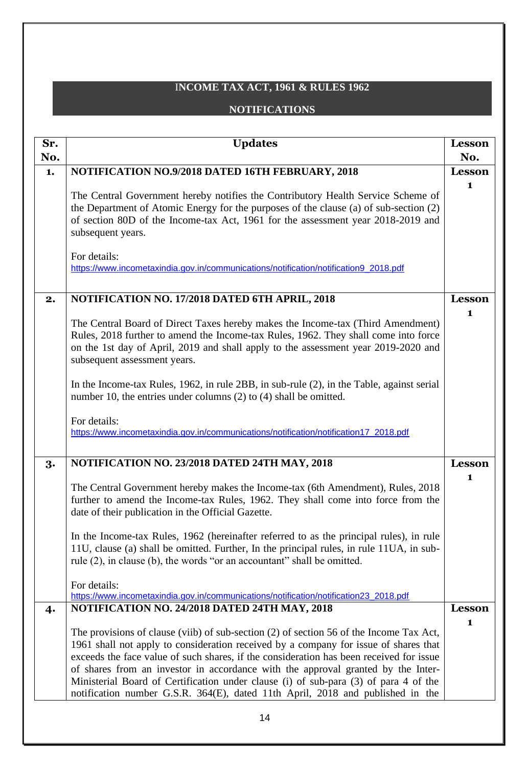# INCOME TAX ACT, 1961 & RULES 1962

## NOTIFICATIONS

| Sr. No. | Updates | Lesson No. |
|---|---|---|
| 1. | **NOTIFICATION NO.9/2018 DATED 16TH FEBRUARY, 2018**<br><br>The Central Government hereby notifies the Contributory Health Service Scheme of the Department of Atomic Energy for the purposes of the clause (a) of sub-section (2) of section 80D of the Income-tax Act, 1961 for the assessment year 2018-2019 and subsequent years.<br><br>For details:<br>https://www.incometaxindia.gov.in/communications/notification/notification9_2018.pdf | Lesson 1 |
| 2. | **NOTIFICATION NO. 17/2018 DATED 6TH APRIL, 2018**<br><br>The Central Board of Direct Taxes hereby makes the Income-tax (Third Amendment) Rules, 2018 further to amend the Income-tax Rules, 1962. They shall come into force on the 1st day of April, 2019 and shall apply to the assessment year 2019-2020 and subsequent assessment years.<br><br>In the Income-tax Rules, 1962, in rule 2BB, in sub-rule (2), in the Table, against serial number 10, the entries under columns (2) to (4) shall be omitted.<br><br>For details:<br>https://www.incometaxindia.gov.in/communications/notification/notification17_2018.pdf | Lesson 1 |
| 3. | **NOTIFICATION NO. 23/2018 DATED 24TH MAY, 2018**<br><br>The Central Government hereby makes the Income-tax (6th Amendment), Rules, 2018 further to amend the Income-tax Rules, 1962. They shall come into force from the date of their publication in the Official Gazette.<br><br>In the Income-tax Rules, 1962 (hereinafter referred to as the principal rules), in rule 11U, clause (a) shall be omitted. Further, In the principal rules, in rule 11UA, in sub-rule (2), in clause (b), the words "or an accountant" shall be omitted.<br><br>For details:<br>https://www.incometaxindia.gov.in/communications/notification/notification23_2018.pdf | Lesson 1 |
| 4. | **NOTIFICATION NO. 24/2018 DATED 24TH MAY, 2018**<br><br>The provisions of clause (viib) of sub-section (2) of section 56 of the Income Tax Act, 1961 shall not apply to consideration received by a company for issue of shares that exceeds the face value of such shares, if the consideration has been received for issue of shares from an investor in accordance with the approval granted by the Inter-Ministerial Board of Certification under clause (i) of sub-para (3) of para 4 of the notification number G.S.R. 364(E), dated 11th April, 2018 and published in the | Lesson 1 |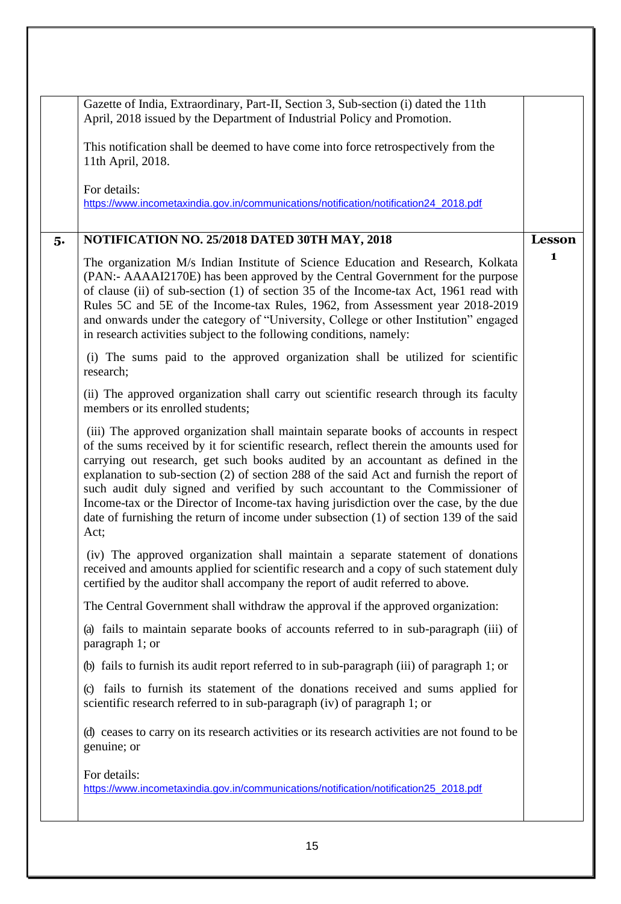| | | |
|---|---|---|
| | Gazette of India, Extraordinary, Part-II, Section 3, Sub-section (i) dated the 11th April, 2018 issued by the Department of Industrial Policy and Promotion.<br><br>This notification shall be deemed to have come into force retrospectively from the 11th April, 2018.<br><br>For details:<br>https://www.incometaxindia.gov.in/communications/notification/notification24_2018.pdf | |
| **5.** | **NOTIFICATION NO. 25/2018 DATED 30TH MAY, 2018**<br><br>The organization M/s Indian Institute of Science Education and Research, Kolkata (PAN:- AAAAI2170E) has been approved by the Central Government for the purpose of clause (ii) of sub-section (1) of section 35 of the Income-tax Act, 1961 read with Rules 5C and 5E of the Income-tax Rules, 1962, from Assessment year 2018-2019 and onwards under the category of "University, College or other Institution" engaged in research activities subject to the following conditions, namely:<br><br>(i) The sums paid to the approved organization shall be utilized for scientific research;<br><br>(ii) The approved organization shall carry out scientific research through its faculty members or its enrolled students;<br><br>(iii) The approved organization shall maintain separate books of accounts in respect of the sums received by it for scientific research, reflect therein the amounts used for carrying out research, get such books audited by an accountant as defined in the explanation to sub-section (2) of section 288 of the said Act and furnish the report of such audit duly signed and verified by such accountant to the Commissioner of Income-tax or the Director of Income-tax having jurisdiction over the case, by the due date of furnishing the return of income under subsection (1) of section 139 of the said Act;<br><br>(iv) The approved organization shall maintain a separate statement of donations received and amounts applied for scientific research and a copy of such statement duly certified by the auditor shall accompany the report of audit referred to above.<br><br>The Central Government shall withdraw the approval if the approved organization:<br><br>(a) fails to maintain separate books of accounts referred to in sub-paragraph (iii) of paragraph 1; or<br><br>(b) fails to furnish its audit report referred to in sub-paragraph (iii) of paragraph 1; or<br><br>(c) fails to furnish its statement of the donations received and sums applied for scientific research referred to in sub-paragraph (iv) of paragraph 1; or<br><br>(d) ceases to carry on its research activities or its research activities are not found to be genuine; or<br><br>For details:<br>https://www.incometaxindia.gov.in/communications/notification/notification25_2018.pdf | **Lesson 1** |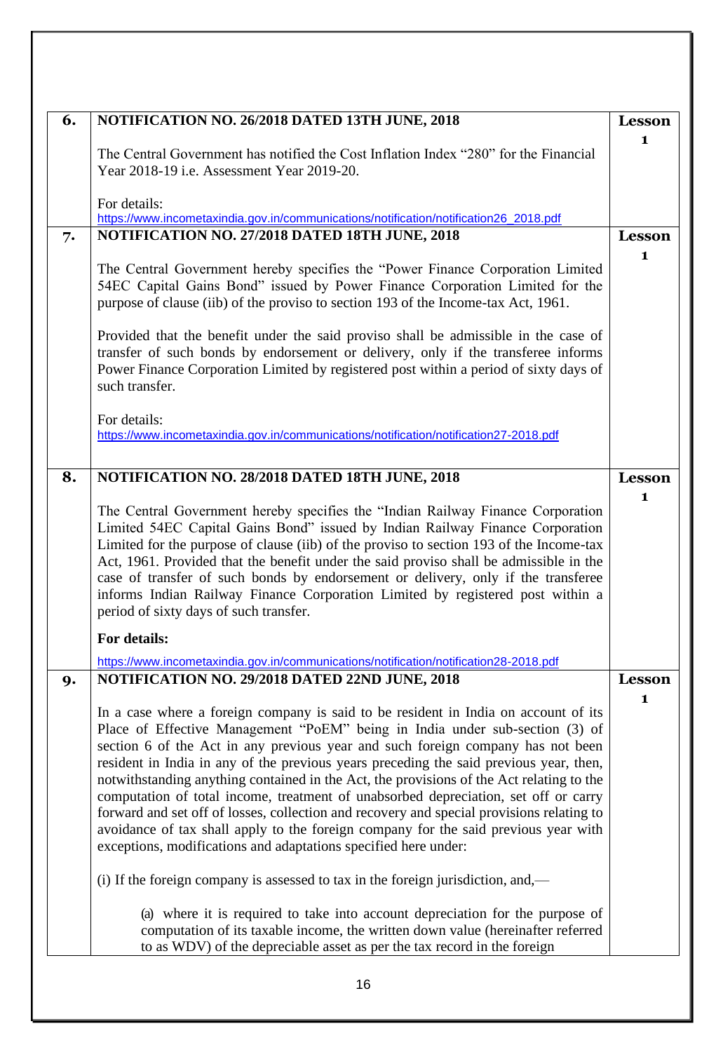| | | |
|---|---|---|
| **6.** | **NOTIFICATION NO. 26/2018 DATED 13TH JUNE, 2018**<br><br>The Central Government has notified the Cost Inflation Index "280" for the Financial Year 2018-19 i.e. Assessment Year 2019-20.<br><br>For details:<br>https://www.incometaxindia.gov.in/communications/notification/notification26_2018.pdf | **Lesson 1** |
| **7.** | **NOTIFICATION NO. 27/2018 DATED 18TH JUNE, 2018**<br><br>The Central Government hereby specifies the "Power Finance Corporation Limited 54EC Capital Gains Bond" issued by Power Finance Corporation Limited for the purpose of clause (iib) of the proviso to section 193 of the Income-tax Act, 1961.<br><br>Provided that the benefit under the said proviso shall be admissible in the case of transfer of such bonds by endorsement or delivery, only if the transferee informs Power Finance Corporation Limited by registered post within a period of sixty days of such transfer.<br><br>For details:<br>https://www.incometaxindia.gov.in/communications/notification/notification27-2018.pdf | **Lesson 1** |
| **8.** | **NOTIFICATION NO. 28/2018 DATED 18TH JUNE, 2018**<br><br>The Central Government hereby specifies the "Indian Railway Finance Corporation Limited 54EC Capital Gains Bond" issued by Indian Railway Finance Corporation Limited for the purpose of clause (iib) of the proviso to section 193 of the Income-tax Act, 1961. Provided that the benefit under the said proviso shall be admissible in the case of transfer of such bonds by endorsement or delivery, only if the transferee informs Indian Railway Finance Corporation Limited by registered post within a period of sixty days of such transfer.<br><br>**For details:**<br>https://www.incometaxindia.gov.in/communications/notification/notification28-2018.pdf | **Lesson 1** |
| **9.** | **NOTIFICATION NO. 29/2018 DATED 22ND JUNE, 2018**<br><br>In a case where a foreign company is said to be resident in India on account of its Place of Effective Management "PoEM" being in India under sub-section (3) of section 6 of the Act in any previous year and such foreign company has not been resident in India in any of the previous years preceding the said previous year, then, notwithstanding anything contained in the Act, the provisions of the Act relating to the computation of total income, treatment of unabsorbed depreciation, set off or carry forward and set off of losses, collection and recovery and special provisions relating to avoidance of tax shall apply to the foreign company for the said previous year with exceptions, modifications and adaptations specified here under:<br><br>(i) If the foreign company is assessed to tax in the foreign jurisdiction, and,—<br><br>(a) where it is required to take into account depreciation for the purpose of computation of its taxable income, the written down value (hereinafter referred to as WDV) of the depreciable asset as per the tax record in the foreign | **Lesson 1** |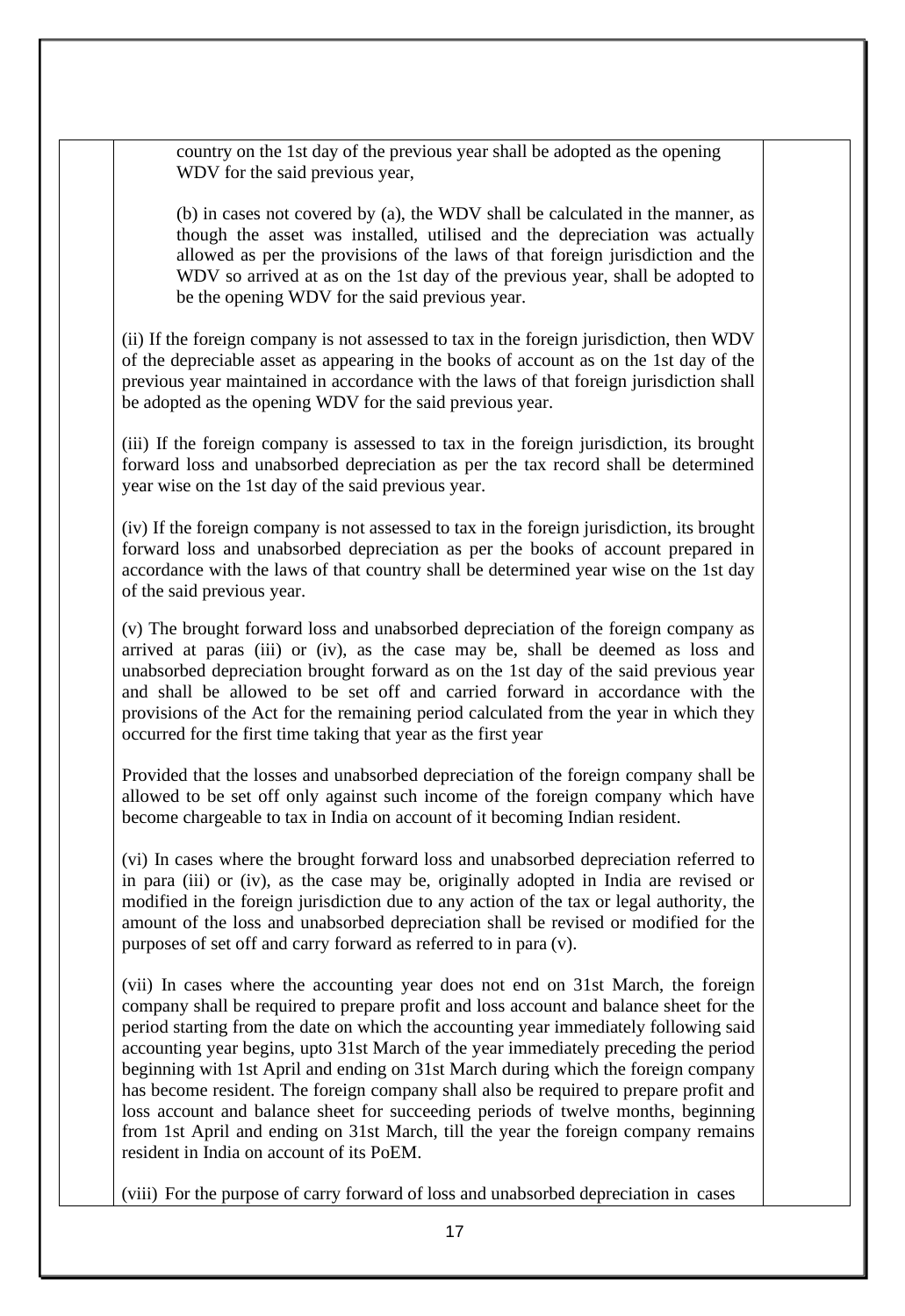country on the 1st day of the previous year shall be adopted as the opening WDV for the said previous year,

(b) in cases not covered by (a), the WDV shall be calculated in the manner, as though the asset was installed, utilised and the depreciation was actually allowed as per the provisions of the laws of that foreign jurisdiction and the WDV so arrived at as on the 1st day of the previous year, shall be adopted to be the opening WDV for the said previous year.

(ii) If the foreign company is not assessed to tax in the foreign jurisdiction, then WDV of the depreciable asset as appearing in the books of account as on the 1st day of the previous year maintained in accordance with the laws of that foreign jurisdiction shall be adopted as the opening WDV for the said previous year.

(iii) If the foreign company is assessed to tax in the foreign jurisdiction, its brought forward loss and unabsorbed depreciation as per the tax record shall be determined year wise on the 1st day of the said previous year.

(iv) If the foreign company is not assessed to tax in the foreign jurisdiction, its brought forward loss and unabsorbed depreciation as per the books of account prepared in accordance with the laws of that country shall be determined year wise on the 1st day of the said previous year.

(v) The brought forward loss and unabsorbed depreciation of the foreign company as arrived at paras (iii) or (iv), as the case may be, shall be deemed as loss and unabsorbed depreciation brought forward as on the 1st day of the said previous year and shall be allowed to be set off and carried forward in accordance with the provisions of the Act for the remaining period calculated from the year in which they occurred for the first time taking that year as the first year

Provided that the losses and unabsorbed depreciation of the foreign company shall be allowed to be set off only against such income of the foreign company which have become chargeable to tax in India on account of it becoming Indian resident.

(vi) In cases where the brought forward loss and unabsorbed depreciation referred to in para (iii) or (iv), as the case may be, originally adopted in India are revised or modified in the foreign jurisdiction due to any action of the tax or legal authority, the amount of the loss and unabsorbed depreciation shall be revised or modified for the purposes of set off and carry forward as referred to in para (v).

(vii) In cases where the accounting year does not end on 31st March, the foreign company shall be required to prepare profit and loss account and balance sheet for the period starting from the date on which the accounting year immediately following said accounting year begins, upto 31st March of the year immediately preceding the period beginning with 1st April and ending on 31st March during which the foreign company has become resident. The foreign company shall also be required to prepare profit and loss account and balance sheet for succeeding periods of twelve months, beginning from 1st April and ending on 31st March, till the year the foreign company remains resident in India on account of its PoEM.

(viii) For the purpose of carry forward of loss and unabsorbed depreciation in cases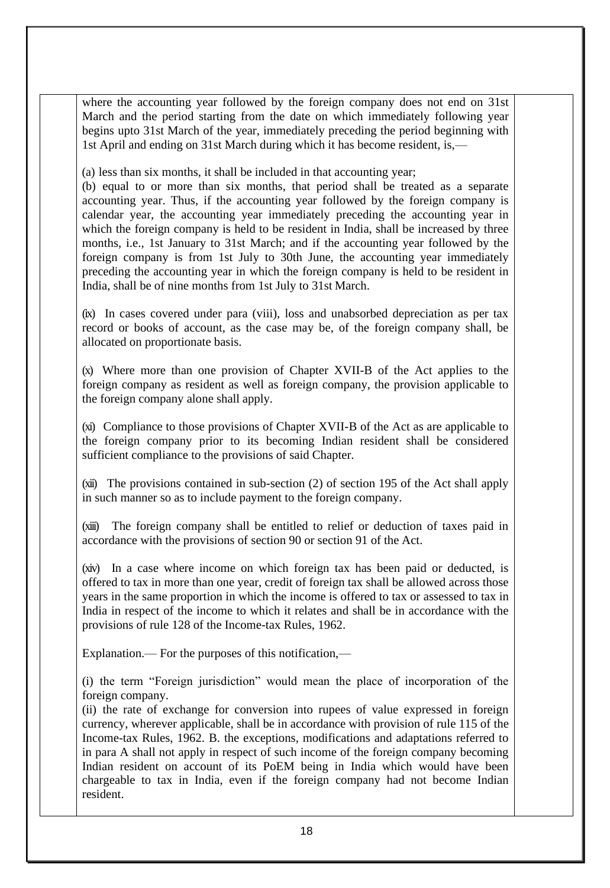where the accounting year followed by the foreign company does not end on 31st March and the period starting from the date on which immediately following year begins upto 31st March of the year, immediately preceding the period beginning with 1st April and ending on 31st March during which it has become resident, is,—

(a) less than six months, it shall be included in that accounting year;
(b) equal to or more than six months, that period shall be treated as a separate accounting year. Thus, if the accounting year followed by the foreign company is calendar year, the accounting year immediately preceding the accounting year in which the foreign company is held to be resident in India, shall be increased by three months, i.e., 1st January to 31st March; and if the accounting year followed by the foreign company is from 1st July to 30th June, the accounting year immediately preceding the accounting year in which the foreign company is held to be resident in India, shall be of nine months from 1st July to 31st March.

(ix) In cases covered under para (viii), loss and unabsorbed depreciation as per tax record or books of account, as the case may be, of the foreign company shall, be allocated on proportionate basis.

(x) Where more than one provision of Chapter XVII-B of the Act applies to the foreign company as resident as well as foreign company, the provision applicable to the foreign company alone shall apply.

(xi) Compliance to those provisions of Chapter XVII-B of the Act as are applicable to the foreign company prior to its becoming Indian resident shall be considered sufficient compliance to the provisions of said Chapter.

(xii) The provisions contained in sub-section (2) of section 195 of the Act shall apply in such manner so as to include payment to the foreign company.

(xiii) The foreign company shall be entitled to relief or deduction of taxes paid in accordance with the provisions of section 90 or section 91 of the Act.

(xiv) In a case where income on which foreign tax has been paid or deducted, is offered to tax in more than one year, credit of foreign tax shall be allowed across those years in the same proportion in which the income is offered to tax or assessed to tax in India in respect of the income to which it relates and shall be in accordance with the provisions of rule 128 of the Income-tax Rules, 1962.

Explanation.— For the purposes of this notification,—

(i) the term "Foreign jurisdiction" would mean the place of incorporation of the foreign company.
(ii) the rate of exchange for conversion into rupees of value expressed in foreign currency, wherever applicable, shall be in accordance with provision of rule 115 of the Income-tax Rules, 1962. B. the exceptions, modifications and adaptations referred to in para A shall not apply in respect of such income of the foreign company becoming Indian resident on account of its PoEM being in India which would have been chargeable to tax in India, even if the foreign company had not become Indian resident.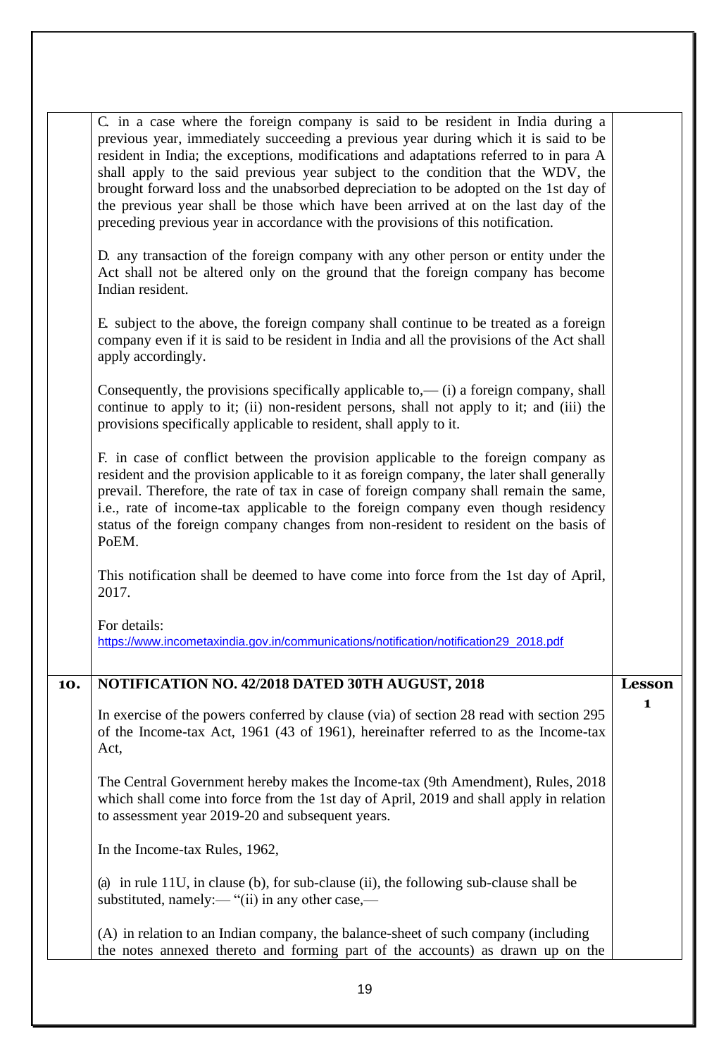| | | |
|---|---|---|
| | C. in a case where the foreign company is said to be resident in India during a previous year, immediately succeeding a previous year during which it is said to be resident in India; the exceptions, modifications and adaptations referred to in para A shall apply to the said previous year subject to the condition that the WDV, the brought forward loss and the unabsorbed depreciation to be adopted on the 1st day of the previous year shall be those which have been arrived at on the last day of the preceding previous year in accordance with the provisions of this notification.<br><br>D. any transaction of the foreign company with any other person or entity under the Act shall not be altered only on the ground that the foreign company has become Indian resident.<br><br>E. subject to the above, the foreign company shall continue to be treated as a foreign company even if it is said to be resident in India and all the provisions of the Act shall apply accordingly.<br><br>Consequently, the provisions specifically applicable to,— (i) a foreign company, shall continue to apply to it; (ii) non-resident persons, shall not apply to it; and (iii) the provisions specifically applicable to resident, shall apply to it.<br><br>F. in case of conflict between the provision applicable to the foreign company as resident and the provision applicable to it as foreign company, the later shall generally prevail. Therefore, the rate of tax in case of foreign company shall remain the same, i.e., rate of income-tax applicable to the foreign company even though residency status of the foreign company changes from non-resident to resident on the basis of PoEM.<br><br>This notification shall be deemed to have come into force from the 1st day of April, 2017.<br><br>For details:<br>https://www.incometaxindia.gov.in/communications/notification/notification29_2018.pdf | |
| **10.** | **NOTIFICATION NO. 42/2018 DATED 30TH AUGUST, 2018**<br><br>In exercise of the powers conferred by clause (via) of section 28 read with section 295 of the Income-tax Act, 1961 (43 of 1961), hereinafter referred to as the Income-tax Act,<br><br>The Central Government hereby makes the Income-tax (9th Amendment), Rules, 2018 which shall come into force from the 1st day of April, 2019 and shall apply in relation to assessment year 2019-20 and subsequent years.<br><br>In the Income-tax Rules, 1962,<br><br>(a) in rule 11U, in clause (b), for sub-clause (ii), the following sub-clause shall be substituted, namely:— "(ii) in any other case,—<br><br>(A) in relation to an Indian company, the balance-sheet of such company (including the notes annexed thereto and forming part of the accounts) as drawn up on the | **Lesson 1** |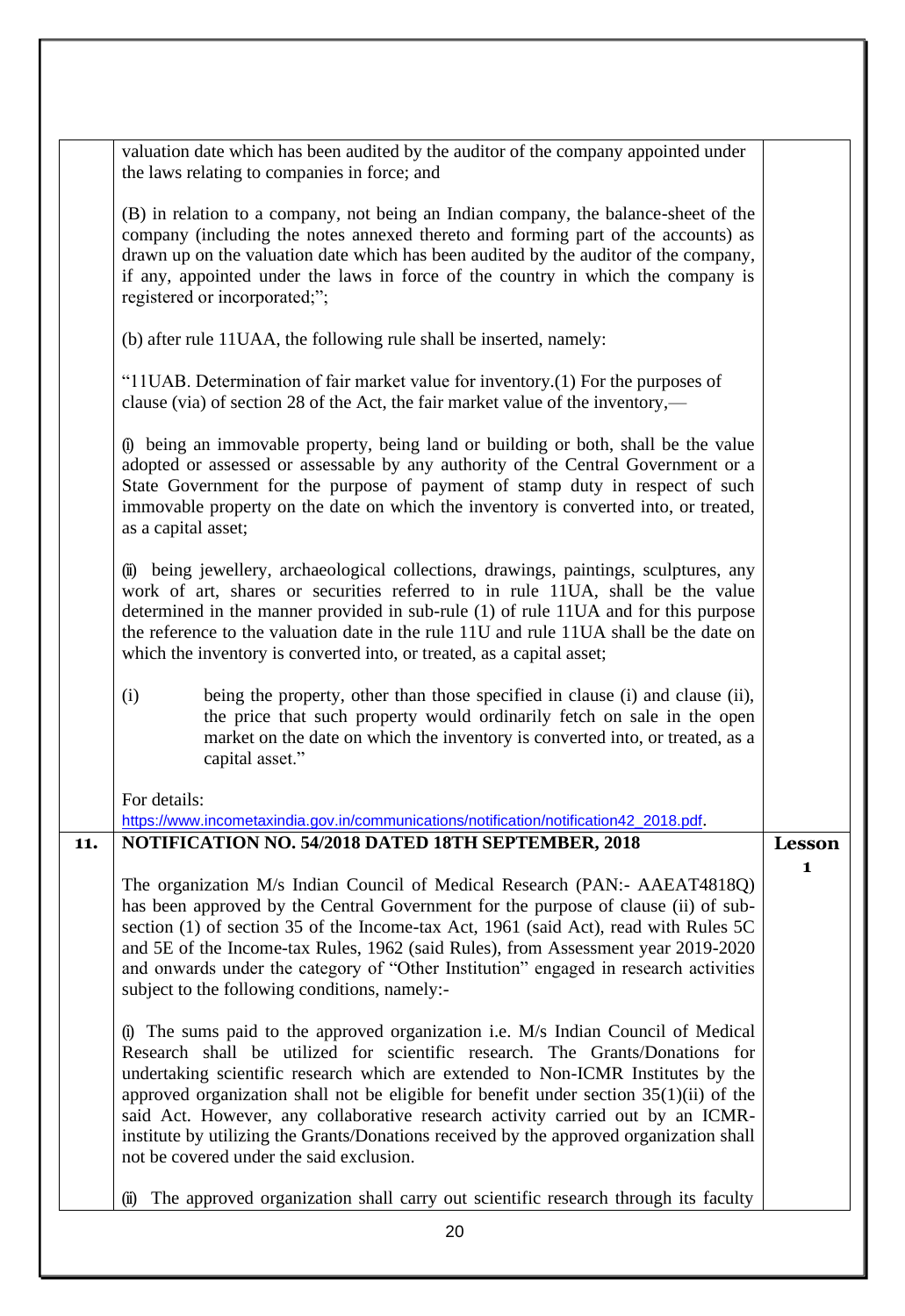valuation date which has been audited by the auditor of the company appointed under the laws relating to companies in force; and

(B) in relation to a company, not being an Indian company, the balance-sheet of the company (including the notes annexed thereto and forming part of the accounts) as drawn up on the valuation date which has been audited by the auditor of the company, if any, appointed under the laws in force of the country in which the company is registered or incorporated;";

(b) after rule 11UAA, the following rule shall be inserted, namely:

"11UAB. Determination of fair market value for inventory.(1) For the purposes of clause (via) of section 28 of the Act, the fair market value of the inventory,—

(i) being an immovable property, being land or building or both, shall be the value adopted or assessed or assessable by any authority of the Central Government or a State Government for the purpose of payment of stamp duty in respect of such immovable property on the date on which the inventory is converted into, or treated, as a capital asset;

(ii) being jewellery, archaeological collections, drawings, paintings, sculptures, any work of art, shares or securities referred to in rule 11UA, shall be the value determined in the manner provided in sub-rule (1) of rule 11UA and for this purpose the reference to the valuation date in the rule 11U and rule 11UA shall be the date on which the inventory is converted into, or treated, as a capital asset;

(i) being the property, other than those specified in clause (i) and clause (ii), the price that such property would ordinarily fetch on sale in the open market on the date on which the inventory is converted into, or treated, as a capital asset."

For details:
https://www.incometaxindia.gov.in/communications/notification/notification42_2018.pdf.

## 11. NOTIFICATION NO. 54/2018 DATED 18TH SEPTEMBER, 2018 — Lesson 1

The organization M/s Indian Council of Medical Research (PAN:- AAEAT4818Q) has been approved by the Central Government for the purpose of clause (ii) of sub-section (1) of section 35 of the Income-tax Act, 1961 (said Act), read with Rules 5C and 5E of the Income-tax Rules, 1962 (said Rules), from Assessment year 2019-2020 and onwards under the category of "Other Institution" engaged in research activities subject to the following conditions, namely:-

(i) The sums paid to the approved organization i.e. M/s Indian Council of Medical Research shall be utilized for scientific research. The Grants/Donations for undertaking scientific research which are extended to Non-ICMR Institutes by the approved organization shall not be eligible for benefit under section 35(1)(ii) of the said Act. However, any collaborative research activity carried out by an ICMR-institute by utilizing the Grants/Donations received by the approved organization shall not be covered under the said exclusion.

(ii) The approved organization shall carry out scientific research through its faculty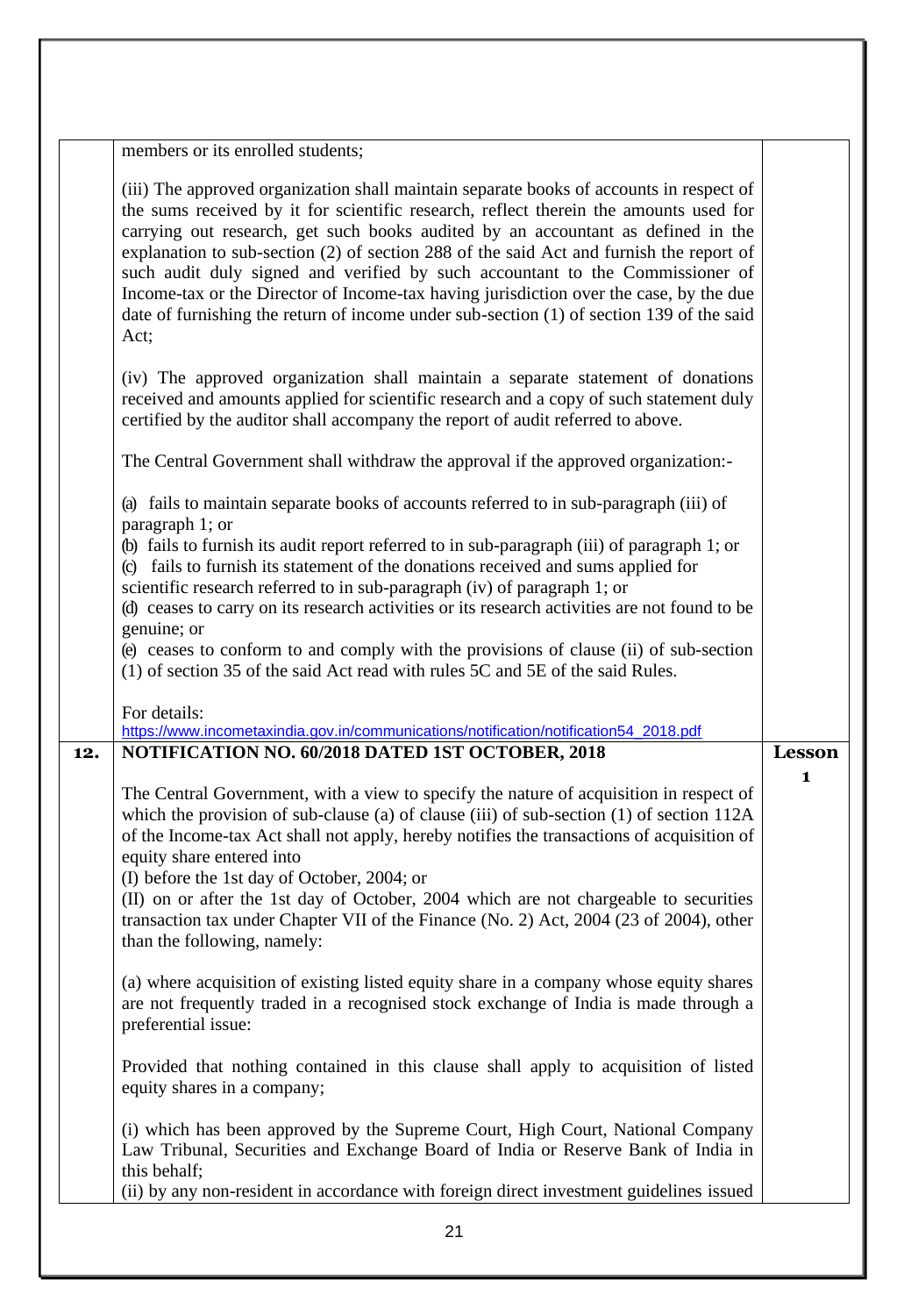| | | |
|---|---|---|
| | members or its enrolled students;<br><br>(iii) The approved organization shall maintain separate books of accounts in respect of the sums received by it for scientific research, reflect therein the amounts used for carrying out research, get such books audited by an accountant as defined in the explanation to sub-section (2) of section 288 of the said Act and furnish the report of such audit duly signed and verified by such accountant to the Commissioner of Income-tax or the Director of Income-tax having jurisdiction over the case, by the due date of furnishing the return of income under sub-section (1) of section 139 of the said Act;<br><br>(iv) The approved organization shall maintain a separate statement of donations received and amounts applied for scientific research and a copy of such statement duly certified by the auditor shall accompany the report of audit referred to above.<br><br>The Central Government shall withdraw the approval if the approved organization:-<br><br>(a) fails to maintain separate books of accounts referred to in sub-paragraph (iii) of paragraph 1; or<br>(b) fails to furnish its audit report referred to in sub-paragraph (iii) of paragraph 1; or<br>(c) fails to furnish its statement of the donations received and sums applied for scientific research referred to in sub-paragraph (iv) of paragraph 1; or<br>(d) ceases to carry on its research activities or its research activities are not found to be genuine; or<br>(e) ceases to conform to and comply with the provisions of clause (ii) of sub-section (1) of section 35 of the said Act read with rules 5C and 5E of the said Rules.<br><br>For details:<br>https://www.incometaxindia.gov.in/communications/notification/notification54_2018.pdf | |
| **12.** | **NOTIFICATION NO. 60/2018 DATED 1ST OCTOBER, 2018**<br><br>The Central Government, with a view to specify the nature of acquisition in respect of which the provision of sub-clause (a) of clause (iii) of sub-section (1) of section 112A of the Income-tax Act shall not apply, hereby notifies the transactions of acquisition of equity share entered into<br>(I) before the 1st day of October, 2004; or<br>(II) on or after the 1st day of October, 2004 which are not chargeable to securities transaction tax under Chapter VII of the Finance (No. 2) Act, 2004 (23 of 2004), other than the following, namely:<br><br>(a) where acquisition of existing listed equity share in a company whose equity shares are not frequently traded in a recognised stock exchange of India is made through a preferential issue:<br><br>Provided that nothing contained in this clause shall apply to acquisition of listed equity shares in a company;<br><br>(i) which has been approved by the Supreme Court, High Court, National Company Law Tribunal, Securities and Exchange Board of India or Reserve Bank of India in this behalf;<br>(ii) by any non-resident in accordance with foreign direct investment guidelines issued | **Lesson 1** |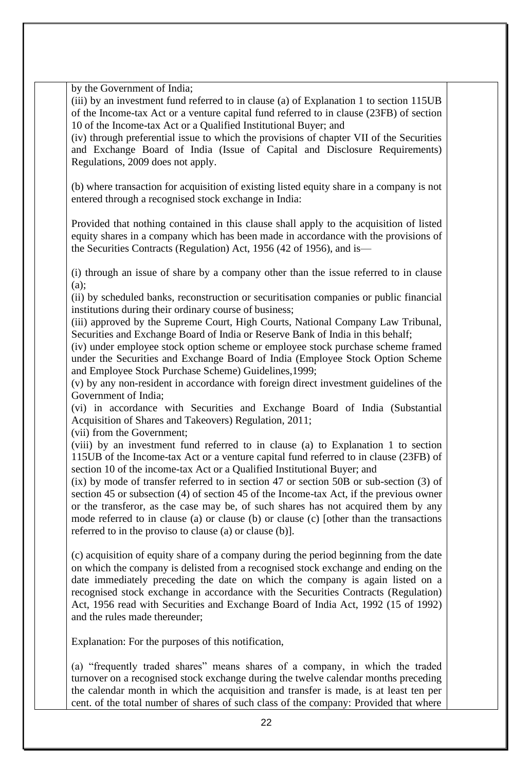by the Government of India;

(iii) by an investment fund referred to in clause (a) of Explanation 1 to section 115UB of the Income-tax Act or a venture capital fund referred to in clause (23FB) of section 10 of the Income-tax Act or a Qualified Institutional Buyer; and

(iv) through preferential issue to which the provisions of chapter VII of the Securities and Exchange Board of India (Issue of Capital and Disclosure Requirements) Regulations, 2009 does not apply.

(b) where transaction for acquisition of existing listed equity share in a company is not entered through a recognised stock exchange in India:

Provided that nothing contained in this clause shall apply to the acquisition of listed equity shares in a company which has been made in accordance with the provisions of the Securities Contracts (Regulation) Act, 1956 (42 of 1956), and is—

(i) through an issue of share by a company other than the issue referred to in clause (a);

(ii) by scheduled banks, reconstruction or securitisation companies or public financial institutions during their ordinary course of business;

(iii) approved by the Supreme Court, High Courts, National Company Law Tribunal, Securities and Exchange Board of India or Reserve Bank of India in this behalf;

(iv) under employee stock option scheme or employee stock purchase scheme framed under the Securities and Exchange Board of India (Employee Stock Option Scheme and Employee Stock Purchase Scheme) Guidelines,1999;

(v) by any non-resident in accordance with foreign direct investment guidelines of the Government of India;

(vi) in accordance with Securities and Exchange Board of India (Substantial Acquisition of Shares and Takeovers) Regulation, 2011;

(vii) from the Government;

(viii) by an investment fund referred to in clause (a) to Explanation 1 to section 115UB of the Income-tax Act or a venture capital fund referred to in clause (23FB) of section 10 of the income-tax Act or a Qualified Institutional Buyer; and

(ix) by mode of transfer referred to in section 47 or section 50B or sub-section (3) of section 45 or subsection (4) of section 45 of the Income-tax Act, if the previous owner or the transferor, as the case may be, of such shares has not acquired them by any mode referred to in clause (a) or clause (b) or clause (c) [other than the transactions referred to in the proviso to clause (a) or clause (b)].

(c) acquisition of equity share of a company during the period beginning from the date on which the company is delisted from a recognised stock exchange and ending on the date immediately preceding the date on which the company is again listed on a recognised stock exchange in accordance with the Securities Contracts (Regulation) Act, 1956 read with Securities and Exchange Board of India Act, 1992 (15 of 1992) and the rules made thereunder;

Explanation: For the purposes of this notification,

(a) "frequently traded shares" means shares of a company, in which the traded turnover on a recognised stock exchange during the twelve calendar months preceding the calendar month in which the acquisition and transfer is made, is at least ten per cent. of the total number of shares of such class of the company: Provided that where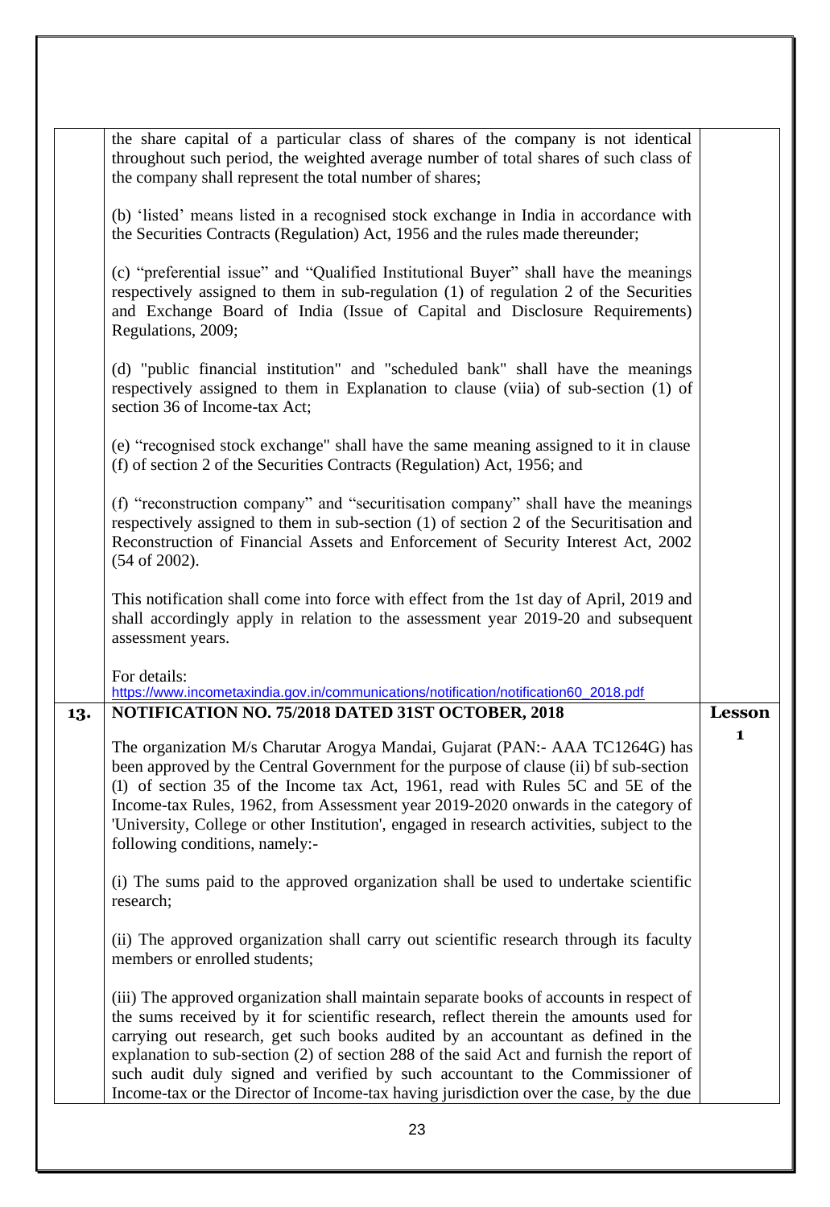the share capital of a particular class of shares of the company is not identical throughout such period, the weighted average number of total shares of such class of the company shall represent the total number of shares;

(b) 'listed' means listed in a recognised stock exchange in India in accordance with the Securities Contracts (Regulation) Act, 1956 and the rules made thereunder;

(c) "preferential issue" and "Qualified Institutional Buyer" shall have the meanings respectively assigned to them in sub-regulation (1) of regulation 2 of the Securities and Exchange Board of India (Issue of Capital and Disclosure Requirements) Regulations, 2009;

(d) "public financial institution" and "scheduled bank" shall have the meanings respectively assigned to them in Explanation to clause (viia) of sub-section (1) of section 36 of Income-tax Act;

(e) "recognised stock exchange" shall have the same meaning assigned to it in clause (f) of section 2 of the Securities Contracts (Regulation) Act, 1956; and

(f) "reconstruction company" and "securitisation company" shall have the meanings respectively assigned to them in sub-section (1) of section 2 of the Securitisation and Reconstruction of Financial Assets and Enforcement of Security Interest Act, 2002 (54 of 2002).

This notification shall come into force with effect from the 1st day of April, 2019 and shall accordingly apply in relation to the assessment year 2019-20 and subsequent assessment years.

For details:
https://www.incometaxindia.gov.in/communications/notification/notification60_2018.pdf

**13. NOTIFICATION NO. 75/2018 DATED 31ST OCTOBER, 2018** — **Lesson 1**

The organization M/s Charutar Arogya Mandai, Gujarat (PAN:- AAA TC1264G) has been approved by the Central Government for the purpose of clause (ii) bf sub-section (1) of section 35 of the Income tax Act, 1961, read with Rules 5C and 5E of the Income-tax Rules, 1962, from Assessment year 2019-2020 onwards in the category of 'University, College or other Institution', engaged in research activities, subject to the following conditions, namely:-

(i) The sums paid to the approved organization shall be used to undertake scientific research;

(ii) The approved organization shall carry out scientific research through its faculty members or enrolled students;

(iii) The approved organization shall maintain separate books of accounts in respect of the sums received by it for scientific research, reflect therein the amounts used for carrying out research, get such books audited by an accountant as defined in the explanation to sub-section (2) of section 288 of the said Act and furnish the report of such audit duly signed and verified by such accountant to the Commissioner of Income-tax or the Director of Income-tax having jurisdiction over the case, by the due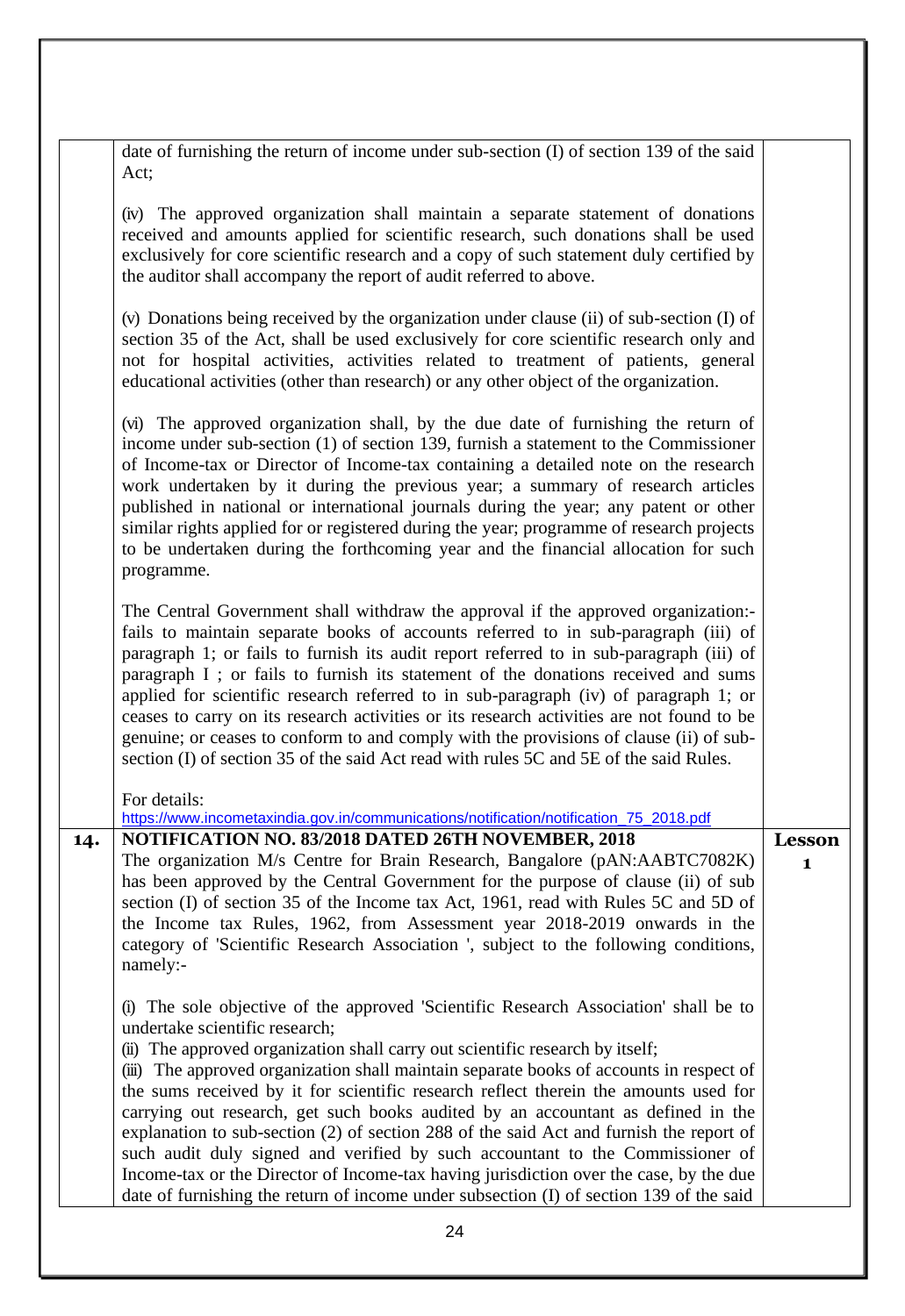| | | |
|---|---|---|
| | date of furnishing the return of income under sub-section (I) of section 139 of the said Act;<br><br>(iv) The approved organization shall maintain a separate statement of donations received and amounts applied for scientific research, such donations shall be used exclusively for core scientific research and a copy of such statement duly certified by the auditor shall accompany the report of audit referred to above.<br><br>(v) Donations being received by the organization under clause (ii) of sub-section (I) of section 35 of the Act, shall be used exclusively for core scientific research only and not for hospital activities, activities related to treatment of patients, general educational activities (other than research) or any other object of the organization.<br><br>(vi) The approved organization shall, by the due date of furnishing the return of income under sub-section (1) of section 139, furnish a statement to the Commissioner of Income-tax or Director of Income-tax containing a detailed note on the research work undertaken by it during the previous year; a summary of research articles published in national or international journals during the year; any patent or other similar rights applied for or registered during the year; programme of research projects to be undertaken during the forthcoming year and the financial allocation for such programme.<br><br>The Central Government shall withdraw the approval if the approved organization:- fails to maintain separate books of accounts referred to in sub-paragraph (iii) of paragraph 1; or fails to furnish its audit report referred to in sub-paragraph (iii) of paragraph I ; or fails to furnish its statement of the donations received and sums applied for scientific research referred to in sub-paragraph (iv) of paragraph 1; or ceases to carry on its research activities or its research activities are not found to be genuine; or ceases to conform to and comply with the provisions of clause (ii) of sub-section (I) of section 35 of the said Act read with rules 5C and 5E of the said Rules.<br><br>For details:<br>https://www.incometaxindia.gov.in/communications/notification/notification_75_2018.pdf | |
| **14.** | **NOTIFICATION NO. 83/2018 DATED 26TH NOVEMBER, 2018**<br>The organization M/s Centre for Brain Research, Bangalore (pAN:AABTC7082K) has been approved by the Central Government for the purpose of clause (ii) of sub section (I) of section 35 of the Income tax Act, 1961, read with Rules 5C and 5D of the Income tax Rules, 1962, from Assessment year 2018-2019 onwards in the category of 'Scientific Research Association ', subject to the following conditions, namely:-<br><br>(i) The sole objective of the approved 'Scientific Research Association' shall be to undertake scientific research;<br>(ii) The approved organization shall carry out scientific research by itself;<br>(iii) The approved organization shall maintain separate books of accounts in respect of the sums received by it for scientific research reflect therein the amounts used for carrying out research, get such books audited by an accountant as defined in the explanation to sub-section (2) of section 288 of the said Act and furnish the report of such audit duly signed and verified by such accountant to the Commissioner of Income-tax or the Director of Income-tax having jurisdiction over the case, by the due date of furnishing the return of income under subsection (I) of section 139 of the said | **Lesson 1** |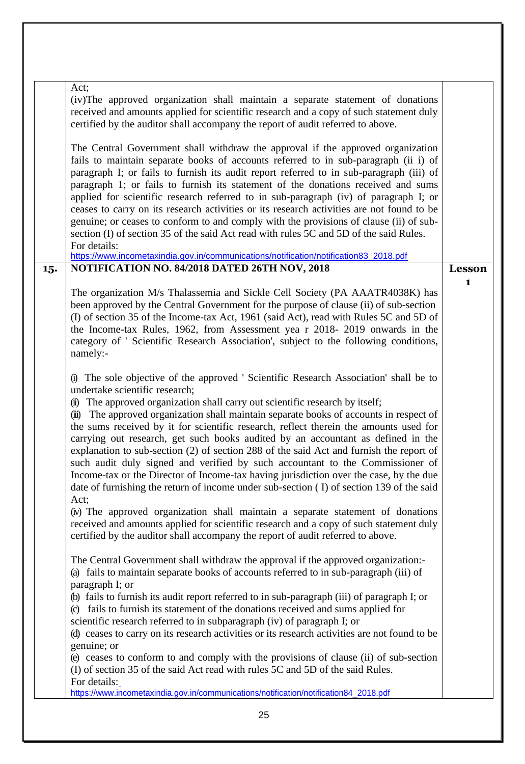| | | |
|---|---|---|
| | Act;<br>(iv)The approved organization shall maintain a separate statement of donations received and amounts applied for scientific research and a copy of such statement duly certified by the auditor shall accompany the report of audit referred to above.<br><br>The Central Government shall withdraw the approval if the approved organization fails to maintain separate books of accounts referred to in sub-paragraph (ii i) of paragraph I; or fails to furnish its audit report referred to in sub-paragraph (iii) of paragraph 1; or fails to furnish its statement of the donations received and sums applied for scientific research referred to in sub-paragraph (iv) of paragraph I; or ceases to carry on its research activities or its research activities are not found to be genuine; or ceases to conform to and comply with the provisions of clause (ii) of sub-section (I) of section 35 of the said Act read with rules 5C and 5D of the said Rules.<br>For details:<br>https://www.incometaxindia.gov.in/communications/notification/notification83_2018.pdf | |
| **15.** | **NOTIFICATION NO. 84/2018 DATED 26TH NOV, 2018**<br><br>The organization M/s Thalassemia and Sickle Cell Society (PA AAATR4038K) has been approved by the Central Government for the purpose of clause (ii) of sub-section (I) of section 35 of the Income-tax Act, 1961 (said Act), read with Rules 5C and 5D of the Income-tax Rules, 1962, from Assessment yea r 2018- 2019 onwards in the category of ' Scientific Research Association', subject to the following conditions, namely:-<br><br>(i) The sole objective of the approved ' Scientific Research Association' shall be to undertake scientific research;<br>(ii) The approved organization shall carry out scientific research by itself;<br>(iii) The approved organization shall maintain separate books of accounts in respect of the sums received by it for scientific research, reflect therein the amounts used for carrying out research, get such books audited by an accountant as defined in the explanation to sub-section (2) of section 288 of the said Act and furnish the report of such audit duly signed and verified by such accountant to the Commissioner of Income-tax or the Director of Income-tax having jurisdiction over the case, by the due date of furnishing the return of income under sub-section ( I) of section 139 of the said Act;<br>(iv) The approved organization shall maintain a separate statement of donations received and amounts applied for scientific research and a copy of such statement duly certified by the auditor shall accompany the report of audit referred to above.<br><br>The Central Government shall withdraw the approval if the approved organization:-<br>(a) fails to maintain separate books of accounts referred to in sub-paragraph (iii) of paragraph I; or<br>(b) fails to furnish its audit report referred to in sub-paragraph (iii) of paragraph I; or<br>(c) fails to furnish its statement of the donations received and sums applied for scientific research referred to in subparagraph (iv) of paragraph I; or<br>(d) ceases to carry on its research activities or its research activities are not found to be genuine; or<br>(e) ceases to conform to and comply with the provisions of clause (ii) of sub-section (I) of section 35 of the said Act read with rules 5C and 5D of the said Rules.<br>For details:<br>https://www.incometaxindia.gov.in/communications/notification/notification84_2018.pdf | **Lesson 1** |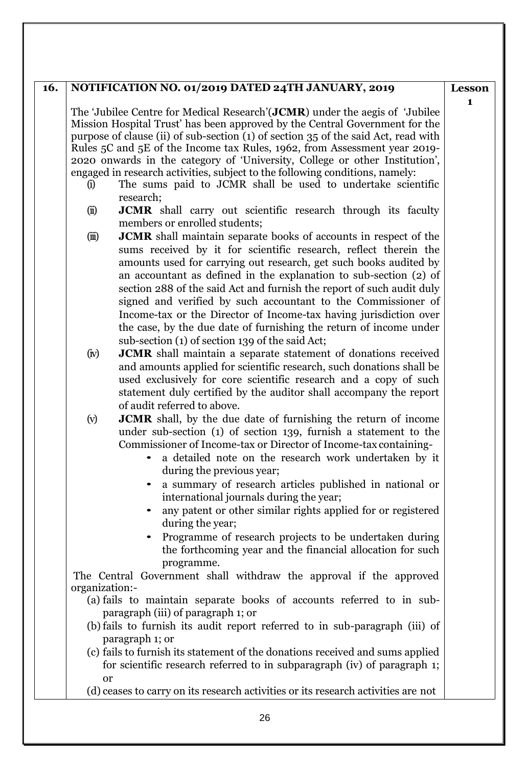| 16. | **NOTIFICATION NO. 01/2019 DATED 24TH JANUARY, 2019** | **Lesson 1** |
|---|---|---|
| | The 'Jubilee Centre for Medical Research'(**JCMR**) under the aegis of 'Jubilee Mission Hospital Trust' has been approved by the Central Government for the purpose of clause (ii) of sub-section (1) of section 35 of the said Act, read with Rules 5C and 5E of the Income tax Rules, 1962, from Assessment year 2019-2020 onwards in the category of 'University, College or other Institution', engaged in research activities, subject to the following conditions, namely:<br>(i) The sums paid to JCMR shall be used to undertake scientific research;<br>(ii) **JCMR** shall carry out scientific research through its faculty members or enrolled students;<br>(iii) **JCMR** shall maintain separate books of accounts in respect of the sums received by it for scientific research, reflect therein the amounts used for carrying out research, get such books audited by an accountant as defined in the explanation to sub-section (2) of section 288 of the said Act and furnish the report of such audit duly signed and verified by such accountant to the Commissioner of Income-tax or the Director of Income-tax having jurisdiction over the case, by the due date of furnishing the return of income under sub-section (1) of section 139 of the said Act;<br>(iv) **JCMR** shall maintain a separate statement of donations received and amounts applied for scientific research, such donations shall be used exclusively for core scientific research and a copy of such statement duly certified by the auditor shall accompany the report of audit referred to above.<br>(v) **JCMR** shall, by the due date of furnishing the return of income under sub-section (1) of section 139, furnish a statement to the Commissioner of Income-tax or Director of Income-tax containing-<br>• a detailed note on the research work undertaken by it during the previous year;<br>• a summary of research articles published in national or international journals during the year;<br>• any patent or other similar rights applied for or registered during the year;<br>• Programme of research projects to be undertaken during the forthcoming year and the financial allocation for such programme.<br>The Central Government shall withdraw the approval if the approved organization:-<br>(a) fails to maintain separate books of accounts referred to in sub-paragraph (iii) of paragraph 1; or<br>(b) fails to furnish its audit report referred to in sub-paragraph (iii) of paragraph 1; or<br>(c) fails to furnish its statement of the donations received and sums applied for scientific research referred to in subparagraph (iv) of paragraph 1; or<br>(d) ceases to carry on its research activities or its research activities are not | |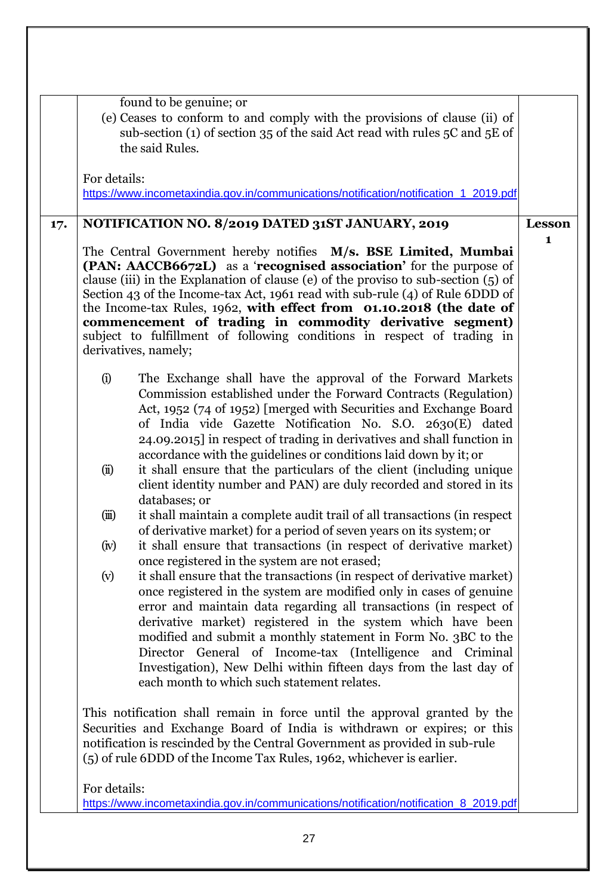| | | |
|---|---|---|
| | found to be genuine; or<br>(e) Ceases to conform to and comply with the provisions of clause (ii) of sub-section (1) of section 35 of the said Act read with rules 5C and 5E of the said Rules.<br><br>For details:<br>https://www.incometaxindia.gov.in/communications/notification/notification_1_2019.pdf | |
| **17.** | **NOTIFICATION NO. 8/2019 DATED 31ST JANUARY, 2019**<br><br>The Central Government hereby notifies **M/s. BSE Limited, Mumbai (PAN: AACCB6672L)** as a '**recognised association**' for the purpose of clause (iii) in the Explanation of clause (e) of the proviso to sub-section (5) of Section 43 of the Income-tax Act, 1961 read with sub-rule (4) of Rule 6DDD of the Income-tax Rules, 1962, **with effect from 01.10.2018 (the date of commencement of trading in commodity derivative segment)** subject to fulfillment of following conditions in respect of trading in derivatives, namely;<br><br>(i) The Exchange shall have the approval of the Forward Markets Commission established under the Forward Contracts (Regulation) Act, 1952 (74 of 1952) [merged with Securities and Exchange Board of India vide Gazette Notification No. S.O. 2630(E) dated 24.09.2015] in respect of trading in derivatives and shall function in accordance with the guidelines or conditions laid down by it; or<br>(ii) it shall ensure that the particulars of the client (including unique client identity number and PAN) are duly recorded and stored in its databases; or<br>(iii) it shall maintain a complete audit trail of all transactions (in respect of derivative market) for a period of seven years on its system; or<br>(iv) it shall ensure that transactions (in respect of derivative market) once registered in the system are not erased;<br>(v) it shall ensure that the transactions (in respect of derivative market) once registered in the system are modified only in cases of genuine error and maintain data regarding all transactions (in respect of derivative market) registered in the system which have been modified and submit a monthly statement in Form No. 3BC to the Director General of Income-tax (Intelligence and Criminal Investigation), New Delhi within fifteen days from the last day of each month to which such statement relates.<br><br>This notification shall remain in force until the approval granted by the Securities and Exchange Board of India is withdrawn or expires; or this notification is rescinded by the Central Government as provided in sub-rule (5) of rule 6DDD of the Income Tax Rules, 1962, whichever is earlier.<br><br>For details:<br>https://www.incometaxindia.gov.in/communications/notification/notification_8_2019.pdf | **Lesson 1** |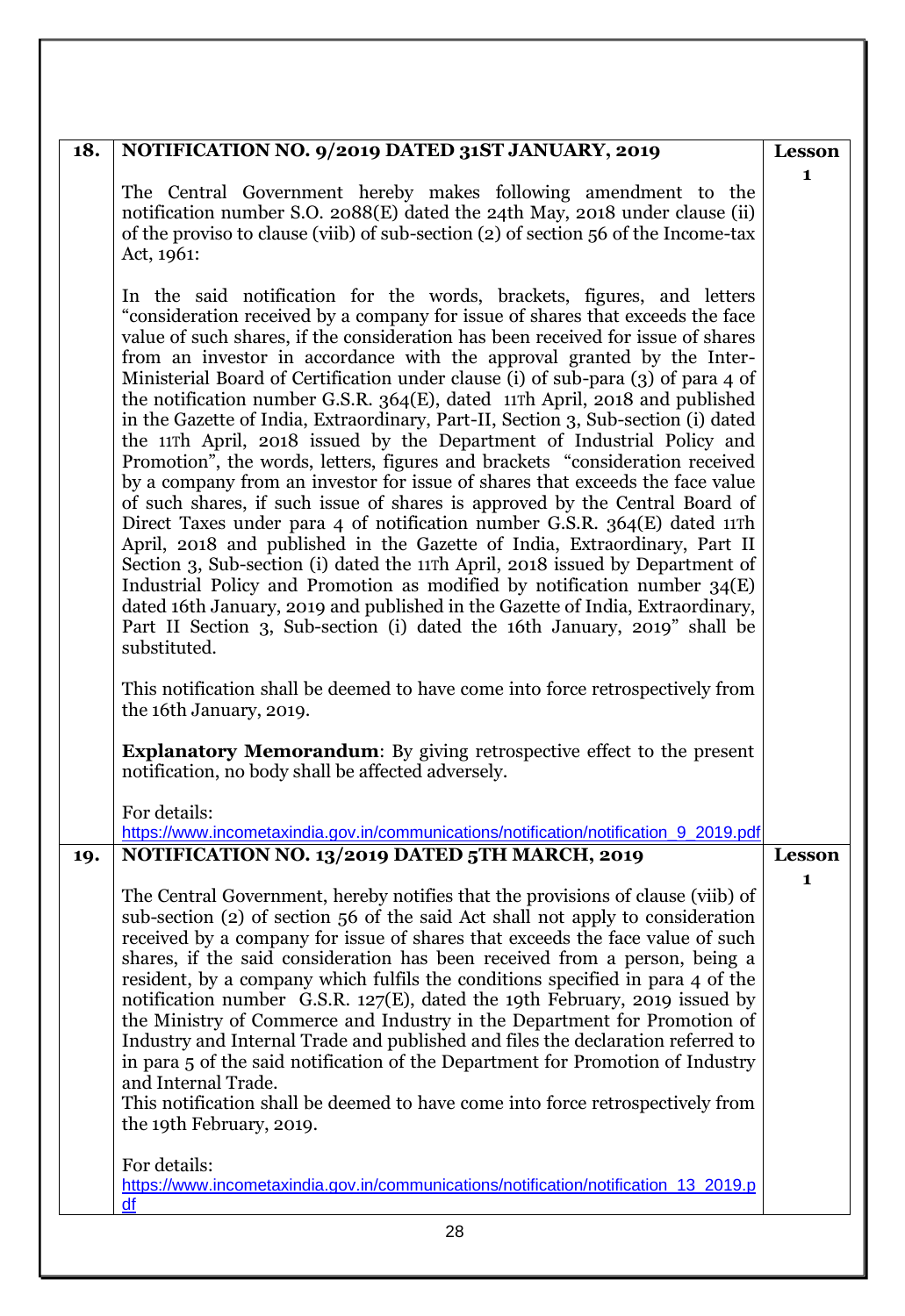| | | |
|---|---|---|
| **18.** | **NOTIFICATION NO. 9/2019 DATED 31ST JANUARY, 2019**<br><br>The Central Government hereby makes following amendment to the notification number S.O. 2088(E) dated the 24th May, 2018 under clause (ii) of the proviso to clause (viib) of sub-section (2) of section 56 of the Income-tax Act, 1961:<br><br>In the said notification for the words, brackets, figures, and letters "consideration received by a company for issue of shares that exceeds the face value of such shares, if the consideration has been received for issue of shares from an investor in accordance with the approval granted by the Inter-Ministerial Board of Certification under clause (i) of sub-para (3) of para 4 of the notification number G.S.R. 364(E), dated 11Th April, 2018 and published in the Gazette of India, Extraordinary, Part-II, Section 3, Sub-section (i) dated the 11Th April, 2018 issued by the Department of Industrial Policy and Promotion", the words, letters, figures and brackets "consideration received by a company from an investor for issue of shares that exceeds the face value of such shares, if such issue of shares is approved by the Central Board of Direct Taxes under para 4 of notification number G.S.R. 364(E) dated 11Th April, 2018 and published in the Gazette of India, Extraordinary, Part II Section 3, Sub-section (i) dated the 11Th April, 2018 issued by Department of Industrial Policy and Promotion as modified by notification number 34(E) dated 16th January, 2019 and published in the Gazette of India, Extraordinary, Part II Section 3, Sub-section (i) dated the 16th January, 2019" shall be substituted.<br><br>This notification shall be deemed to have come into force retrospectively from the 16th January, 2019.<br><br>**Explanatory Memorandum**: By giving retrospective effect to the present notification, no body shall be affected adversely.<br><br>For details:<br>https://www.incometaxindia.gov.in/communications/notification/notification_9_2019.pdf | **Lesson 1** |
| **19.** | **NOTIFICATION NO. 13/2019 DATED 5TH MARCH, 2019**<br><br>The Central Government, hereby notifies that the provisions of clause (viib) of sub-section (2) of section 56 of the said Act shall not apply to consideration received by a company for issue of shares that exceeds the face value of such shares, if the said consideration has been received from a person, being a resident, by a company which fulfils the conditions specified in para 4 of the notification number G.S.R. 127(E), dated the 19th February, 2019 issued by the Ministry of Commerce and Industry in the Department for Promotion of Industry and Internal Trade and published and files the declaration referred to in para 5 of the said notification of the Department for Promotion of Industry and Internal Trade.<br>This notification shall be deemed to have come into force retrospectively from the 19th February, 2019.<br><br>For details:<br>https://www.incometaxindia.gov.in/communications/notification/notification_13_2019.pdf | **Lesson 1** |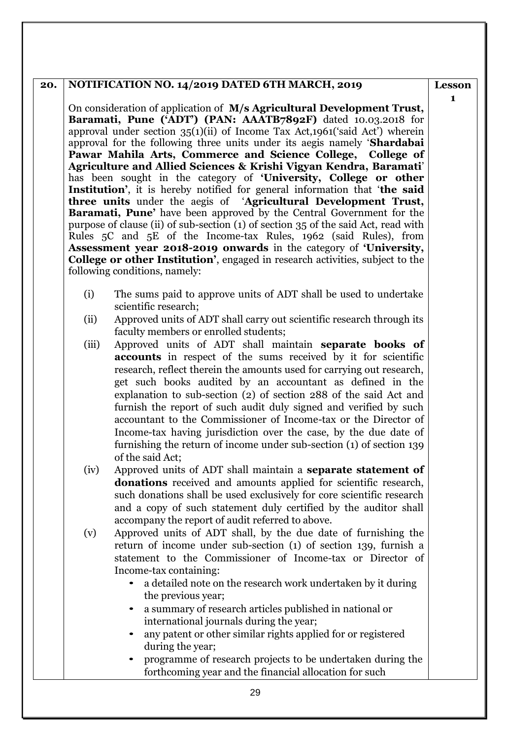| 20. | **NOTIFICATION NO. 14/2019 DATED 6TH MARCH, 2019** | **Lesson 1** |
|---|---|---|
| | On consideration of application of **M/s Agricultural Development Trust, Baramati, Pune ('ADT') (PAN: AAATB7892F)** dated 10.03.2018 for approval under section 35(1)(ii) of Income Tax Act,1961('said Act') wherein approval for the following three units under its aegis namely '**Shardabai Pawar Mahila Arts, Commerce and Science College, College of Agriculture and Allied Sciences & Krishi Vigyan Kendra, Baramati**' has been sought in the category of **'University, College or other Institution'**, it is hereby notified for general information that '**the said three units** under the aegis of '**Agricultural Development Trust, Baramati, Pune'** have been approved by the Central Government for the purpose of clause (ii) of sub-section (1) of section 35 of the said Act, read with Rules 5C and 5E of the Income-tax Rules, 1962 (said Rules), from **Assessment year 2018-2019 onwards** in the category of **'University, College or other Institution'**, engaged in research activities, subject to the following conditions, namely:<br><br>(i) The sums paid to approve units of ADT shall be used to undertake scientific research;<br>(ii) Approved units of ADT shall carry out scientific research through its faculty members or enrolled students;<br>(iii) Approved units of ADT shall maintain **separate books of accounts** in respect of the sums received by it for scientific research, reflect therein the amounts used for carrying out research, get such books audited by an accountant as defined in the explanation to sub-section (2) of section 288 of the said Act and furnish the report of such audit duly signed and verified by such accountant to the Commissioner of Income-tax or the Director of Income-tax having jurisdiction over the case, by the due date of furnishing the return of income under sub-section (1) of section 139 of the said Act;<br>(iv) Approved units of ADT shall maintain a **separate statement of donations** received and amounts applied for scientific research, such donations shall be used exclusively for core scientific research and a copy of such statement duly certified by the auditor shall accompany the report of audit referred to above.<br>(v) Approved units of ADT shall, by the due date of furnishing the return of income under sub-section (1) of section 139, furnish a statement to the Commissioner of Income-tax or Director of Income-tax containing:<br>• a detailed note on the research work undertaken by it during the previous year;<br>• a summary of research articles published in national or international journals during the year;<br>• any patent or other similar rights applied for or registered during the year;<br>• programme of research projects to be undertaken during the forthcoming year and the financial allocation for such | |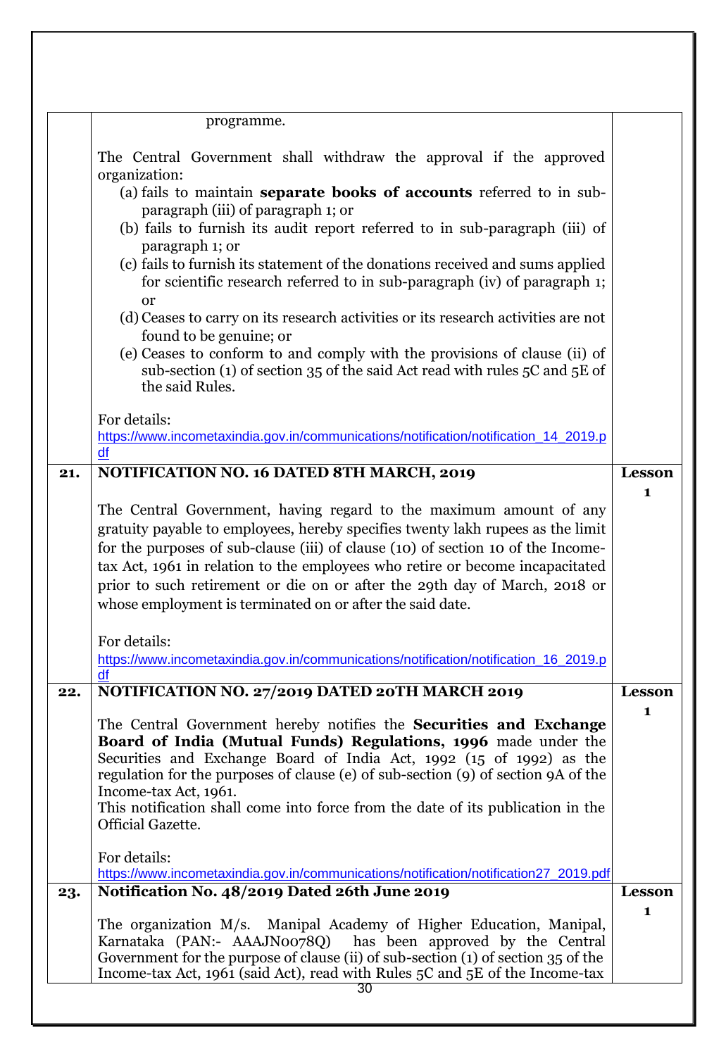| | | |
|---|---|---|
| | programme.<br><br>The Central Government shall withdraw the approval if the approved organization:<br>(a) fails to maintain **separate books of accounts** referred to in sub-paragraph (iii) of paragraph 1; or<br>(b) fails to furnish its audit report referred to in sub-paragraph (iii) of paragraph 1; or<br>(c) fails to furnish its statement of the donations received and sums applied for scientific research referred to in sub-paragraph (iv) of paragraph 1; or<br>(d) Ceases to carry on its research activities or its research activities are not found to be genuine; or<br>(e) Ceases to conform to and comply with the provisions of clause (ii) of sub-section (1) of section 35 of the said Act read with rules 5C and 5E of the said Rules.<br><br>For details:<br>https://www.incometaxindia.gov.in/communications/notification/notification_14_2019.pdf | |
| **21.** | **NOTIFICATION NO. 16 DATED 8TH MARCH, 2019**<br><br>The Central Government, having regard to the maximum amount of any gratuity payable to employees, hereby specifies twenty lakh rupees as the limit for the purposes of sub-clause (iii) of clause (10) of section 10 of the Income-tax Act, 1961 in relation to the employees who retire or become incapacitated prior to such retirement or die on or after the 29th day of March, 2018 or whose employment is terminated on or after the said date.<br><br>For details:<br>https://www.incometaxindia.gov.in/communications/notification/notification_16_2019.pdf | **Lesson 1** |
| **22.** | **NOTIFICATION NO. 27/2019 DATED 20TH MARCH 2019**<br><br>The Central Government hereby notifies the **Securities and Exchange Board of India (Mutual Funds) Regulations, 1996** made under the Securities and Exchange Board of India Act, 1992 (15 of 1992) as the regulation for the purposes of clause (e) of sub-section (9) of section 9A of the Income-tax Act, 1961.<br>This notification shall come into force from the date of its publication in the Official Gazette.<br><br>For details:<br>https://www.incometaxindia.gov.in/communications/notification/notification27_2019.pdf | **Lesson 1** |
| **23.** | **Notification No. 48/2019 Dated 26th June 2019**<br><br>The organization M/s. Manipal Academy of Higher Education, Manipal, Karnataka (PAN:- AAAJN0078Q) has been approved by the Central Government for the purpose of clause (ii) of sub-section (1) of section 35 of the Income-tax Act, 1961 (said Act), read with Rules 5C and 5E of the Income-tax | **Lesson 1** |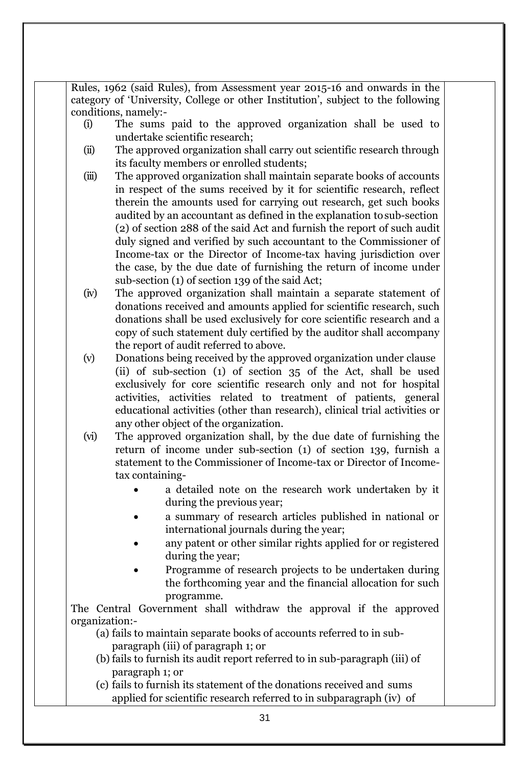Rules, 1962 (said Rules), from Assessment year 2015-16 and onwards in the category of 'University, College or other Institution', subject to the following conditions, namely:-

(i) The sums paid to the approved organization shall be used to undertake scientific research;

(ii) The approved organization shall carry out scientific research through its faculty members or enrolled students;

(iii) The approved organization shall maintain separate books of accounts in respect of the sums received by it for scientific research, reflect therein the amounts used for carrying out research, get such books audited by an accountant as defined in the explanation to sub-section (2) of section 288 of the said Act and furnish the report of such audit duly signed and verified by such accountant to the Commissioner of Income-tax or the Director of Income-tax having jurisdiction over the case, by the due date of furnishing the return of income under sub-section (1) of section 139 of the said Act;

(iv) The approved organization shall maintain a separate statement of donations received and amounts applied for scientific research, such donations shall be used exclusively for core scientific research and a copy of such statement duly certified by the auditor shall accompany the report of audit referred to above.

(v) Donations being received by the approved organization under clause (ii) of sub-section (1) of section 35 of the Act, shall be used exclusively for core scientific research only and not for hospital activities, activities related to treatment of patients, general educational activities (other than research), clinical trial activities or any other object of the organization.

(vi) The approved organization shall, by the due date of furnishing the return of income under sub-section (1) of section 139, furnish a statement to the Commissioner of Income-tax or Director of Income-tax containing-
   - a detailed note on the research work undertaken by it during the previous year;
   - a summary of research articles published in national or international journals during the year;
   - any patent or other similar rights applied for or registered during the year;
   - Programme of research projects to be undertaken during the forthcoming year and the financial allocation for such programme.

The Central Government shall withdraw the approval if the approved organization:-

(a) fails to maintain separate books of accounts referred to in sub-paragraph (iii) of paragraph 1; or

(b) fails to furnish its audit report referred to in sub-paragraph (iii) of paragraph 1; or

(c) fails to furnish its statement of the donations received and sums applied for scientific research referred to in subparagraph (iv) of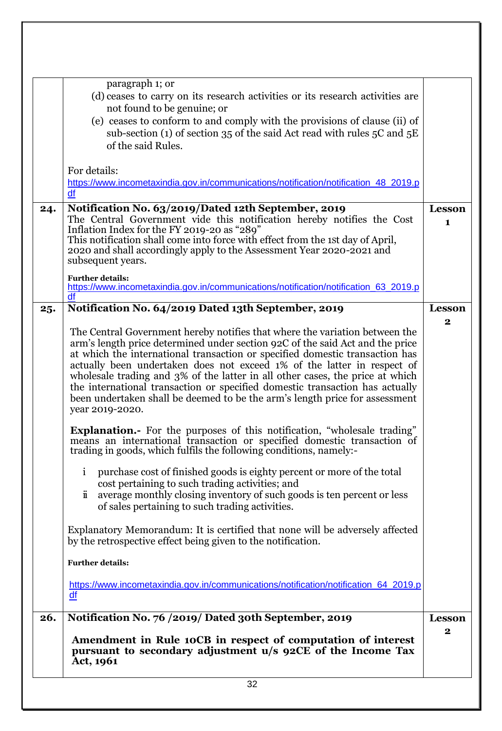| | | |
|---|---|---|
| | paragraph 1; or<br>(d) ceases to carry on its research activities or its research activities are not found to be genuine; or<br>(e) ceases to conform to and comply with the provisions of clause (ii) of sub-section (1) of section 35 of the said Act read with rules 5C and 5E of the said Rules.<br><br>For details:<br>https://www.incometaxindia.gov.in/communications/notification/notification_48_2019.pdf | |
| **24.** | **Notification No. 63/2019/Dated 12th September, 2019**<br>The Central Government vide this notification hereby notifies the Cost Inflation Index for the FY 2019-20 as "289"<br>This notification shall come into force with effect from the 1st day of April, 2020 and shall accordingly apply to the Assessment Year 2020-2021 and subsequent years.<br><br>**Further details:**<br>https://www.incometaxindia.gov.in/communications/notification/notification_63_2019.pdf | **Lesson 1** |
| **25.** | **Notification No. 64/2019 Dated 13th September, 2019**<br><br>The Central Government hereby notifies that where the variation between the arm's length price determined under section 92C of the said Act and the price at which the international transaction or specified domestic transaction has actually been undertaken does not exceed 1% of the latter in respect of wholesale trading and 3% of the latter in all other cases, the price at which the international transaction or specified domestic transaction has actually been undertaken shall be deemed to be the arm's length price for assessment year 2019-2020.<br><br>**Explanation.-** For the purposes of this notification, "wholesale trading" means an international transaction or specified domestic transaction of trading in goods, which fulfils the following conditions, namely:-<br><br>i purchase cost of finished goods is eighty percent or more of the total cost pertaining to such trading activities; and<br>ii average monthly closing inventory of such goods is ten percent or less of sales pertaining to such trading activities.<br><br>Explanatory Memorandum: It is certified that none will be adversely affected by the retrospective effect being given to the notification.<br><br>**Further details:**<br><br>https://www.incometaxindia.gov.in/communications/notification/notification_64_2019.pdf | **Lesson 2** |
| **26.** | **Notification No. 76 /2019/ Dated 30th September, 2019**<br><br>**Amendment in Rule 10CB in respect of computation of interest pursuant to secondary adjustment u/s 92CE of the Income Tax Act, 1961** | **Lesson 2** |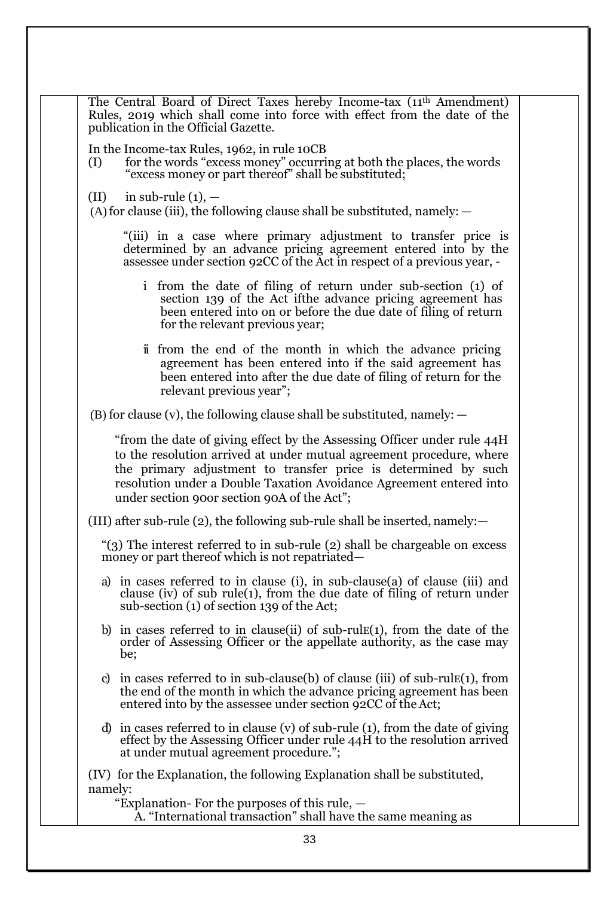The Central Board of Direct Taxes hereby Income-tax (11th Amendment) Rules, 2019 which shall come into force with effect from the date of the publication in the Official Gazette.

In the Income-tax Rules, 1962, in rule 10CB

(I) for the words "excess money" occurring at both the places, the words "excess money or part thereof" shall be substituted;

(II) in sub-rule (1), —

(A) for clause (iii), the following clause shall be substituted, namely: —

"(iii) in a case where primary adjustment to transfer price is determined by an advance pricing agreement entered into by the assessee under section 92CC of the Act in respect of a previous year, -

i from the date of filing of return under sub-section (1) of section 139 of the Act ifthe advance pricing agreement has been entered into on or before the due date of filing of return for the relevant previous year;

ii from the end of the month in which the advance pricing agreement has been entered into if the said agreement has been entered into after the due date of filing of return for the relevant previous year";

(B) for clause (v), the following clause shall be substituted, namely: —

"from the date of giving effect by the Assessing Officer under rule 44H to the resolution arrived at under mutual agreement procedure, where the primary adjustment to transfer price is determined by such resolution under a Double Taxation Avoidance Agreement entered into under section 90or section 90A of the Act";

(III) after sub-rule (2), the following sub-rule shall be inserted, namely:—

"(3) The interest referred to in sub-rule (2) shall be chargeable on excess money or part thereof which is not repatriated—

a) in cases referred to in clause (i), in sub-clause(a) of clause (iii) and clause (iv) of sub rule(1), from the due date of filing of return under sub-section (1) of section 139 of the Act;

b) in cases referred to in clause(ii) of sub-rulE(1), from the date of the order of Assessing Officer or the appellate authority, as the case may be;

c) in cases referred to in sub-clause(b) of clause (iii) of sub-rulE(1), from the end of the month in which the advance pricing agreement has been entered into by the assessee under section 92CC of the Act;

d) in cases referred to in clause (v) of sub-rule (1), from the date of giving effect by the Assessing Officer under rule 44H to the resolution arrived at under mutual agreement procedure.";

(IV) for the Explanation, the following Explanation shall be substituted, namely:

"Explanation- For the purposes of this rule, —

A. "International transaction" shall have the same meaning as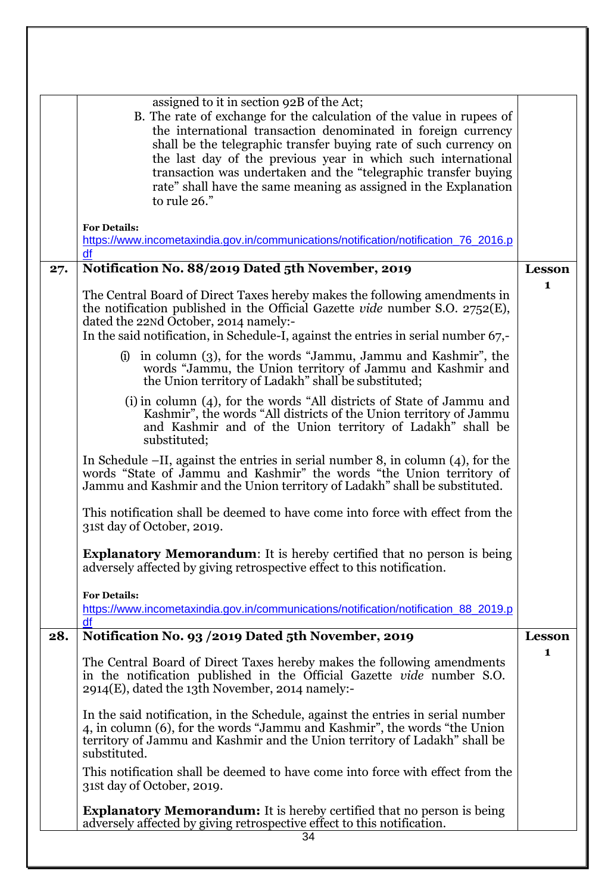| | | |
|---|---|---|
| | assigned to it in section 92B of the Act;<br>B. The rate of exchange for the calculation of the value in rupees of the international transaction denominated in foreign currency shall be the telegraphic transfer buying rate of such currency on the last day of the previous year in which such international transaction was undertaken and the "telegraphic transfer buying rate" shall have the same meaning as assigned in the Explanation to rule 26."<br><br>**For Details:**<br>https://www.incometaxindia.gov.in/communications/notification/notification_76_2016.pdf | |
| **27.** | **Notification No. 88/2019 Dated 5th November, 2019**<br><br>The Central Board of Direct Taxes hereby makes the following amendments in the notification published in the Official Gazette *vide* number S.O. 2752(E), dated the 22Nd October, 2014 namely:-<br>In the said notification, in Schedule-I, against the entries in serial number 67,-<br>(i) in column (3), for the words "Jammu, Jammu and Kashmir", the words "Jammu, the Union territory of Jammu and Kashmir and the Union territory of Ladakh" shall be substituted;<br>(i) in column (4), for the words "All districts of State of Jammu and Kashmir", the words "All districts of the Union territory of Jammu and Kashmir and of the Union territory of Ladakh" shall be substituted;<br><br>In Schedule –II, against the entries in serial number 8, in column (4), for the words "State of Jammu and Kashmir" the words "the Union territory of Jammu and Kashmir and the Union territory of Ladakh" shall be substituted.<br><br>This notification shall be deemed to have come into force with effect from the 31st day of October, 2019.<br><br>**Explanatory Memorandum**: It is hereby certified that no person is being adversely affected by giving retrospective effect to this notification.<br><br>**For Details:**<br>https://www.incometaxindia.gov.in/communications/notification/notification_88_2019.pdf | **Lesson 1** |
| **28.** | **Notification No. 93 /2019 Dated 5th November, 2019**<br><br>The Central Board of Direct Taxes hereby makes the following amendments in the notification published in the Official Gazette *vide* number S.O. 2914(E), dated the 13th November, 2014 namely:-<br><br>In the said notification, in the Schedule, against the entries in serial number 4, in column (6), for the words "Jammu and Kashmir", the words "the Union territory of Jammu and Kashmir and the Union territory of Ladakh" shall be substituted.<br><br>This notification shall be deemed to have come into force with effect from the 31st day of October, 2019.<br><br>**Explanatory Memorandum:** It is hereby certified that no person is being adversely affected by giving retrospective effect to this notification. | **Lesson 1** |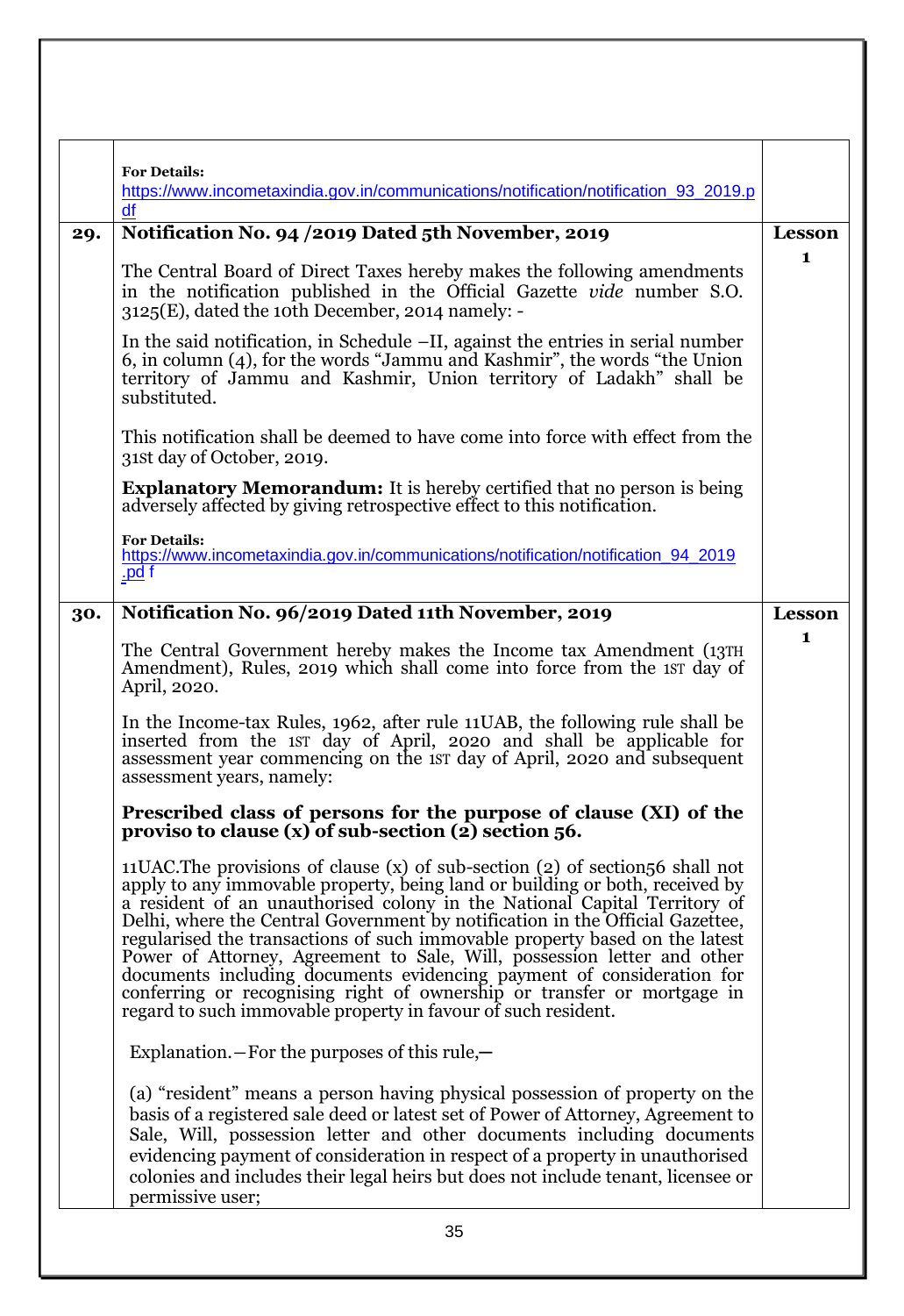| | | |
|---|---|---|
| | **For Details:**<br>https://www.incometaxindia.gov.in/communications/notification/notification_93_2019.pdf | |
| **29.** | **Notification No. 94 /2019 Dated 5th November, 2019**<br><br>The Central Board of Direct Taxes hereby makes the following amendments in the notification published in the Official Gazette *vide* number S.O. 3125(E), dated the 10th December, 2014 namely: -<br><br>In the said notification, in Schedule –II, against the entries in serial number 6, in column (4), for the words "Jammu and Kashmir", the words "the Union territory of Jammu and Kashmir, Union territory of Ladakh" shall be substituted.<br><br>This notification shall be deemed to have come into force with effect from the 31st day of October, 2019.<br><br>**Explanatory Memorandum:** It is hereby certified that no person is being adversely affected by giving retrospective effect to this notification.<br><br>**For Details:**<br>https://www.incometaxindia.gov.in/communications/notification/notification_94_2019.pd f | **Lesson 1** |
| **30.** | **Notification No. 96/2019 Dated 11th November, 2019**<br><br>The Central Government hereby makes the Income tax Amendment (13TH Amendment), Rules, 2019 which shall come into force from the 1ST day of April, 2020.<br><br>In the Income-tax Rules, 1962, after rule 11UAB, the following rule shall be inserted from the 1ST day of April, 2020 and shall be applicable for assessment year commencing on the 1ST day of April, 2020 and subsequent assessment years, namely:<br><br>**Prescribed class of persons for the purpose of clause (XI) of the proviso to clause (x) of sub-section (2) section 56.**<br><br>11UAC.The provisions of clause (x) of sub-section (2) of section56 shall not apply to any immovable property, being land or building or both, received by a resident of an unauthorised colony in the National Capital Territory of Delhi, where the Central Government by notification in the Official Gazettee, regularised the transactions of such immovable property based on the latest Power of Attorney, Agreement to Sale, Will, possession letter and other documents including documents evidencing payment of consideration for conferring or recognising right of ownership or transfer or mortgage in regard to such immovable property in favour of such resident.<br><br>Explanation.—For the purposes of this rule,—<br><br>(a) "resident" means a person having physical possession of property on the basis of a registered sale deed or latest set of Power of Attorney, Agreement to Sale, Will, possession letter and other documents including documents evidencing payment of consideration in respect of a property in unauthorised colonies and includes their legal heirs but does not include tenant, licensee or permissive user; | **Lesson 1** |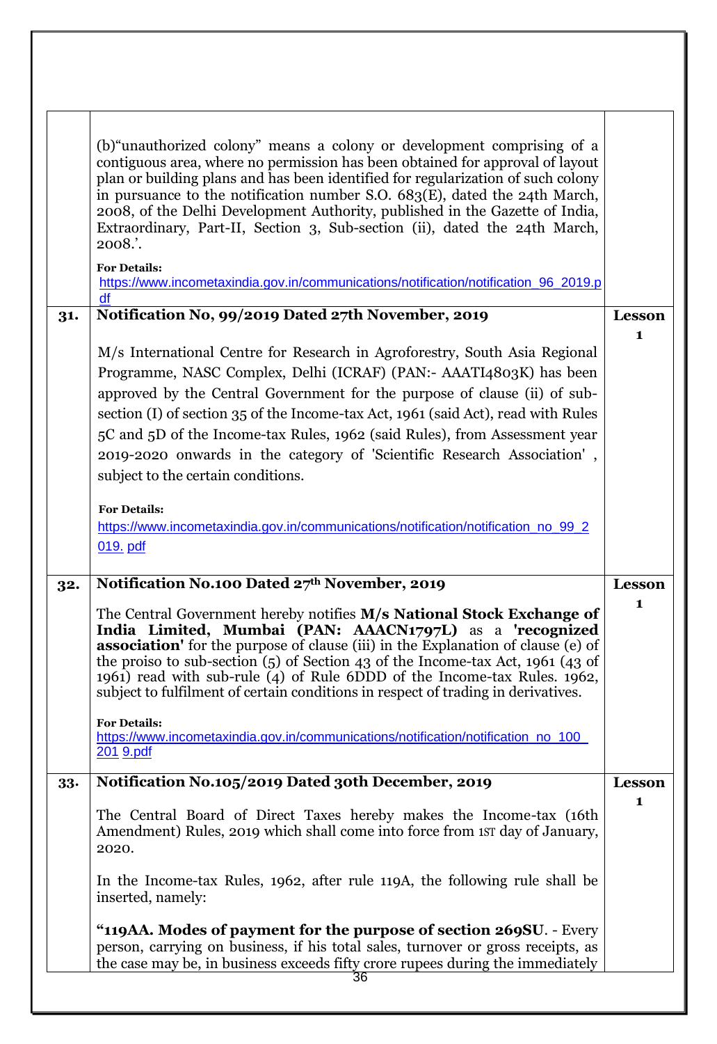| | | |
|---|---|---|
| | (b)"unauthorized colony" means a colony or development comprising of a contiguous area, where no permission has been obtained for approval of layout plan or building plans and has been identified for regularization of such colony in pursuance to the notification number S.O. 683(E), dated the 24th March, 2008, of the Delhi Development Authority, published in the Gazette of India, Extraordinary, Part-II, Section 3, Sub-section (ii), dated the 24th March, 2008.'.<br><br>**For Details:**<br>https://www.incometaxindia.gov.in/communications/notification/notification_96_2019.pdf | |
| **31.** | **Notification No, 99/2019 Dated 27th November, 2019**<br><br>M/s International Centre for Research in Agroforestry, South Asia Regional Programme, NASC Complex, Delhi (ICRAF) (PAN:- AAATI4803K) has been approved by the Central Government for the purpose of clause (ii) of sub-section (I) of section 35 of the Income-tax Act, 1961 (said Act), read with Rules 5C and 5D of the Income-tax Rules, 1962 (said Rules), from Assessment year 2019-2020 onwards in the category of 'Scientific Research Association' , subject to the certain conditions.<br><br>**For Details:**<br>https://www.incometaxindia.gov.in/communications/notification/notification_no_99_2019. pdf | **Lesson 1** |
| **32.** | **Notification No.100 Dated 27th November, 2019**<br><br>The Central Government hereby notifies **M/s National Stock Exchange of India Limited, Mumbai (PAN: AAACN1797L)** as a **'recognized association'** for the purpose of clause (iii) in the Explanation of clause (e) of the proiso to sub-section (5) of Section 43 of the Income-tax Act, 1961 (43 of 1961) read with sub-rule (4) of Rule 6DDD of the Income-tax Rules. 1962, subject to fulfilment of certain conditions in respect of trading in derivatives.<br><br>**For Details:**<br>https://www.incometaxindia.gov.in/communications/notification/notification_no_100_201 9.pdf | **Lesson 1** |
| **33.** | **Notification No.105/2019 Dated 30th December, 2019**<br><br>The Central Board of Direct Taxes hereby makes the Income-tax (16th Amendment) Rules, 2019 which shall come into force from 1ST day of January, 2020.<br><br>In the Income-tax Rules, 1962, after rule 119A, the following rule shall be inserted, namely:<br><br>**"119AA. Modes of payment for the purpose of section 269SU**. - Every person, carrying on business, if his total sales, turnover or gross receipts, as the case may be, in business exceeds fifty crore rupees during the immediately | **Lesson 1** |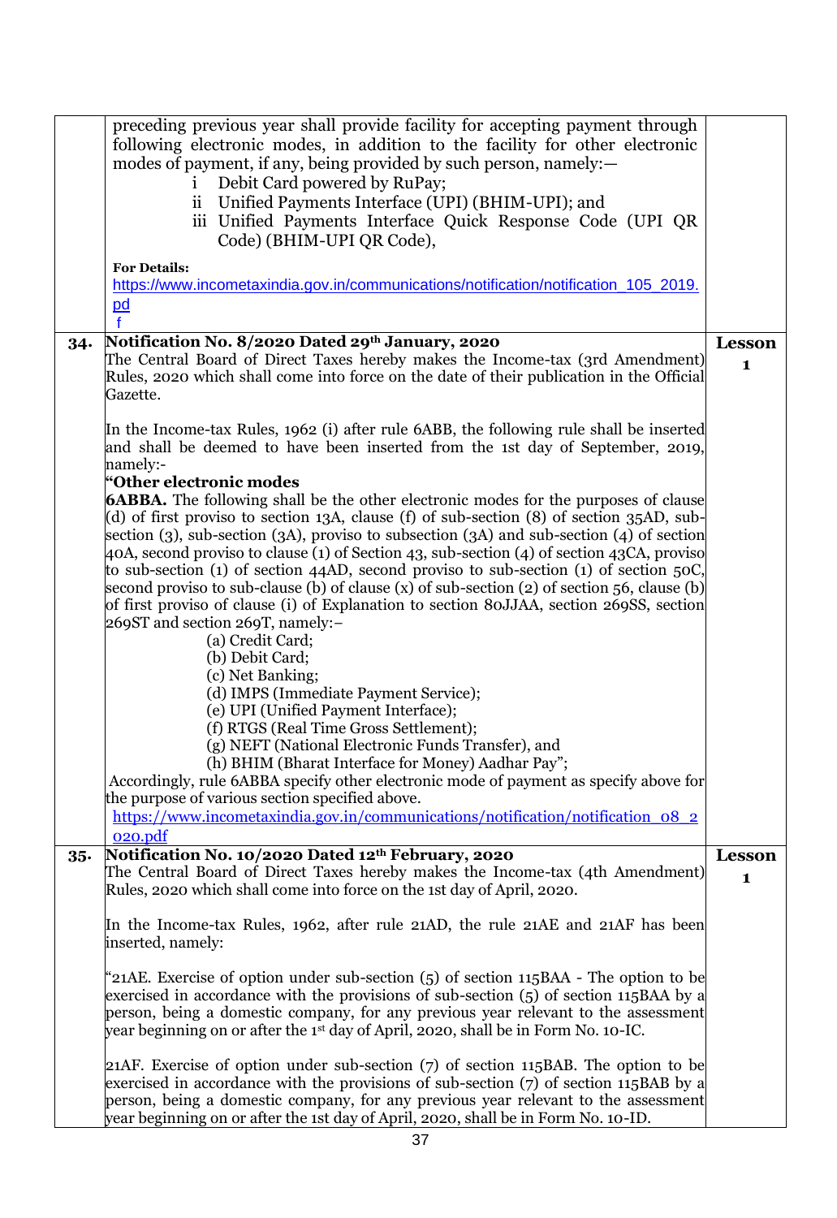| | | |
|---|---|---|
| | preceding previous year shall provide facility for accepting payment through following electronic modes, in addition to the facility for other electronic modes of payment, if any, being provided by such person, namely:—<br>i Debit Card powered by RuPay;<br>ii Unified Payments Interface (UPI) (BHIM-UPI); and<br>iii Unified Payments Interface Quick Response Code (UPI QR Code) (BHIM-UPI QR Code),<br><br>**For Details:**<br>https://www.incometaxindia.gov.in/communications/notification/notification_105_2019.pdf | |
| **34.** | **Notification No. 8/2020 Dated 29th January, 2020**<br>The Central Board of Direct Taxes hereby makes the Income-tax (3rd Amendment) Rules, 2020 which shall come into force on the date of their publication in the Official Gazette.<br><br>In the Income-tax Rules, 1962 (i) after rule 6ABB, the following rule shall be inserted and shall be deemed to have been inserted from the 1st day of September, 2019, namely:-<br>**"Other electronic modes**<br>**6ABBA.** The following shall be the other electronic modes for the purposes of clause (d) of first proviso to section 13A, clause (f) of sub-section (8) of section 35AD, sub-section (3), sub-section (3A), proviso to subsection (3A) and sub-section (4) of section 40A, second proviso to clause (1) of Section 43, sub-section (4) of section 43CA, proviso to sub-section (1) of section 44AD, second proviso to sub-section (1) of section 50C, second proviso to sub-clause (b) of clause (x) of sub-section (2) of section 56, clause (b) of first proviso of clause (i) of Explanation to section 80JJAA, section 269SS, section 269ST and section 269T, namely:–<br>(a) Credit Card;<br>(b) Debit Card;<br>(c) Net Banking;<br>(d) IMPS (Immediate Payment Service);<br>(e) UPI (Unified Payment Interface);<br>(f) RTGS (Real Time Gross Settlement);<br>(g) NEFT (National Electronic Funds Transfer), and<br>(h) BHIM (Bharat Interface for Money) Aadhar Pay";<br>Accordingly, rule 6ABBA specify other electronic mode of payment as specify above for the purpose of various section specified above.<br>https://www.incometaxindia.gov.in/communications/notification/notification_08_2020.pdf | **Lesson 1** |
| **35.** | **Notification No. 10/2020 Dated 12th February, 2020**<br>The Central Board of Direct Taxes hereby makes the Income-tax (4th Amendment) Rules, 2020 which shall come into force on the 1st day of April, 2020.<br><br>In the Income-tax Rules, 1962, after rule 21AD, the rule 21AE and 21AF has been inserted, namely:<br><br>"21AE. Exercise of option under sub-section (5) of section 115BAA - The option to be exercised in accordance with the provisions of sub-section (5) of section 115BAA by a person, being a domestic company, for any previous year relevant to the assessment year beginning on or after the 1st day of April, 2020, shall be in Form No. 10-IC.<br><br>21AF. Exercise of option under sub-section (7) of section 115BAB. The option to be exercised in accordance with the provisions of sub-section (7) of section 115BAB by a person, being a domestic company, for any previous year relevant to the assessment year beginning on or after the 1st day of April, 2020, shall be in Form No. 10-ID. | **Lesson 1** |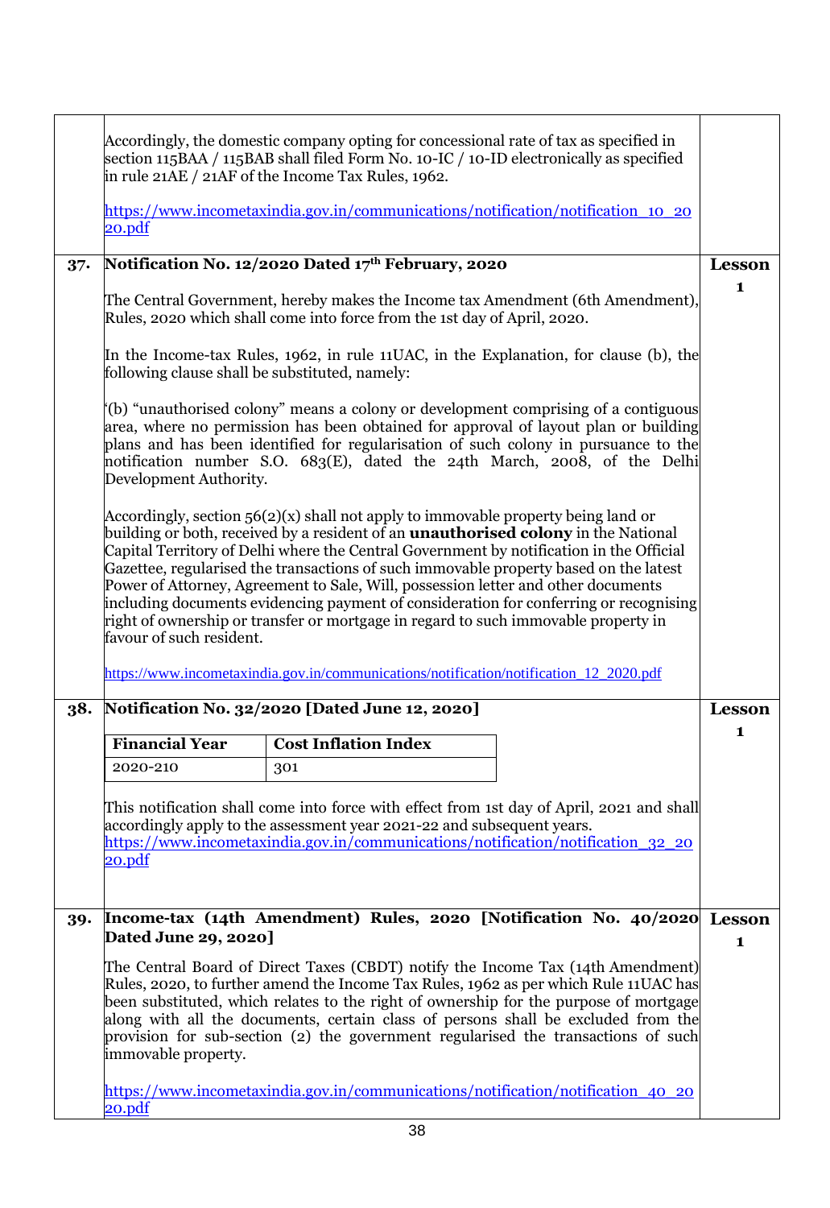Accordingly, the domestic company opting for concessional rate of tax as specified in section 115BAA / 115BAB shall filed Form No. 10-IC / 10-ID electronically as specified in rule 21AE / 21AF of the Income Tax Rules, 1962.

https://www.incometaxindia.gov.in/communications/notification/notification_10_2020.pdf

**37. Notification No. 12/2020 Dated 17th February, 2020** — Lesson 1

The Central Government, hereby makes the Income tax Amendment (6th Amendment), Rules, 2020 which shall come into force from the 1st day of April, 2020.

In the Income-tax Rules, 1962, in rule 11UAC, in the Explanation, for clause (b), the following clause shall be substituted, namely:

'(b) "unauthorised colony" means a colony or development comprising of a contiguous area, where no permission has been obtained for approval of layout plan or building plans and has been identified for regularisation of such colony in pursuance to the notification number S.O. 683(E), dated the 24th March, 2008, of the Delhi Development Authority.

Accordingly, section 56(2)(x) shall not apply to immovable property being land or building or both, received by a resident of an **unauthorised colony** in the National Capital Territory of Delhi where the Central Government by notification in the Official Gazette, regularised the transactions of such immovable property based on the latest Power of Attorney, Agreement to Sale, Will, possession letter and other documents including documents evidencing payment of consideration for conferring or recognising right of ownership or transfer or mortgage in regard to such immovable property in favour of such resident.

https://www.incometaxindia.gov.in/communications/notification/notification_12_2020.pdf

**38. Notification No. 32/2020 [Dated June 12, 2020]** — Lesson 1

| Financial Year | Cost Inflation Index |
|---|---|
| 2020-210 | 301 |

This notification shall come into force with effect from 1st day of April, 2021 and shall accordingly apply to the assessment year 2021-22 and subsequent years.
https://www.incometaxindia.gov.in/communications/notification/notification_32_2020.pdf

**39. Income-tax (14th Amendment) Rules, 2020 [Notification No. 40/2020 Dated June 29, 2020]** — Lesson 1

The Central Board of Direct Taxes (CBDT) notify the Income Tax (14th Amendment) Rules, 2020, to further amend the Income Tax Rules, 1962 as per which Rule 11UAC has been substituted, which relates to the right of ownership for the purpose of mortgage along with all the documents, certain class of persons shall be excluded from the provision for sub-section (2) the government regularised the transactions of such immovable property.

https://www.incometaxindia.gov.in/communications/notification/notification_40_2020.pdf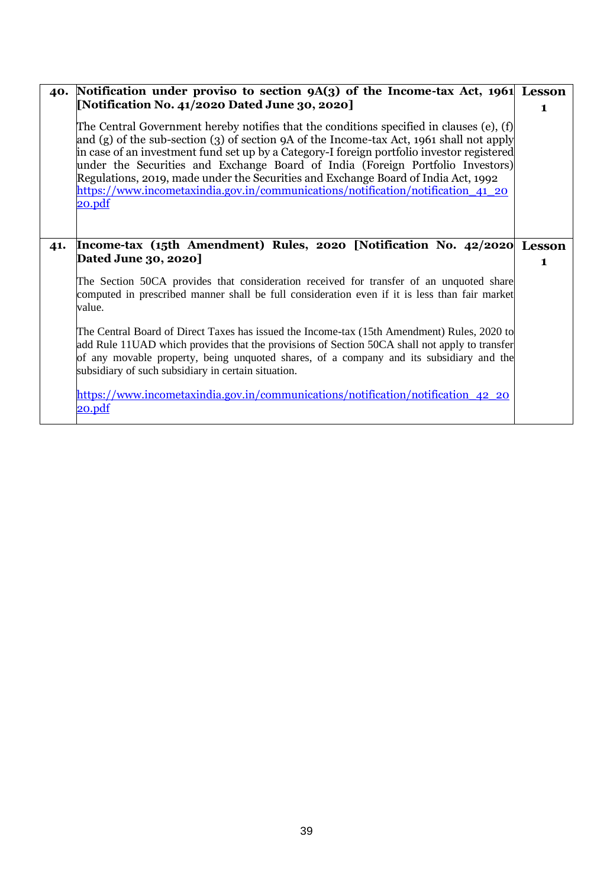| | | |
|---|---|---|
| **40.** | **Notification under proviso to section 9A(3) of the Income-tax Act, 1961 [Notification No. 41/2020 Dated June 30, 2020]**<br><br>The Central Government hereby notifies that the conditions specified in clauses (e), (f) and (g) of the sub-section (3) of section 9A of the Income-tax Act, 1961 shall not apply in case of an investment fund set up by a Category-I foreign portfolio investor registered under the Securities and Exchange Board of India (Foreign Portfolio Investors) Regulations, 2019, made under the Securities and Exchange Board of India Act, 1992<br>https://www.incometaxindia.gov.in/communications/notification/notification_41_2020.pdf | **Lesson 1** |
| **41.** | **Income-tax (15th Amendment) Rules, 2020 [Notification No. 42/2020 Dated June 30, 2020]**<br><br>The Section 50CA provides that consideration received for transfer of an unquoted share computed in prescribed manner shall be full consideration even if it is less than fair market value.<br><br>The Central Board of Direct Taxes has issued the Income-tax (15th Amendment) Rules, 2020 to add Rule 11UAD which provides that the provisions of Section 50CA shall not apply to transfer of any movable property, being unquoted shares, of a company and its subsidiary and the subsidiary of such subsidiary in certain situation.<br><br>https://www.incometaxindia.gov.in/communications/notification/notification_42_2020.pdf | **Lesson 1** |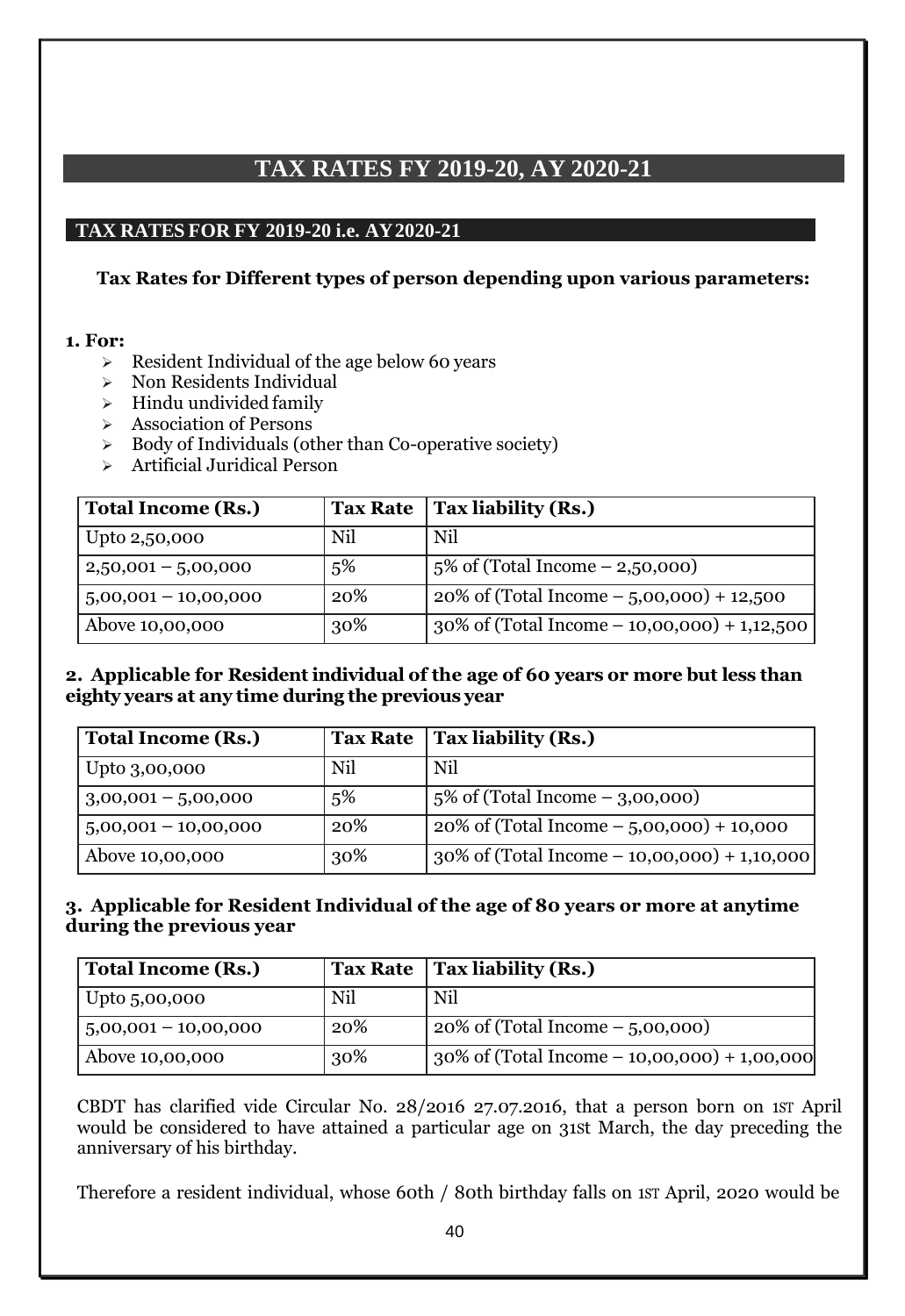# TAX RATES FY 2019-20, AY 2020-21

## TAX RATES FOR FY 2019-20 i.e. AY 2020-21

**Tax Rates for Different types of person depending upon various parameters:**

**1. For:**

- Resident Individual of the age below 60 years
- Non Residents Individual
- Hindu undivided family
- Association of Persons
- Body of Individuals (other than Co-operative society)
- Artificial Juridical Person

| Total Income (Rs.) | Tax Rate | Tax liability (Rs.) |
|---|---|---|
| Upto 2,50,000 | Nil | Nil |
| 2,50,001 – 5,00,000 | 5% | 5% of (Total Income – 2,50,000) |
| 5,00,001 – 10,00,000 | 20% | 20% of (Total Income – 5,00,000) + 12,500 |
| Above 10,00,000 | 30% | 30% of (Total Income – 10,00,000) + 1,12,500 |

**2. Applicable for Resident individual of the age of 60 years or more but less than eighty years at any time during the previous year**

| Total Income (Rs.) | Tax Rate | Tax liability (Rs.) |
|---|---|---|
| Upto 3,00,000 | Nil | Nil |
| 3,00,001 – 5,00,000 | 5% | 5% of (Total Income – 3,00,000) |
| 5,00,001 – 10,00,000 | 20% | 20% of (Total Income – 5,00,000) + 10,000 |
| Above 10,00,000 | 30% | 30% of (Total Income – 10,00,000) + 1,10,000 |

**3. Applicable for Resident Individual of the age of 80 years or more at anytime during the previous year**

| Total Income (Rs.) | Tax Rate | Tax liability (Rs.) |
|---|---|---|
| Upto 5,00,000 | Nil | Nil |
| 5,00,001 – 10,00,000 | 20% | 20% of (Total Income – 5,00,000) |
| Above 10,00,000 | 30% | 30% of (Total Income – 10,00,000) + 1,00,000 |

CBDT has clarified vide Circular No. 28/2016 27.07.2016, that a person born on 1ST April would be considered to have attained a particular age on 31st March, the day preceding the anniversary of his birthday.

Therefore a resident individual, whose 60th / 80th birthday falls on 1ST April, 2020 would be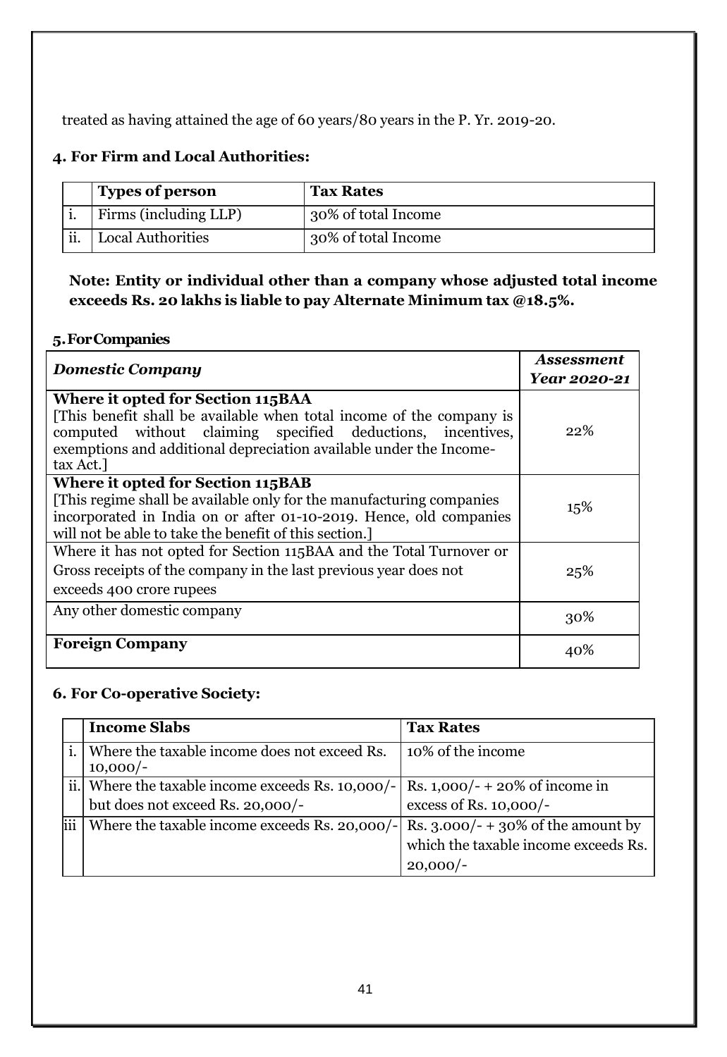treated as having attained the age of 60 years/80 years in the P. Yr. 2019-20.

### 4. For Firm and Local Authorities:

| | Types of person | Tax Rates |
|---|---|---|
| i. | Firms (including LLP) | 30% of total Income |
| ii. | Local Authorities | 30% of total Income |

**Note: Entity or individual other than a company whose adjusted total income exceeds Rs. 20 lakhs is liable to pay Alternate Minimum tax @18.5%.**

### 5. For Companies

| *Domestic Company* | *Assessment Year 2020-21* |
|---|---|
| **Where it opted for Section 115BAA** [This benefit shall be available when total income of the company is computed without claiming specified deductions, incentives, exemptions and additional depreciation available under the Income-tax Act.] | 22% |
| **Where it opted for Section 115BAB** [This regime shall be available only for the manufacturing companies incorporated in India on or after 01-10-2019. Hence, old companies will not be able to take the benefit of this section.] | 15% |
| Where it has not opted for Section 115BAA and the Total Turnover or Gross receipts of the company in the last previous year does not exceeds 400 crore rupees | 25% |
| Any other domestic company | 30% |
| **Foreign Company** | 40% |

### 6. For Co-operative Society:

| | Income Slabs | Tax Rates |
|---|---|---|
| i. | Where the taxable income does not exceed Rs. 10,000/- | 10% of the income |
| ii. | Where the taxable income exceeds Rs. 10,000/- but does not exceed Rs. 20,000/- | Rs. 1,000/- + 20% of income in excess of Rs. 10,000/- |
| iii | Where the taxable income exceeds Rs. 20,000/- | Rs. 3.000/- + 30% of the amount by which the taxable income exceeds Rs. 20,000/- |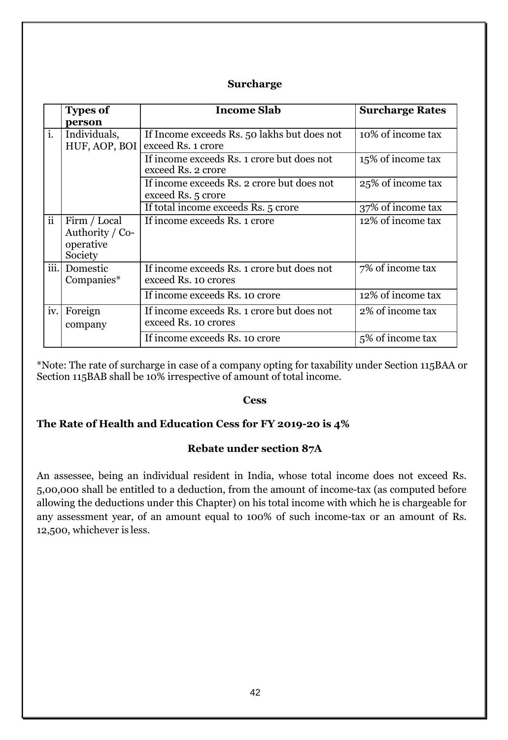## Surcharge

| | Types of person | Income Slab | Surcharge Rates |
|---|---|---|---|
| i. | Individuals, HUF, AOP, BOI | If Income exceeds Rs. 50 lakhs but does not exceed Rs. 1 crore | 10% of income tax |
| | | If income exceeds Rs. 1 crore but does not exceed Rs. 2 crore | 15% of income tax |
| | | If income exceeds Rs. 2 crore but does not exceed Rs. 5 crore | 25% of income tax |
| | | If total income exceeds Rs. 5 crore | 37% of income tax |
| ii | Firm / Local Authority / Co-operative Society | If income exceeds Rs. 1 crore | 12% of income tax |
| iii. | Domestic Companies* | If income exceeds Rs. 1 crore but does not exceed Rs. 10 crores | 7% of income tax |
| | | If income exceeds Rs. 10 crore | 12% of income tax |
| iv. | Foreign company | If income exceeds Rs. 1 crore but does not exceed Rs. 10 crores | 2% of income tax |
| | | If income exceeds Rs. 10 crore | 5% of income tax |

*Note: The rate of surcharge in case of a company opting for taxability under Section 115BAA or Section 115BAB shall be 10% irrespective of amount of total income.

## Cess

**The Rate of Health and Education Cess for FY 2019-20 is 4%**

## Rebate under section 87A

An assessee, being an individual resident in India, whose total income does not exceed Rs. 5,00,000 shall be entitled to a deduction, from the amount of income-tax (as computed before allowing the deductions under this Chapter) on his total income with which he is chargeable for any assessment year, of an amount equal to 100% of such income-tax or an amount of Rs. 12,500, whichever is less.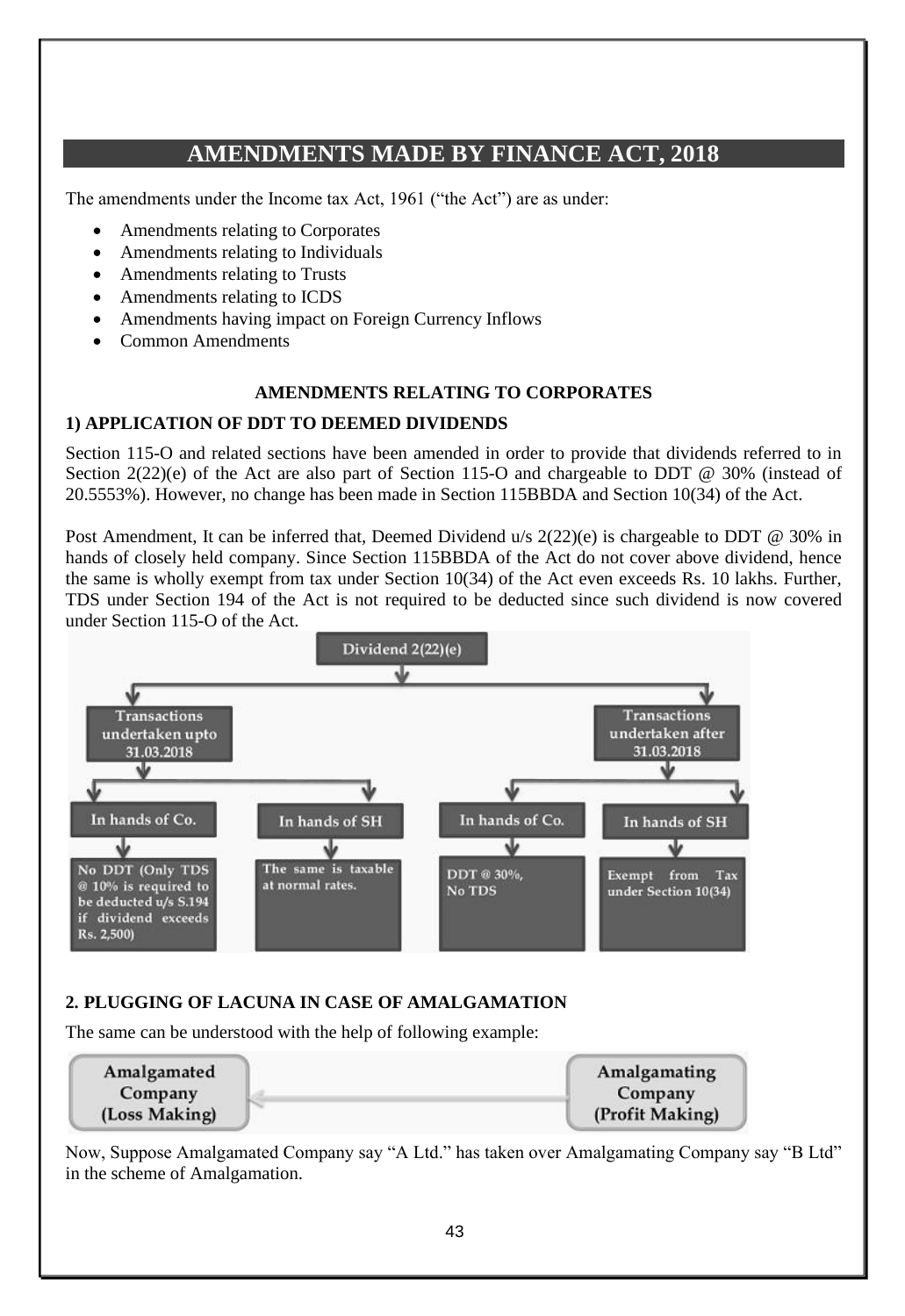# AMENDMENTS MADE BY FINANCE ACT, 2018

The amendments under the Income tax Act, 1961 ("the Act") are as under:

- Amendments relating to Corporates
- Amendments relating to Individuals
- Amendments relating to Trusts
- Amendments relating to ICDS
- Amendments having impact on Foreign Currency Inflows
- Common Amendments

### AMENDMENTS RELATING TO CORPORATES

#### 1) APPLICATION OF DDT TO DEEMED DIVIDENDS

Section 115-O and related sections have been amended in order to provide that dividends referred to in Section 2(22)(e) of the Act are also part of Section 115-O and chargeable to DDT @ 30% (instead of 20.5553%). However, no change has been made in Section 115BBDA and Section 10(34) of the Act.

Post Amendment, It can be inferred that, Deemed Dividend u/s 2(22)(e) is chargeable to DDT @ 30% in hands of closely held company. Since Section 115BBDA of the Act do not cover above dividend, hence the same is wholly exempt from tax under Section 10(34) of the Act even exceeds Rs. 10 lakhs. Further, TDS under Section 194 of the Act is not required to be deducted since such dividend is now covered under Section 115-O of the Act.

Dividend 2(22)(e)

| Transactions undertaken upto 31.03.2018 | | Transactions undertaken after 31.03.2018 | |
|---|---|---|---|
| In hands of Co. | In hands of SH | In hands of Co. | In hands of SH |
| No DDT (Only TDS @ 10% is required to be deducted u/s S.194 if dividend exceeds Rs. 2,500) | The same is taxable at normal rates. | DDT @ 30%, No TDS | Exempt from Tax under Section 10(34) |

#### 2. PLUGGING OF LACUNA IN CASE OF AMALGAMATION

The same can be understood with the help of following example:

Amalgamated Company (Loss Making) ← Amalgamating Company (Profit Making)

Now, Suppose Amalgamated Company say "A Ltd." has taken over Amalgamating Company say "B Ltd" in the scheme of Amalgamation.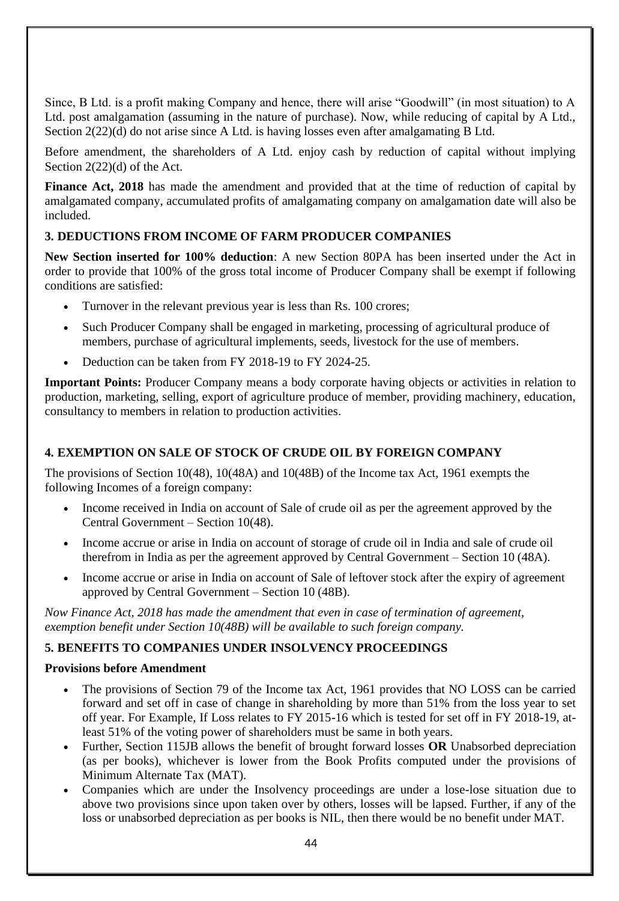Since, B Ltd. is a profit making Company and hence, there will arise "Goodwill" (in most situation) to A Ltd. post amalgamation (assuming in the nature of purchase). Now, while reducing of capital by A Ltd., Section 2(22)(d) do not arise since A Ltd. is having losses even after amalgamating B Ltd.

Before amendment, the shareholders of A Ltd. enjoy cash by reduction of capital without implying Section 2(22)(d) of the Act.

**Finance Act, 2018** has made the amendment and provided that at the time of reduction of capital by amalgamated company, accumulated profits of amalgamating company on amalgamation date will also be included.

### 3. DEDUCTIONS FROM INCOME OF FARM PRODUCER COMPANIES

**New Section inserted for 100% deduction**: A new Section 80PA has been inserted under the Act in order to provide that 100% of the gross total income of Producer Company shall be exempt if following conditions are satisfied:

- Turnover in the relevant previous year is less than Rs. 100 crores;
- Such Producer Company shall be engaged in marketing, processing of agricultural produce of members, purchase of agricultural implements, seeds, livestock for the use of members.
- Deduction can be taken from FY 2018-19 to FY 2024-25.

**Important Points:** Producer Company means a body corporate having objects or activities in relation to production, marketing, selling, export of agriculture produce of member, providing machinery, education, consultancy to members in relation to production activities.

### 4. EXEMPTION ON SALE OF STOCK OF CRUDE OIL BY FOREIGN COMPANY

The provisions of Section 10(48), 10(48A) and 10(48B) of the Income tax Act, 1961 exempts the following Incomes of a foreign company:

- Income received in India on account of Sale of crude oil as per the agreement approved by the Central Government – Section 10(48).
- Income accrue or arise in India on account of storage of crude oil in India and sale of crude oil therefrom in India as per the agreement approved by Central Government – Section 10 (48A).
- Income accrue or arise in India on account of Sale of leftover stock after the expiry of agreement approved by Central Government – Section 10 (48B).

*Now Finance Act, 2018 has made the amendment that even in case of termination of agreement, exemption benefit under Section 10(48B) will be available to such foreign company.*

### 5. BENEFITS TO COMPANIES UNDER INSOLVENCY PROCEEDINGS

**Provisions before Amendment**

- The provisions of Section 79 of the Income tax Act, 1961 provides that NO LOSS can be carried forward and set off in case of change in shareholding by more than 51% from the loss year to set off year. For Example, If Loss relates to FY 2015-16 which is tested for set off in FY 2018-19, at-least 51% of the voting power of shareholders must be same in both years.
- Further, Section 115JB allows the benefit of brought forward losses **OR** Unabsorbed depreciation (as per books), whichever is lower from the Book Profits computed under the provisions of Minimum Alternate Tax (MAT).
- Companies which are under the Insolvency proceedings are under a lose-lose situation due to above two provisions since upon taken over by others, losses will be lapsed. Further, if any of the loss or unabsorbed depreciation as per books is NIL, then there would be no benefit under MAT.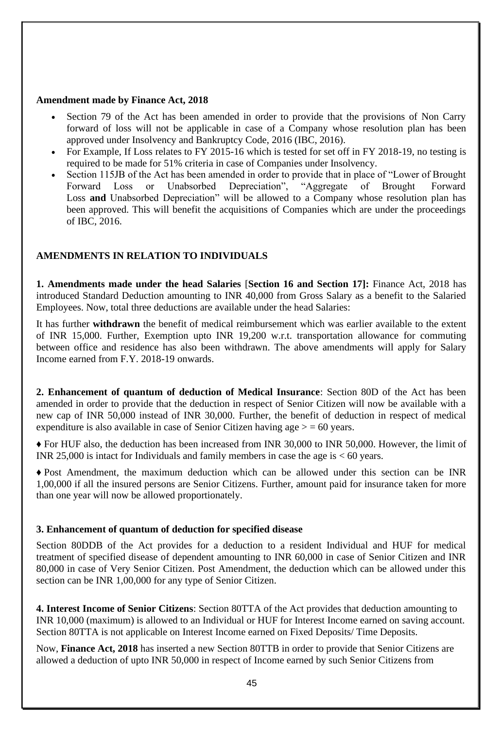**Amendment made by Finance Act, 2018**

- Section 79 of the Act has been amended in order to provide that the provisions of Non Carry forward of loss will not be applicable in case of a Company whose resolution plan has been approved under Insolvency and Bankruptcy Code, 2016 (IBC, 2016).
- For Example, If Loss relates to FY 2015-16 which is tested for set off in FY 2018-19, no testing is required to be made for 51% criteria in case of Companies under Insolvency.
- Section 115JB of the Act has been amended in order to provide that in place of "Lower of Brought Forward Loss or Unabsorbed Depreciation", "Aggregate of Brought Forward Loss **and** Unabsorbed Depreciation" will be allowed to a Company whose resolution plan has been approved. This will benefit the acquisitions of Companies which are under the proceedings of IBC, 2016.

**AMENDMENTS IN RELATION TO INDIVIDUALS**

**1. Amendments made under the head Salaries** [**Section 16 and Section 17]:** Finance Act, 2018 has introduced Standard Deduction amounting to INR 40,000 from Gross Salary as a benefit to the Salaried Employees. Now, total three deductions are available under the head Salaries:

It has further **withdrawn** the benefit of medical reimbursement which was earlier available to the extent of INR 15,000. Further, Exemption upto INR 19,200 w.r.t. transportation allowance for commuting between office and residence has also been withdrawn. The above amendments will apply for Salary Income earned from F.Y. 2018-19 onwards.

**2. Enhancement of quantum of deduction of Medical Insurance**: Section 80D of the Act has been amended in order to provide that the deduction in respect of Senior Citizen will now be available with a new cap of INR 50,000 instead of INR 30,000. Further, the benefit of deduction in respect of medical expenditure is also available in case of Senior Citizen having age > = 60 years.

♦ For HUF also, the deduction has been increased from INR 30,000 to INR 50,000. However, the limit of INR 25,000 is intact for Individuals and family members in case the age is < 60 years.

♦ Post Amendment, the maximum deduction which can be allowed under this section can be INR 1,00,000 if all the insured persons are Senior Citizens. Further, amount paid for insurance taken for more than one year will now be allowed proportionately.

**3. Enhancement of quantum of deduction for specified disease**

Section 80DDB of the Act provides for a deduction to a resident Individual and HUF for medical treatment of specified disease of dependent amounting to INR 60,000 in case of Senior Citizen and INR 80,000 in case of Very Senior Citizen. Post Amendment, the deduction which can be allowed under this section can be INR 1,00,000 for any type of Senior Citizen.

**4. Interest Income of Senior Citizens**: Section 80TTA of the Act provides that deduction amounting to INR 10,000 (maximum) is allowed to an Individual or HUF for Interest Income earned on saving account. Section 80TTA is not applicable on Interest Income earned on Fixed Deposits/ Time Deposits.

Now, **Finance Act, 2018** has inserted a new Section 80TTB in order to provide that Senior Citizens are allowed a deduction of upto INR 50,000 in respect of Income earned by such Senior Citizens from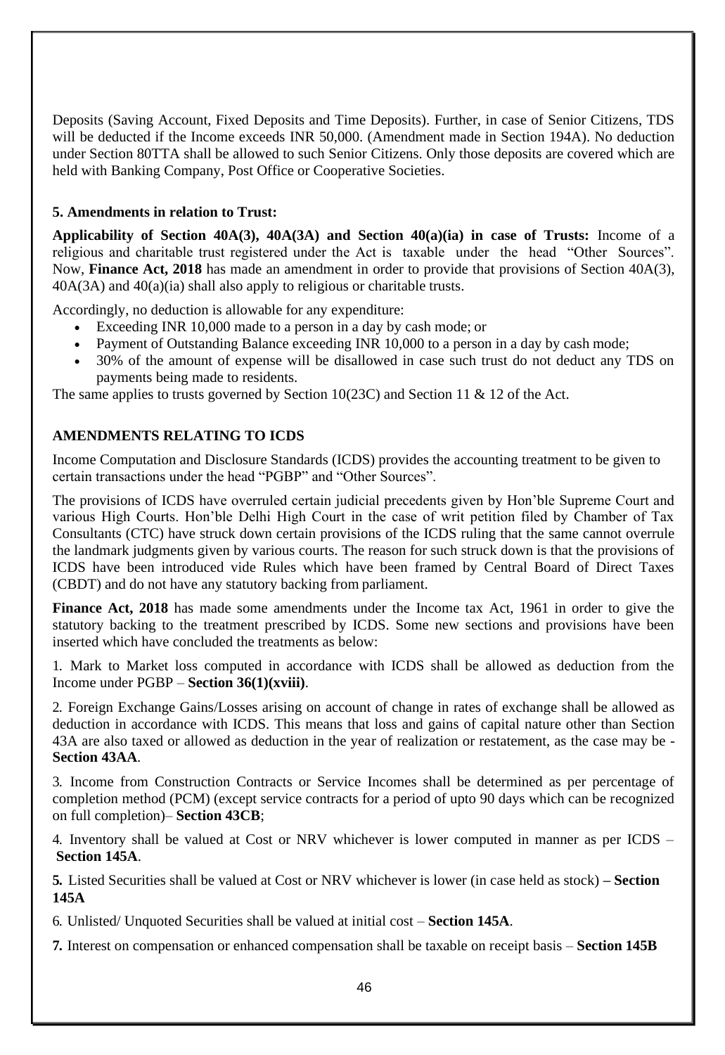Deposits (Saving Account, Fixed Deposits and Time Deposits). Further, in case of Senior Citizens, TDS will be deducted if the Income exceeds INR 50,000. (Amendment made in Section 194A). No deduction under Section 80TTA shall be allowed to such Senior Citizens. Only those deposits are covered which are held with Banking Company, Post Office or Cooperative Societies.

**5. Amendments in relation to Trust:**

**Applicability of Section 40A(3), 40A(3A) and Section 40(a)(ia) in case of Trusts:** Income of a religious and charitable trust registered under the Act is taxable under the head "Other Sources". Now, **Finance Act, 2018** has made an amendment in order to provide that provisions of Section 40A(3), 40A(3A) and 40(a)(ia) shall also apply to religious or charitable trusts.

Accordingly, no deduction is allowable for any expenditure:

- Exceeding INR 10,000 made to a person in a day by cash mode; or
- Payment of Outstanding Balance exceeding INR 10,000 to a person in a day by cash mode;
- 30% of the amount of expense will be disallowed in case such trust do not deduct any TDS on payments being made to residents.

The same applies to trusts governed by Section 10(23C) and Section 11 & 12 of the Act.

**AMENDMENTS RELATING TO ICDS**

Income Computation and Disclosure Standards (ICDS) provides the accounting treatment to be given to certain transactions under the head "PGBP" and "Other Sources".

The provisions of ICDS have overruled certain judicial precedents given by Hon'ble Supreme Court and various High Courts. Hon'ble Delhi High Court in the case of writ petition filed by Chamber of Tax Consultants (CTC) have struck down certain provisions of the ICDS ruling that the same cannot overrule the landmark judgments given by various courts. The reason for such struck down is that the provisions of ICDS have been introduced vide Rules which have been framed by Central Board of Direct Taxes (CBDT) and do not have any statutory backing from parliament.

**Finance Act, 2018** has made some amendments under the Income tax Act, 1961 in order to give the statutory backing to the treatment prescribed by ICDS. Some new sections and provisions have been inserted which have concluded the treatments as below:

1. Mark to Market loss computed in accordance with ICDS shall be allowed as deduction from the Income under PGBP – **Section 36(1)(xviii)**.

2. Foreign Exchange Gains/Losses arising on account of change in rates of exchange shall be allowed as deduction in accordance with ICDS. This means that loss and gains of capital nature other than Section 43A are also taxed or allowed as deduction in the year of realization or restatement, as the case may be - **Section 43AA**.

3. Income from Construction Contracts or Service Incomes shall be determined as per percentage of completion method (PCM) (except service contracts for a period of upto 90 days which can be recognized on full completion)– **Section 43CB**;

4. Inventory shall be valued at Cost or NRV whichever is lower computed in manner as per ICDS – **Section 145A**.

**5.** Listed Securities shall be valued at Cost or NRV whichever is lower (in case held as stock) **– Section 145A**

6. Unlisted/ Unquoted Securities shall be valued at initial cost – **Section 145A**.

**7.** Interest on compensation or enhanced compensation shall be taxable on receipt basis – **Section 145B**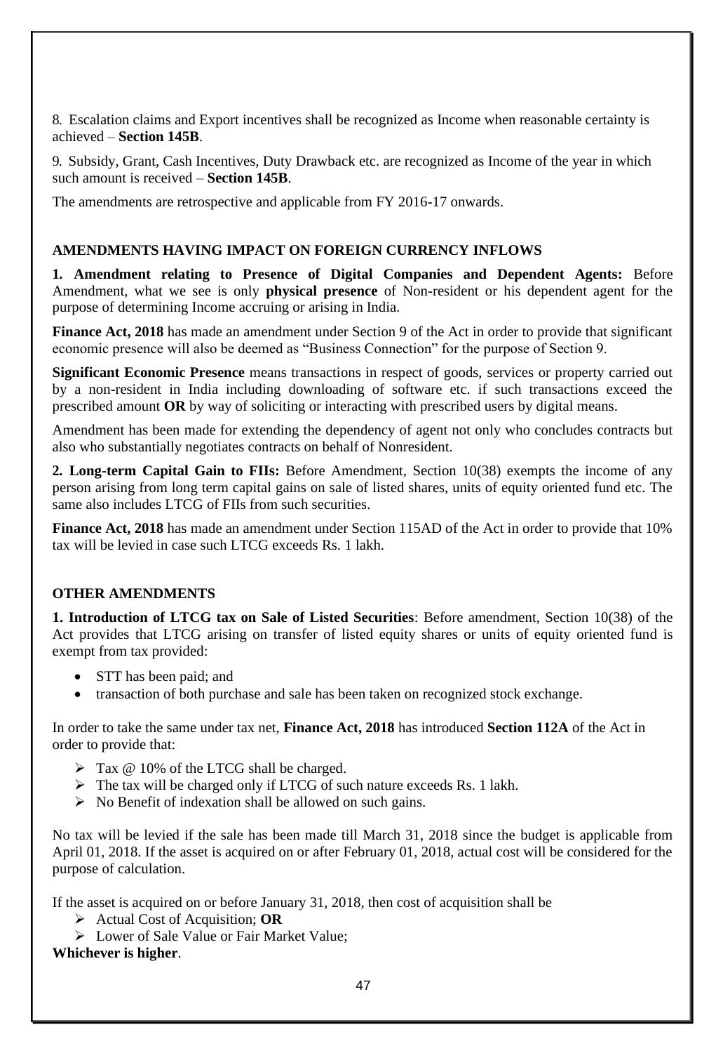8. Escalation claims and Export incentives shall be recognized as Income when reasonable certainty is achieved – **Section 145B**.

9. Subsidy, Grant, Cash Incentives, Duty Drawback etc. are recognized as Income of the year in which such amount is received – **Section 145B**.

The amendments are retrospective and applicable from FY 2016-17 onwards.

## AMENDMENTS HAVING IMPACT ON FOREIGN CURRENCY INFLOWS

**1. Amendment relating to Presence of Digital Companies and Dependent Agents:** Before Amendment, what we see is only **physical presence** of Non-resident or his dependent agent for the purpose of determining Income accruing or arising in India.

**Finance Act, 2018** has made an amendment under Section 9 of the Act in order to provide that significant economic presence will also be deemed as "Business Connection" for the purpose of Section 9.

**Significant Economic Presence** means transactions in respect of goods, services or property carried out by a non-resident in India including downloading of software etc. if such transactions exceed the prescribed amount **OR** by way of soliciting or interacting with prescribed users by digital means.

Amendment has been made for extending the dependency of agent not only who concludes contracts but also who substantially negotiates contracts on behalf of Nonresident.

**2. Long-term Capital Gain to FIIs:** Before Amendment, Section 10(38) exempts the income of any person arising from long term capital gains on sale of listed shares, units of equity oriented fund etc. The same also includes LTCG of FIIs from such securities.

**Finance Act, 2018** has made an amendment under Section 115AD of the Act in order to provide that 10% tax will be levied in case such LTCG exceeds Rs. 1 lakh.

## OTHER AMENDMENTS

**1. Introduction of LTCG tax on Sale of Listed Securities**: Before amendment, Section 10(38) of the Act provides that LTCG arising on transfer of listed equity shares or units of equity oriented fund is exempt from tax provided:

- STT has been paid; and
- transaction of both purchase and sale has been taken on recognized stock exchange.

In order to take the same under tax net, **Finance Act, 2018** has introduced **Section 112A** of the Act in order to provide that:

- Tax @ 10% of the LTCG shall be charged.
- The tax will be charged only if LTCG of such nature exceeds Rs. 1 lakh.
- No Benefit of indexation shall be allowed on such gains.

No tax will be levied if the sale has been made till March 31, 2018 since the budget is applicable from April 01, 2018. If the asset is acquired on or after February 01, 2018, actual cost will be considered for the purpose of calculation.

If the asset is acquired on or before January 31, 2018, then cost of acquisition shall be

- Actual Cost of Acquisition; **OR**
- Lower of Sale Value or Fair Market Value;

**Whichever is higher**.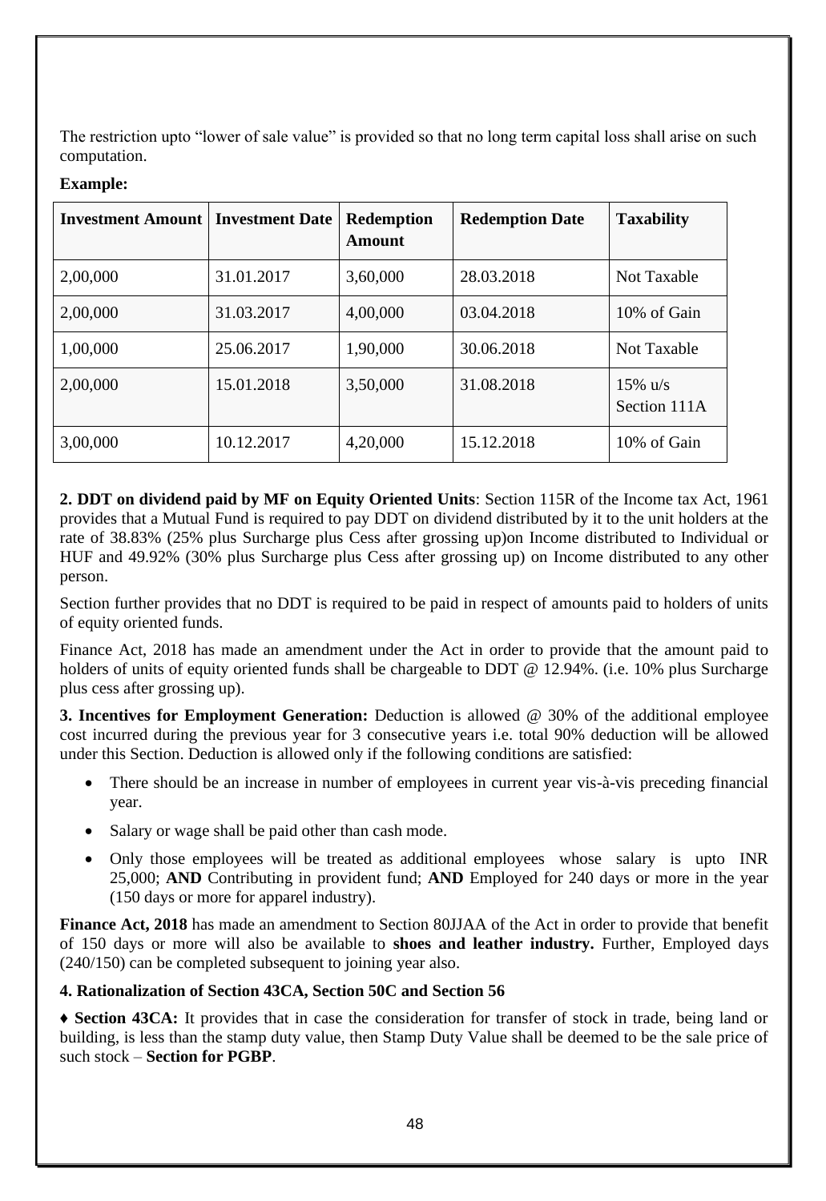The restriction upto “lower of sale value” is provided so that no long term capital loss shall arise on such computation.

**Example:**

| Investment Amount | Investment Date | Redemption Amount | Redemption Date | Taxability |
|---|---|---|---|---|
| 2,00,000 | 31.01.2017 | 3,60,000 | 28.03.2018 | Not Taxable |
| 2,00,000 | 31.03.2017 | 4,00,000 | 03.04.2018 | 10% of Gain |
| 1,00,000 | 25.06.2017 | 1,90,000 | 30.06.2018 | Not Taxable |
| 2,00,000 | 15.01.2018 | 3,50,000 | 31.08.2018 | 15% u/s Section 111A |
| 3,00,000 | 10.12.2017 | 4,20,000 | 15.12.2018 | 10% of Gain |

**2. DDT on dividend paid by MF on Equity Oriented Units**: Section 115R of the Income tax Act, 1961 provides that a Mutual Fund is required to pay DDT on dividend distributed by it to the unit holders at the rate of 38.83% (25% plus Surcharge plus Cess after grossing up)on Income distributed to Individual or HUF and 49.92% (30% plus Surcharge plus Cess after grossing up) on Income distributed to any other person.

Section further provides that no DDT is required to be paid in respect of amounts paid to holders of units of equity oriented funds.

Finance Act, 2018 has made an amendment under the Act in order to provide that the amount paid to holders of units of equity oriented funds shall be chargeable to DDT @ 12.94%. (i.e. 10% plus Surcharge plus cess after grossing up).

**3. Incentives for Employment Generation:** Deduction is allowed @ 30% of the additional employee cost incurred during the previous year for 3 consecutive years i.e. total 90% deduction will be allowed under this Section. Deduction is allowed only if the following conditions are satisfied:

- There should be an increase in number of employees in current year vis-à-vis preceding financial year.
- Salary or wage shall be paid other than cash mode.
- Only those employees will be treated as additional employees whose salary is upto INR 25,000; **AND** Contributing in provident fund; **AND** Employed for 240 days or more in the year (150 days or more for apparel industry).

**Finance Act, 2018** has made an amendment to Section 80JJAA of the Act in order to provide that benefit of 150 days or more will also be available to **shoes and leather industry.** Further, Employed days (240/150) can be completed subsequent to joining year also.

**4. Rationalization of Section 43CA, Section 50C and Section 56**

**♦ Section 43CA:** It provides that in case the consideration for transfer of stock in trade, being land or building, is less than the stamp duty value, then Stamp Duty Value shall be deemed to be the sale price of such stock – **Section for PGBP**.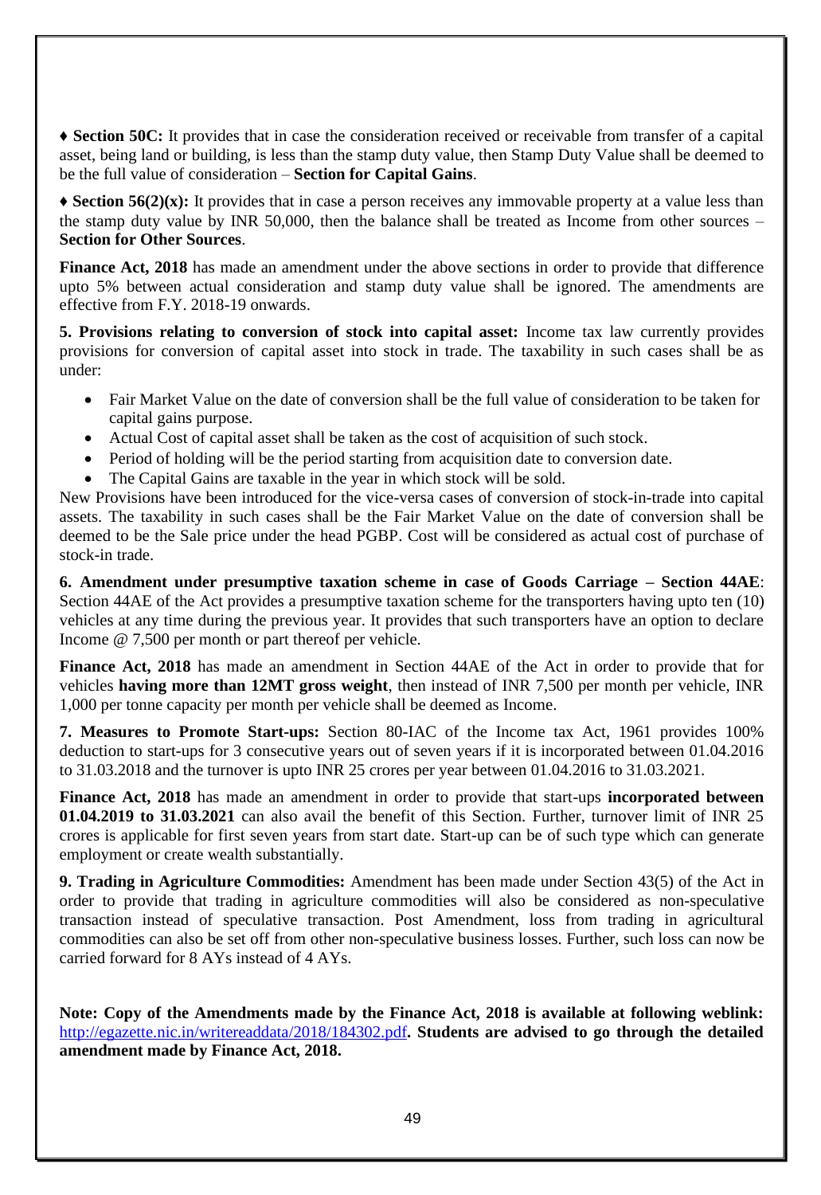♦ **Section 50C:** It provides that in case the consideration received or receivable from transfer of a capital asset, being land or building, is less than the stamp duty value, then Stamp Duty Value shall be deemed to be the full value of consideration – **Section for Capital Gains**.

♦ **Section 56(2)(x):** It provides that in case a person receives any immovable property at a value less than the stamp duty value by INR 50,000, then the balance shall be treated as Income from other sources – **Section for Other Sources**.

**Finance Act, 2018** has made an amendment under the above sections in order to provide that difference upto 5% between actual consideration and stamp duty value shall be ignored. The amendments are effective from F.Y. 2018-19 onwards.

**5. Provisions relating to conversion of stock into capital asset:** Income tax law currently provides provisions for conversion of capital asset into stock in trade. The taxability in such cases shall be as under:

- Fair Market Value on the date of conversion shall be the full value of consideration to be taken for capital gains purpose.
- Actual Cost of capital asset shall be taken as the cost of acquisition of such stock.
- Period of holding will be the period starting from acquisition date to conversion date.
- The Capital Gains are taxable in the year in which stock will be sold.

New Provisions have been introduced for the vice-versa cases of conversion of stock-in-trade into capital assets. The taxability in such cases shall be the Fair Market Value on the date of conversion shall be deemed to be the Sale price under the head PGBP. Cost will be considered as actual cost of purchase of stock-in trade.

**6. Amendment under presumptive taxation scheme in case of Goods Carriage – Section 44AE**: Section 44AE of the Act provides a presumptive taxation scheme for the transporters having upto ten (10) vehicles at any time during the previous year. It provides that such transporters have an option to declare Income @ 7,500 per month or part thereof per vehicle.

**Finance Act, 2018** has made an amendment in Section 44AE of the Act in order to provide that for vehicles **having more than 12MT gross weight**, then instead of INR 7,500 per month per vehicle, INR 1,000 per tonne capacity per month per vehicle shall be deemed as Income.

**7. Measures to Promote Start-ups:** Section 80-IAC of the Income tax Act, 1961 provides 100% deduction to start-ups for 3 consecutive years out of seven years if it is incorporated between 01.04.2016 to 31.03.2018 and the turnover is upto INR 25 crores per year between 01.04.2016 to 31.03.2021.

**Finance Act, 2018** has made an amendment in order to provide that start-ups **incorporated between 01.04.2019 to 31.03.2021** can also avail the benefit of this Section. Further, turnover limit of INR 25 crores is applicable for first seven years from start date. Start-up can be of such type which can generate employment or create wealth substantially.

**9. Trading in Agriculture Commodities:** Amendment has been made under Section 43(5) of the Act in order to provide that trading in agriculture commodities will also be considered as non-speculative transaction instead of speculative transaction. Post Amendment, loss from trading in agricultural commodities can also be set off from other non-speculative business losses. Further, such loss can now be carried forward for 8 AYs instead of 4 AYs.

**Note: Copy of the Amendments made by the Finance Act, 2018 is available at following weblink:** [http://egazette.nic.in/writereaddata/2018/184302.pdf](http://egazette.nic.in/writereaddata/2018/184302.pdf)**. Students are advised to go through the detailed amendment made by Finance Act, 2018.**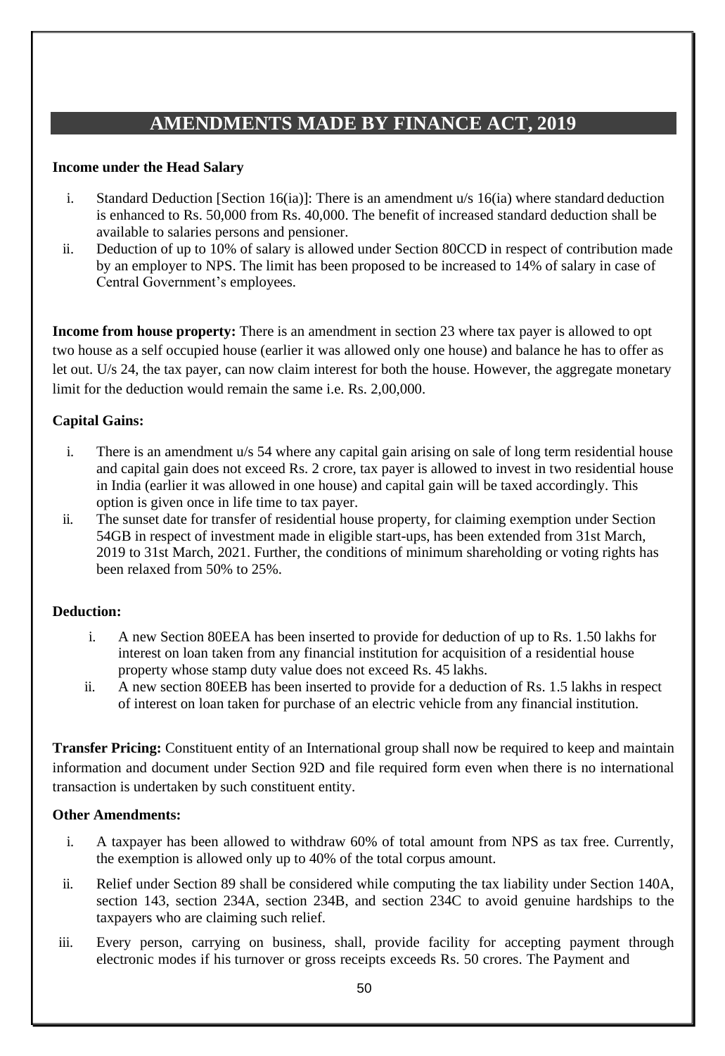# AMENDMENTS MADE BY FINANCE ACT, 2019

**Income under the Head Salary**

i. Standard Deduction [Section 16(ia)]: There is an amendment u/s 16(ia) where standard deduction is enhanced to Rs. 50,000 from Rs. 40,000. The benefit of increased standard deduction shall be available to salaries persons and pensioner.

ii. Deduction of up to 10% of salary is allowed under Section 80CCD in respect of contribution made by an employer to NPS. The limit has been proposed to be increased to 14% of salary in case of Central Government's employees.

**Income from house property:** There is an amendment in section 23 where tax payer is allowed to opt two house as a self occupied house (earlier it was allowed only one house) and balance he has to offer as let out. U/s 24, the tax payer, can now claim interest for both the house. However, the aggregate monetary limit for the deduction would remain the same i.e. Rs. 2,00,000.

**Capital Gains:**

i. There is an amendment u/s 54 where any capital gain arising on sale of long term residential house and capital gain does not exceed Rs. 2 crore, tax payer is allowed to invest in two residential house in India (earlier it was allowed in one house) and capital gain will be taxed accordingly. This option is given once in life time to tax payer.

ii. The sunset date for transfer of residential house property, for claiming exemption under Section 54GB in respect of investment made in eligible start-ups, has been extended from 31st March, 2019 to 31st March, 2021. Further, the conditions of minimum shareholding or voting rights has been relaxed from 50% to 25%.

**Deduction:**

i. A new Section 80EEA has been inserted to provide for deduction of up to Rs. 1.50 lakhs for interest on loan taken from any financial institution for acquisition of a residential house property whose stamp duty value does not exceed Rs. 45 lakhs.

ii. A new section 80EEB has been inserted to provide for a deduction of Rs. 1.5 lakhs in respect of interest on loan taken for purchase of an electric vehicle from any financial institution.

**Transfer Pricing:** Constituent entity of an International group shall now be required to keep and maintain information and document under Section 92D and file required form even when there is no international transaction is undertaken by such constituent entity.

**Other Amendments:**

i. A taxpayer has been allowed to withdraw 60% of total amount from NPS as tax free. Currently, the exemption is allowed only up to 40% of the total corpus amount.

ii. Relief under Section 89 shall be considered while computing the tax liability under Section 140A, section 143, section 234A, section 234B, and section 234C to avoid genuine hardships to the taxpayers who are claiming such relief.

iii. Every person, carrying on business, shall, provide facility for accepting payment through electronic modes if his turnover or gross receipts exceeds Rs. 50 crores. The Payment and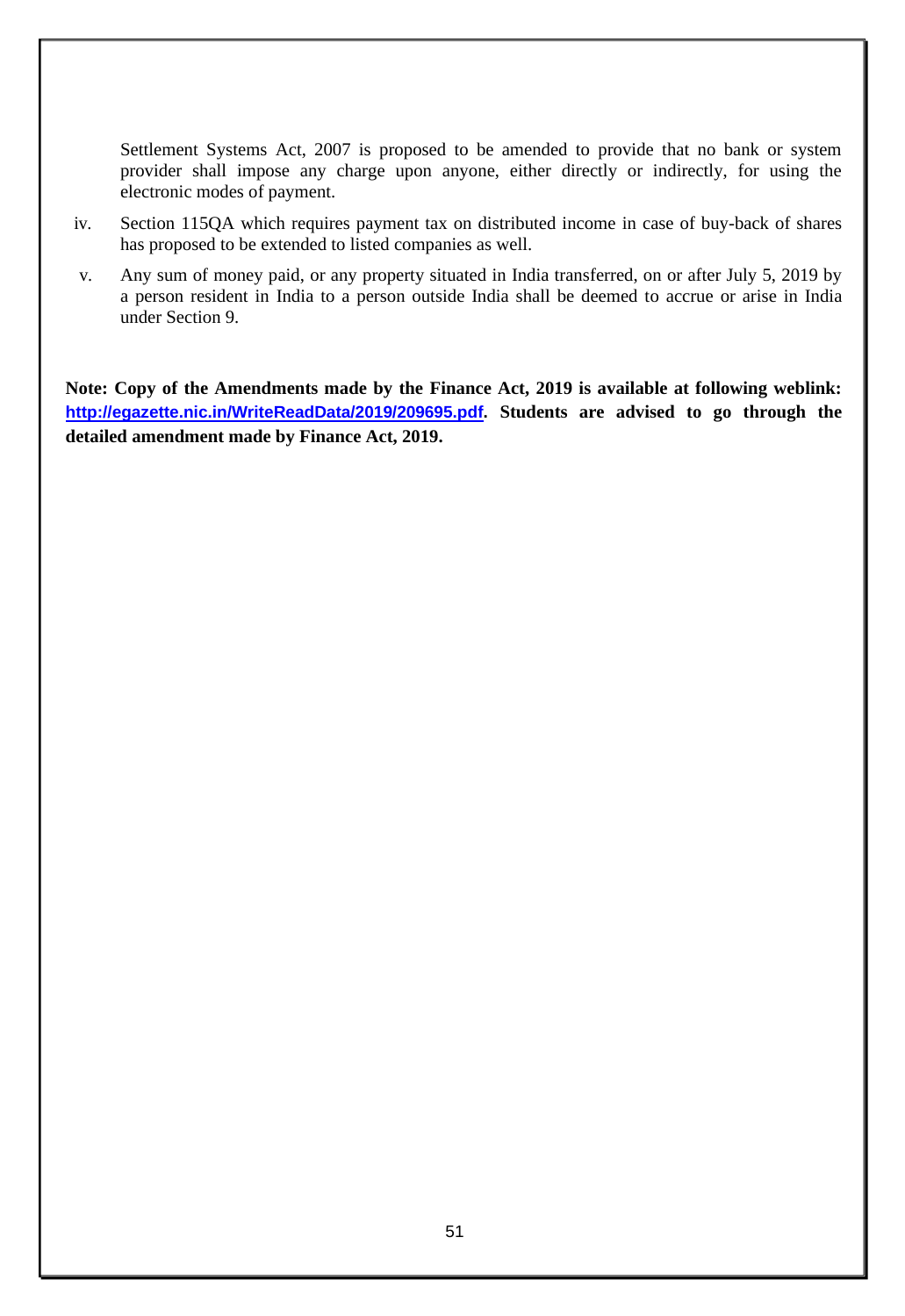Settlement Systems Act, 2007 is proposed to be amended to provide that no bank or system provider shall impose any charge upon anyone, either directly or indirectly, for using the electronic modes of payment.

iv. Section 115QA which requires payment tax on distributed income in case of buy-back of shares has proposed to be extended to listed companies as well.

v. Any sum of money paid, or any property situated in India transferred, on or after July 5, 2019 by a person resident in India to a person outside India shall be deemed to accrue or arise in India under Section 9.

**Note: Copy of the Amendments made by the Finance Act, 2019 is available at following weblink: [http://egazette.nic.in/WriteReadData/2019/209695.pdf](http://egazette.nic.in/WriteReadData/2019/209695.pdf). Students are advised to go through the detailed amendment made by Finance Act, 2019.**